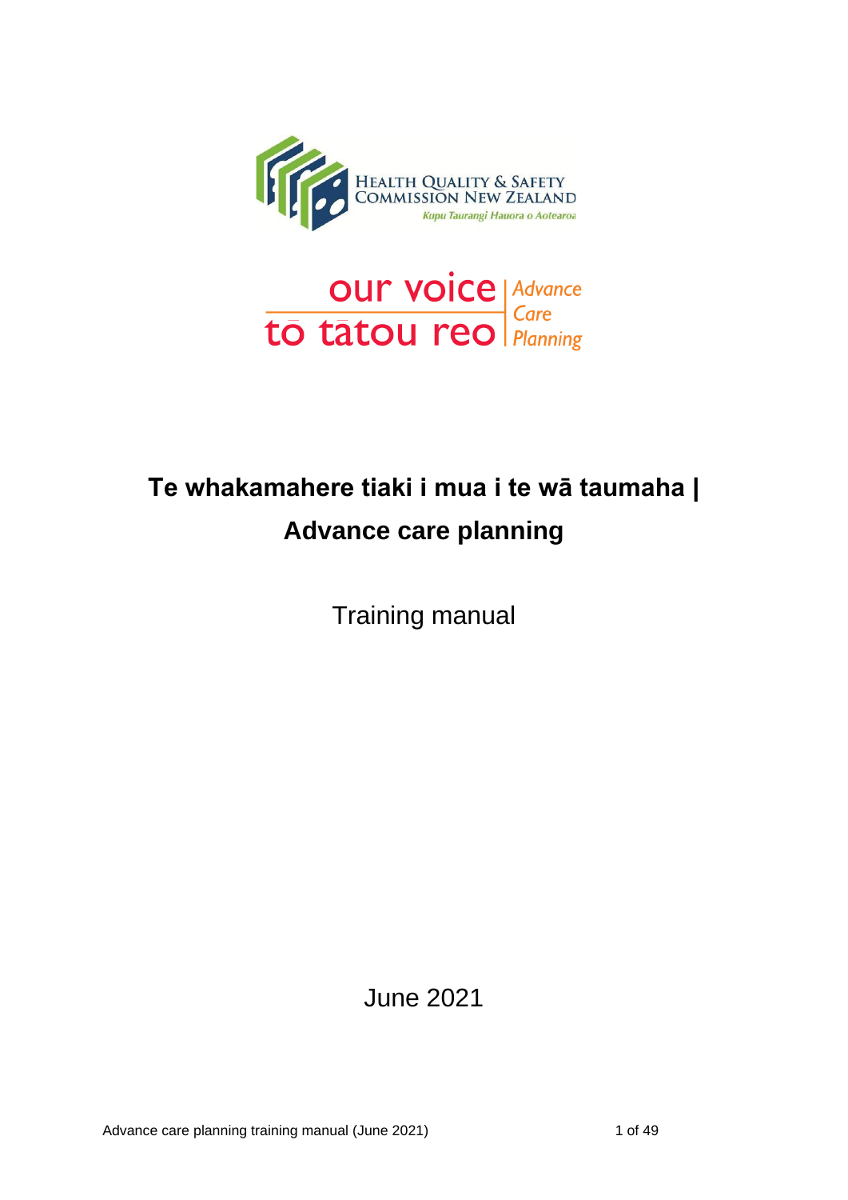HEALTH QUALITY & SAFETY COMMISSION NEW ZEALAND

*Kupu Taurangi Hauora o Aotearoa*

our voice | to tātou reo | *Advance Care Planning*

# Te whakamahere tiaki i mua i te wā taumaha | Advance care planning

Training manual

June 2021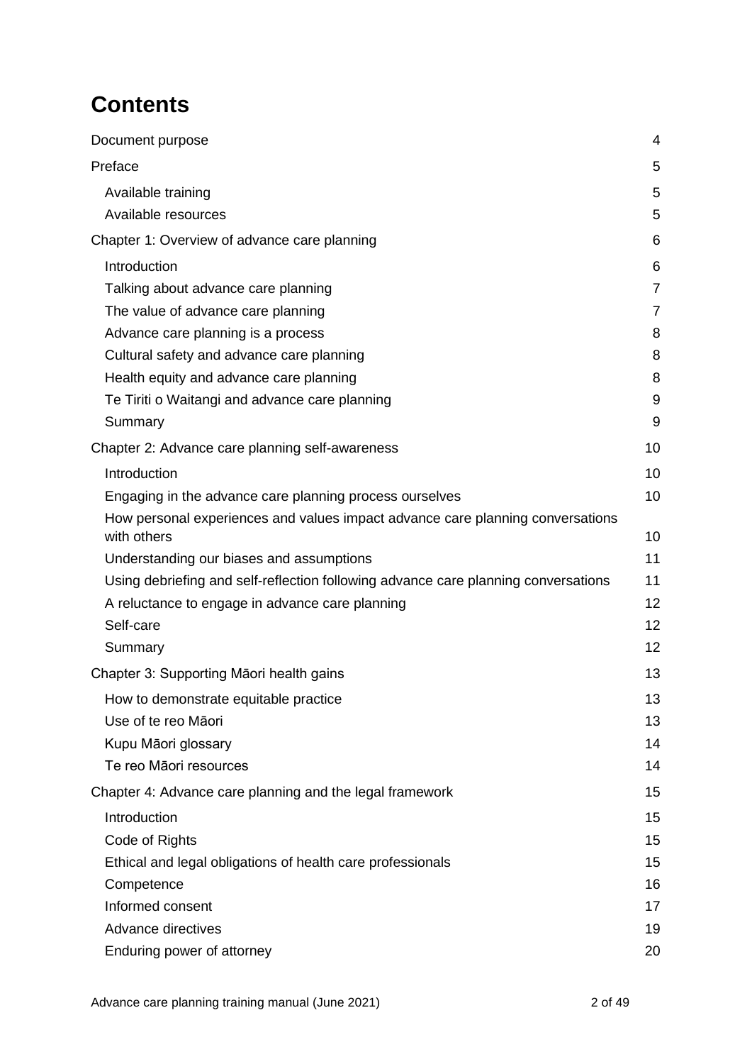# Contents

- Document purpose 4
- Preface 5
  - Available training 5
  - Available resources 5
- Chapter 1: Overview of advance care planning 6
  - Introduction 6
  - Talking about advance care planning 7
  - The value of advance care planning 7
  - Advance care planning is a process 8
  - Cultural safety and advance care planning 8
  - Health equity and advance care planning 8
  - Te Tiriti o Waitangi and advance care planning 9
  - Summary 9
- Chapter 2: Advance care planning self-awareness 10
  - Introduction 10
  - Engaging in the advance care planning process ourselves 10
  - How personal experiences and values impact advance care planning conversations with others 10
  - Understanding our biases and assumptions 11
  - Using debriefing and self-reflection following advance care planning conversations 11
  - A reluctance to engage in advance care planning 12
  - Self-care 12
  - Summary 12
- Chapter 3: Supporting Māori health gains 13
  - How to demonstrate equitable practice 13
  - Use of te reo Māori 13
  - Kupu Māori glossary 14
  - Te reo Māori resources 14
- Chapter 4: Advance care planning and the legal framework 15
  - Introduction 15
  - Code of Rights 15
  - Ethical and legal obligations of health care professionals 15
  - Competence 16
  - Informed consent 17
  - Advance directives 19
  - Enduring power of attorney 20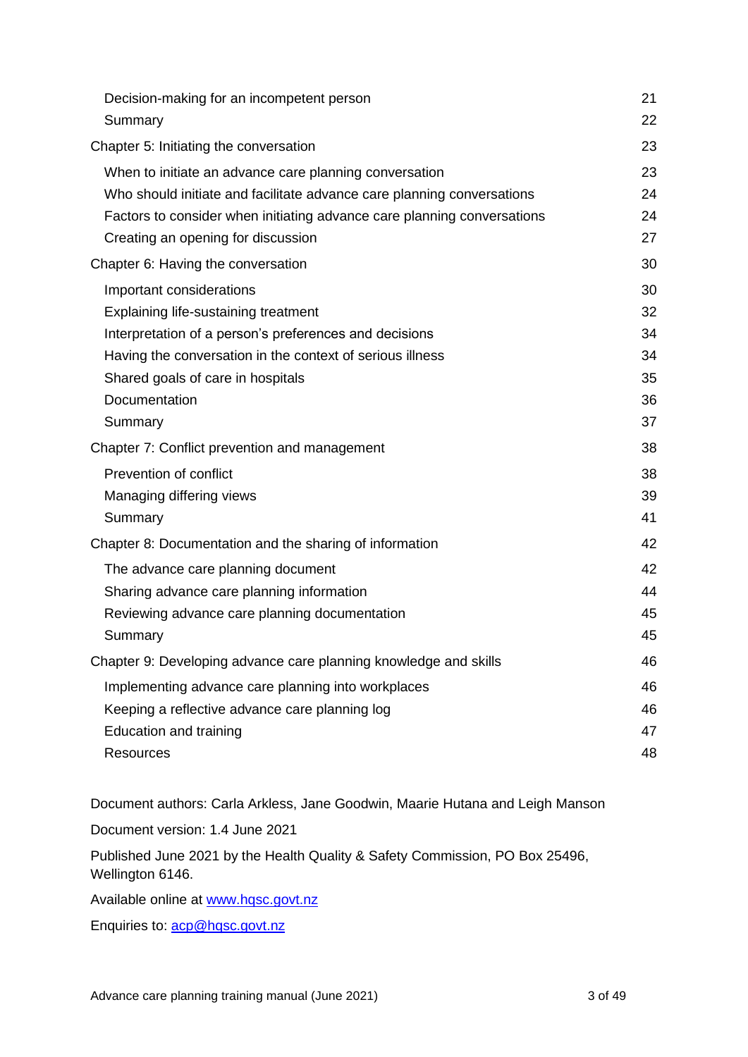| | |
|---|---|
| Decision-making for an incompetent person | 21 |
| Summary | 22 |
| Chapter 5: Initiating the conversation | 23 |
| When to initiate an advance care planning conversation | 23 |
| Who should initiate and facilitate advance care planning conversations | 24 |
| Factors to consider when initiating advance care planning conversations | 24 |
| Creating an opening for discussion | 27 |
| Chapter 6: Having the conversation | 30 |
| Important considerations | 30 |
| Explaining life-sustaining treatment | 32 |
| Interpretation of a person's preferences and decisions | 34 |
| Having the conversation in the context of serious illness | 34 |
| Shared goals of care in hospitals | 35 |
| Documentation | 36 |
| Summary | 37 |
| Chapter 7: Conflict prevention and management | 38 |
| Prevention of conflict | 38 |
| Managing differing views | 39 |
| Summary | 41 |
| Chapter 8: Documentation and the sharing of information | 42 |
| The advance care planning document | 42 |
| Sharing advance care planning information | 44 |
| Reviewing advance care planning documentation | 45 |
| Summary | 45 |
| Chapter 9: Developing advance care planning knowledge and skills | 46 |
| Implementing advance care planning into workplaces | 46 |
| Keeping a reflective advance care planning log | 46 |
| Education and training | 47 |
| Resources | 48 |

Document authors: Carla Arkless, Jane Goodwin, Maarie Hutana and Leigh Manson

Document version: 1.4 June 2021

Published June 2021 by the Health Quality & Safety Commission, PO Box 25496, Wellington 6146.

Available online at [www.hqsc.govt.nz](http://www.hqsc.govt.nz)

Enquiries to: [acp@hqsc.govt.nz](mailto:acp@hqsc.govt.nz)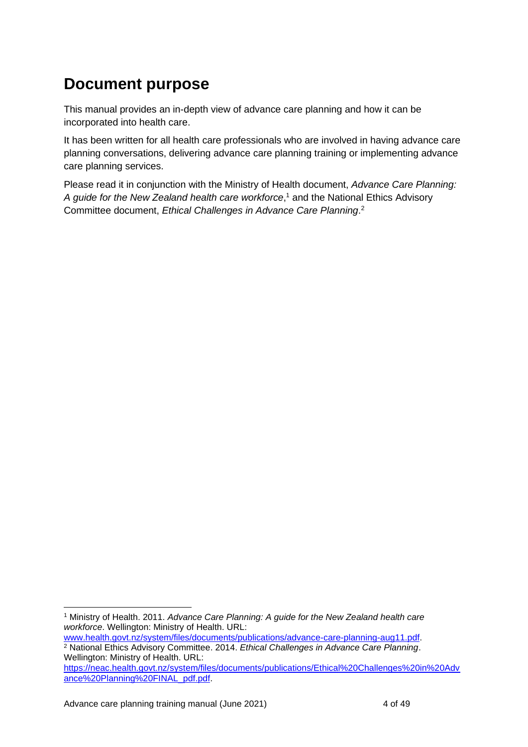# Document purpose

This manual provides an in-depth view of advance care planning and how it can be incorporated into health care.

It has been written for all health care professionals who are involved in having advance care planning conversations, delivering advance care planning training or implementing advance care planning services.

Please read it in conjunction with the Ministry of Health document, *Advance Care Planning: A guide for the New Zealand health care workforce*,[1] and the National Ethics Advisory Committee document, *Ethical Challenges in Advance Care Planning*.[2]

---

[1] Ministry of Health. 2011. *Advance Care Planning: A guide for the New Zealand health care workforce*. Wellington: Ministry of Health. URL: www.health.govt.nz/system/files/documents/publications/advance-care-planning-aug11.pdf.

[2] National Ethics Advisory Committee. 2014. *Ethical Challenges in Advance Care Planning*. Wellington: Ministry of Health. URL: https://neac.health.govt.nz/system/files/documents/publications/Ethical%20Challenges%20in%20Advance%20Planning%20FINAL_pdf.pdf.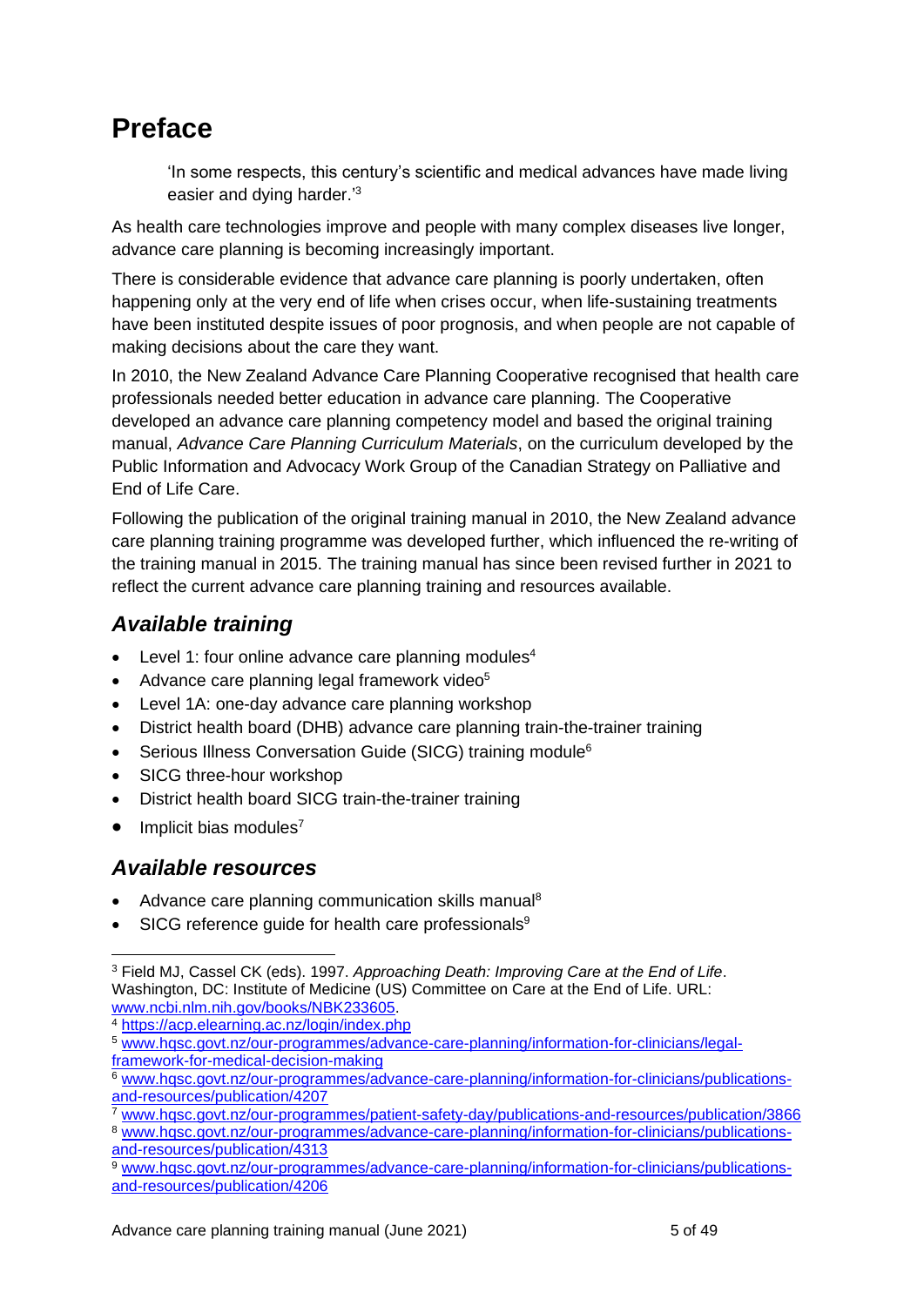# Preface

> 'In some respects, this century's scientific and medical advances have made living easier and dying harder.'[3]

As health care technologies improve and people with many complex diseases live longer, advance care planning is becoming increasingly important.

There is considerable evidence that advance care planning is poorly undertaken, often happening only at the very end of life when crises occur, when life-sustaining treatments have been instituted despite issues of poor prognosis, and when people are not capable of making decisions about the care they want.

In 2010, the New Zealand Advance Care Planning Cooperative recognised that health care professionals needed better education in advance care planning. The Cooperative developed an advance care planning competency model and based the original training manual, *Advance Care Planning Curriculum Materials*, on the curriculum developed by the Public Information and Advocacy Work Group of the Canadian Strategy on Palliative and End of Life Care.

Following the publication of the original training manual in 2010, the New Zealand advance care planning training programme was developed further, which influenced the re-writing of the training manual in 2015. The training manual has since been revised further in 2021 to reflect the current advance care planning training and resources available.

## *Available training*

- Level 1: four online advance care planning modules[4]
- Advance care planning legal framework video[5]
- Level 1A: one-day advance care planning workshop
- District health board (DHB) advance care planning train-the-trainer training
- Serious Illness Conversation Guide (SICG) training module[6]
- SICG three-hour workshop
- District health board SICG train-the-trainer training
- Implicit bias modules[7]

## *Available resources*

- Advance care planning communication skills manual[8]
- SICG reference guide for health care professionals[9]

---

[3] Field MJ, Cassel CK (eds). 1997. *Approaching Death: Improving Care at the End of Life*. Washington, DC: Institute of Medicine (US) Committee on Care at the End of Life. URL: www.ncbi.nlm.nih.gov/books/NBK233605.

[4] https://acp.elearning.ac.nz/login/index.php

[5] www.hqsc.govt.nz/our-programmes/advance-care-planning/information-for-clinicians/legal-framework-for-medical-decision-making

[6] www.hqsc.govt.nz/our-programmes/advance-care-planning/information-for-clinicians/publications-and-resources/publication/4207

[7] www.hqsc.govt.nz/our-programmes/patient-safety-day/publications-and-resources/publication/3866

[8] www.hqsc.govt.nz/our-programmes/advance-care-planning/information-for-clinicians/publications-and-resources/publication/4313

[9] www.hqsc.govt.nz/our-programmes/advance-care-planning/information-for-clinicians/publications-and-resources/publication/4206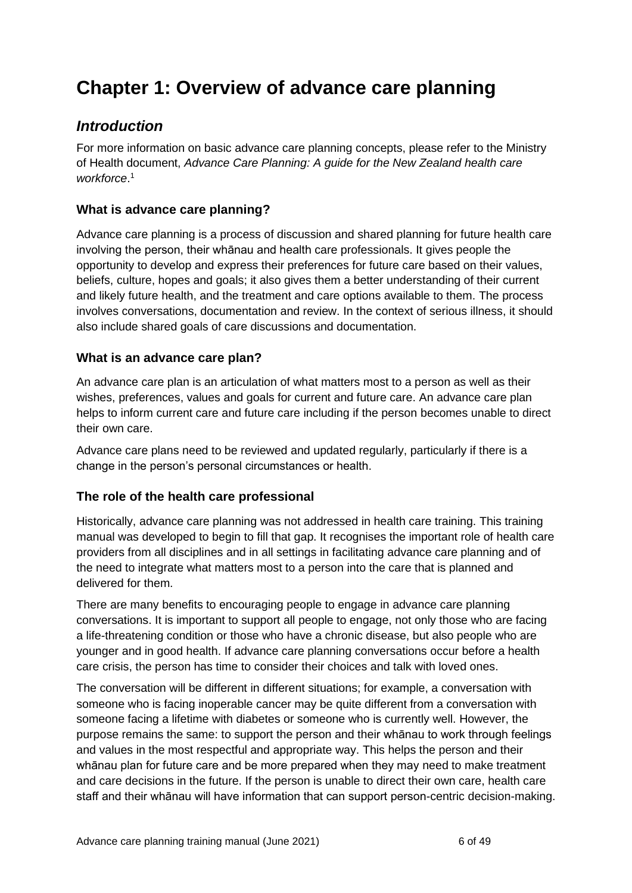# Chapter 1: Overview of advance care planning

## *Introduction*

For more information on basic advance care planning concepts, please refer to the Ministry of Health document, *Advance Care Planning: A guide for the New Zealand health care workforce*.[1]

### What is advance care planning?

Advance care planning is a process of discussion and shared planning for future health care involving the person, their whānau and health care professionals. It gives people the opportunity to develop and express their preferences for future care based on their values, beliefs, culture, hopes and goals; it also gives them a better understanding of their current and likely future health, and the treatment and care options available to them. The process involves conversations, documentation and review. In the context of serious illness, it should also include shared goals of care discussions and documentation.

### What is an advance care plan?

An advance care plan is an articulation of what matters most to a person as well as their wishes, preferences, values and goals for current and future care. An advance care plan helps to inform current care and future care including if the person becomes unable to direct their own care.

Advance care plans need to be reviewed and updated regularly, particularly if there is a change in the person's personal circumstances or health.

### The role of the health care professional

Historically, advance care planning was not addressed in health care training. This training manual was developed to begin to fill that gap. It recognises the important role of health care providers from all disciplines and in all settings in facilitating advance care planning and of the need to integrate what matters most to a person into the care that is planned and delivered for them.

There are many benefits to encouraging people to engage in advance care planning conversations. It is important to support all people to engage, not only those who are facing a life-threatening condition or those who have a chronic disease, but also people who are younger and in good health. If advance care planning conversations occur before a health care crisis, the person has time to consider their choices and talk with loved ones.

The conversation will be different in different situations; for example, a conversation with someone who is facing inoperable cancer may be quite different from a conversation with someone facing a lifetime with diabetes or someone who is currently well. However, the purpose remains the same: to support the person and their whānau to work through feelings and values in the most respectful and appropriate way. This helps the person and their whānau plan for future care and be more prepared when they may need to make treatment and care decisions in the future. If the person is unable to direct their own care, health care staff and their whānau will have information that can support person-centric decision-making.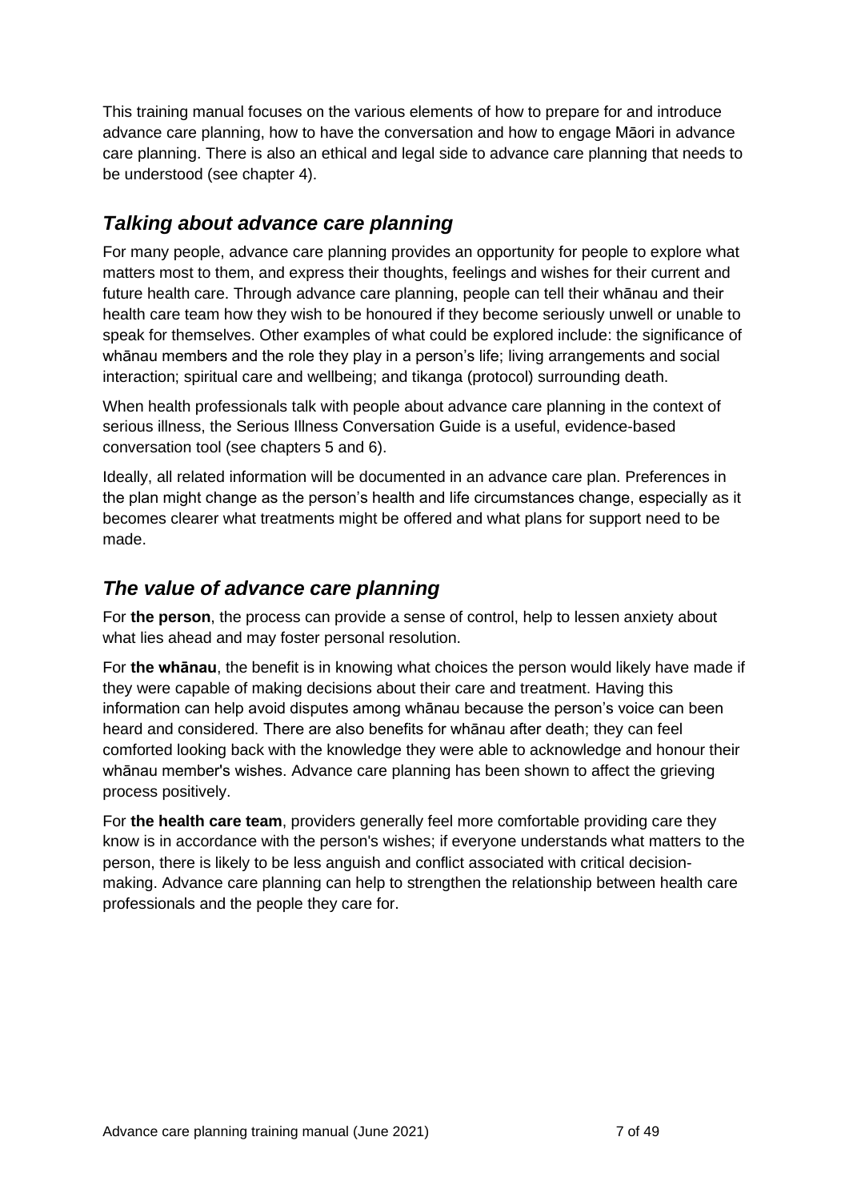This training manual focuses on the various elements of how to prepare for and introduce advance care planning, how to have the conversation and how to engage Māori in advance care planning. There is also an ethical and legal side to advance care planning that needs to be understood (see chapter 4).

## *Talking about advance care planning*

For many people, advance care planning provides an opportunity for people to explore what matters most to them, and express their thoughts, feelings and wishes for their current and future health care. Through advance care planning, people can tell their whānau and their health care team how they wish to be honoured if they become seriously unwell or unable to speak for themselves. Other examples of what could be explored include: the significance of whānau members and the role they play in a person's life; living arrangements and social interaction; spiritual care and wellbeing; and tikanga (protocol) surrounding death.

When health professionals talk with people about advance care planning in the context of serious illness, the Serious Illness Conversation Guide is a useful, evidence-based conversation tool (see chapters 5 and 6).

Ideally, all related information will be documented in an advance care plan. Preferences in the plan might change as the person's health and life circumstances change, especially as it becomes clearer what treatments might be offered and what plans for support need to be made.

## *The value of advance care planning*

For **the person**, the process can provide a sense of control, help to lessen anxiety about what lies ahead and may foster personal resolution.

For **the whānau**, the benefit is in knowing what choices the person would likely have made if they were capable of making decisions about their care and treatment. Having this information can help avoid disputes among whānau because the person's voice can been heard and considered. There are also benefits for whānau after death; they can feel comforted looking back with the knowledge they were able to acknowledge and honour their whānau member's wishes. Advance care planning has been shown to affect the grieving process positively.

For **the health care team**, providers generally feel more comfortable providing care they know is in accordance with the person's wishes; if everyone understands what matters to the person, there is likely to be less anguish and conflict associated with critical decision-making. Advance care planning can help to strengthen the relationship between health care professionals and the people they care for.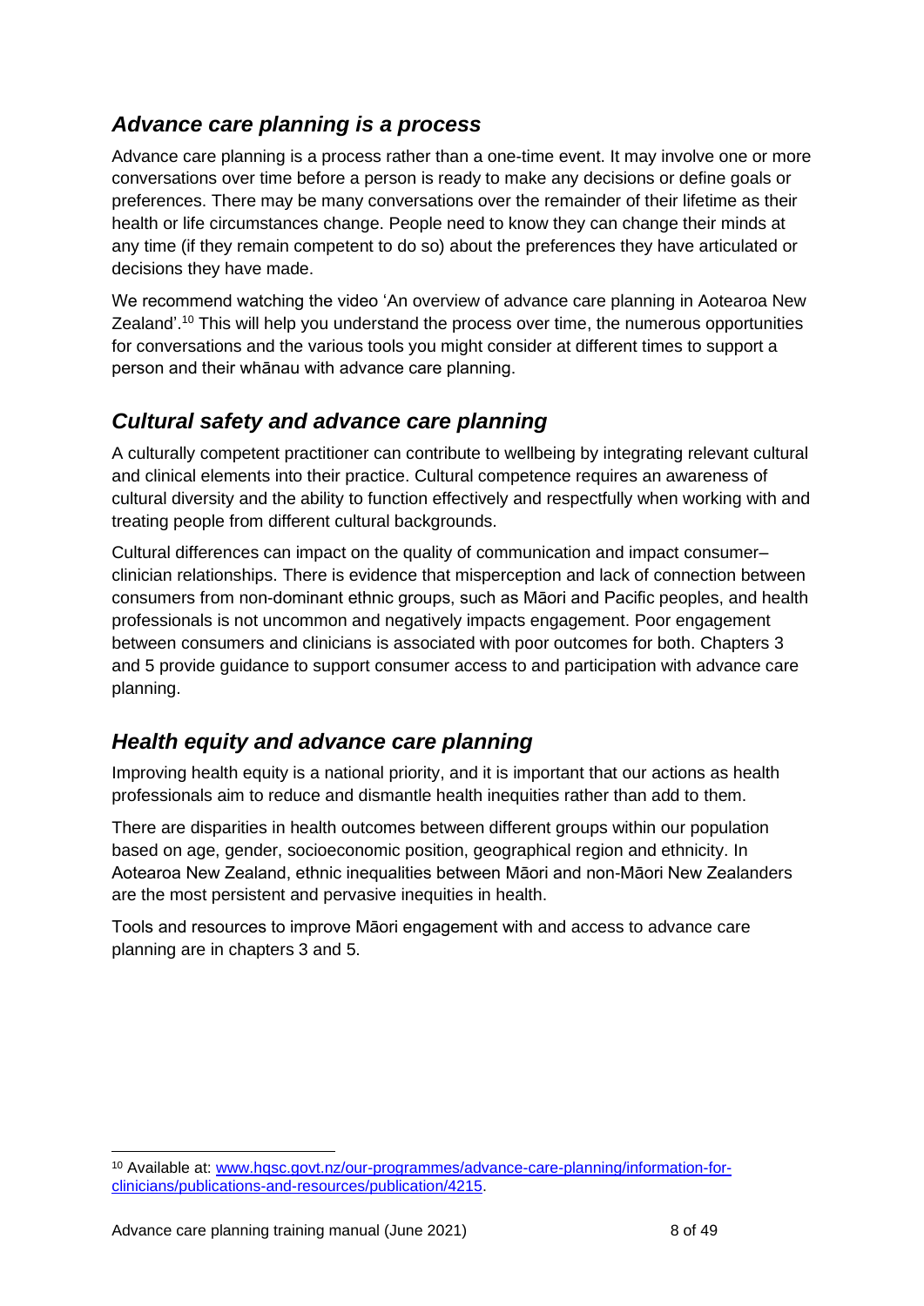## *Advance care planning is a process*

Advance care planning is a process rather than a one-time event. It may involve one or more conversations over time before a person is ready to make any decisions or define goals or preferences. There may be many conversations over the remainder of their lifetime as their health or life circumstances change. People need to know they can change their minds at any time (if they remain competent to do so) about the preferences they have articulated or decisions they have made.

We recommend watching the video 'An overview of advance care planning in Aotearoa New Zealand'.[10] This will help you understand the process over time, the numerous opportunities for conversations and the various tools you might consider at different times to support a person and their whānau with advance care planning.

## *Cultural safety and advance care planning*

A culturally competent practitioner can contribute to wellbeing by integrating relevant cultural and clinical elements into their practice. Cultural competence requires an awareness of cultural diversity and the ability to function effectively and respectfully when working with and treating people from different cultural backgrounds.

Cultural differences can impact on the quality of communication and impact consumer–clinician relationships. There is evidence that misperception and lack of connection between consumers from non-dominant ethnic groups, such as Māori and Pacific peoples, and health professionals is not uncommon and negatively impacts engagement. Poor engagement between consumers and clinicians is associated with poor outcomes for both. Chapters 3 and 5 provide guidance to support consumer access to and participation with advance care planning.

## *Health equity and advance care planning*

Improving health equity is a national priority, and it is important that our actions as health professionals aim to reduce and dismantle health inequities rather than add to them.

There are disparities in health outcomes between different groups within our population based on age, gender, socioeconomic position, geographical region and ethnicity. In Aotearoa New Zealand, ethnic inequalities between Māori and non-Māori New Zealanders are the most persistent and pervasive inequities in health.

Tools and resources to improve Māori engagement with and access to advance care planning are in chapters 3 and 5.

---

[10] Available at: www.hqsc.govt.nz/our-programmes/advance-care-planning/information-for-clinicians/publications-and-resources/publication/4215.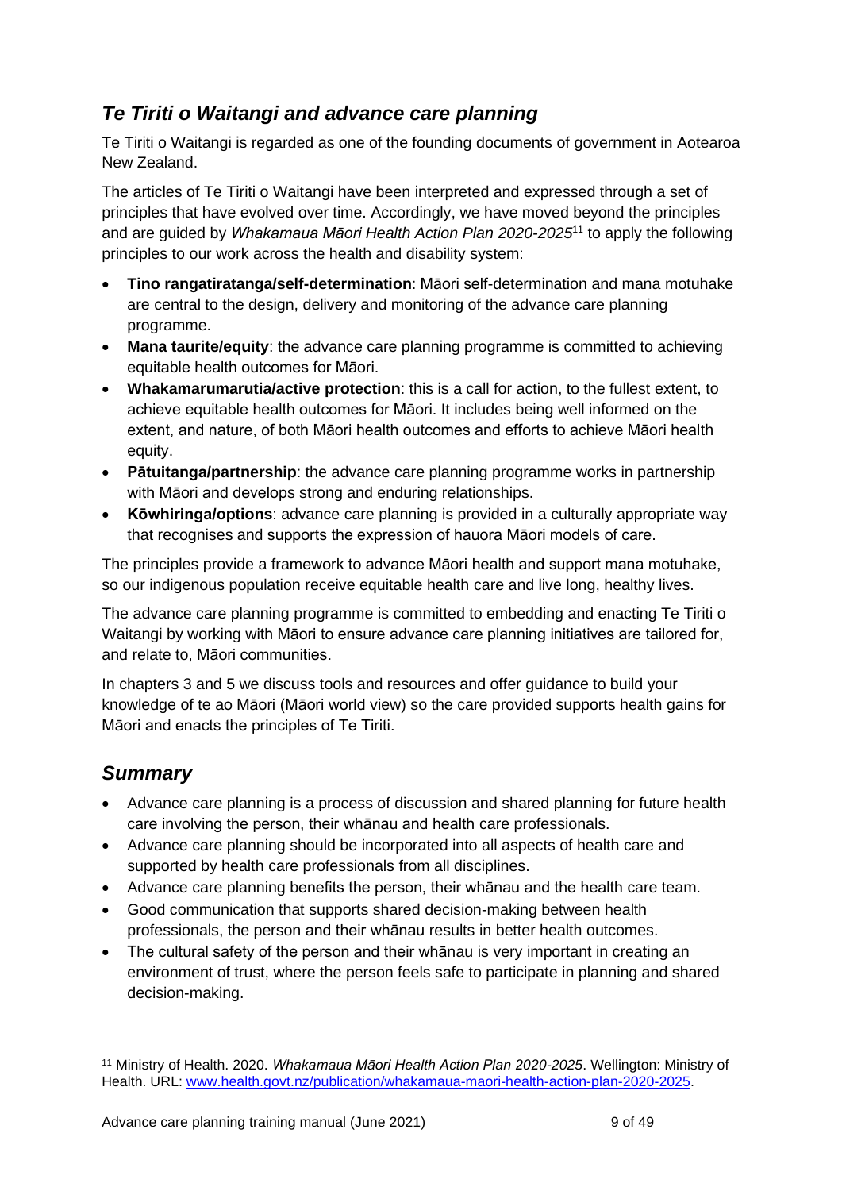## *Te Tiriti o Waitangi and advance care planning*

Te Tiriti o Waitangi is regarded as one of the founding documents of government in Aotearoa New Zealand.

The articles of Te Tiriti o Waitangi have been interpreted and expressed through a set of principles that have evolved over time. Accordingly, we have moved beyond the principles and are guided by *Whakamaua Māori Health Action Plan 2020-2025*[11] to apply the following principles to our work across the health and disability system:

- **Tino rangatiratanga/self-determination**: Māori self-determination and mana motuhake are central to the design, delivery and monitoring of the advance care planning programme.
- **Mana taurite/equity**: the advance care planning programme is committed to achieving equitable health outcomes for Māori.
- **Whakamarumarutia/active protection**: this is a call for action, to the fullest extent, to achieve equitable health outcomes for Māori. It includes being well informed on the extent, and nature, of both Māori health outcomes and efforts to achieve Māori health equity.
- **Pātuitanga/partnership**: the advance care planning programme works in partnership with Māori and develops strong and enduring relationships.
- **Kōwhiringa/options**: advance care planning is provided in a culturally appropriate way that recognises and supports the expression of hauora Māori models of care.

The principles provide a framework to advance Māori health and support mana motuhake, so our indigenous population receive equitable health care and live long, healthy lives.

The advance care planning programme is committed to embedding and enacting Te Tiriti o Waitangi by working with Māori to ensure advance care planning initiatives are tailored for, and relate to, Māori communities.

In chapters 3 and 5 we discuss tools and resources and offer guidance to build your knowledge of te ao Māori (Māori world view) so the care provided supports health gains for Māori and enacts the principles of Te Tiriti.

## *Summary*

- Advance care planning is a process of discussion and shared planning for future health care involving the person, their whānau and health care professionals.
- Advance care planning should be incorporated into all aspects of health care and supported by health care professionals from all disciplines.
- Advance care planning benefits the person, their whānau and the health care team.
- Good communication that supports shared decision-making between health professionals, the person and their whānau results in better health outcomes.
- The cultural safety of the person and their whānau is very important in creating an environment of trust, where the person feels safe to participate in planning and shared decision-making.

---

[11] Ministry of Health. 2020. *Whakamaua Māori Health Action Plan 2020-2025*. Wellington: Ministry of Health. URL: www.health.govt.nz/publication/whakamaua-maori-health-action-plan-2020-2025.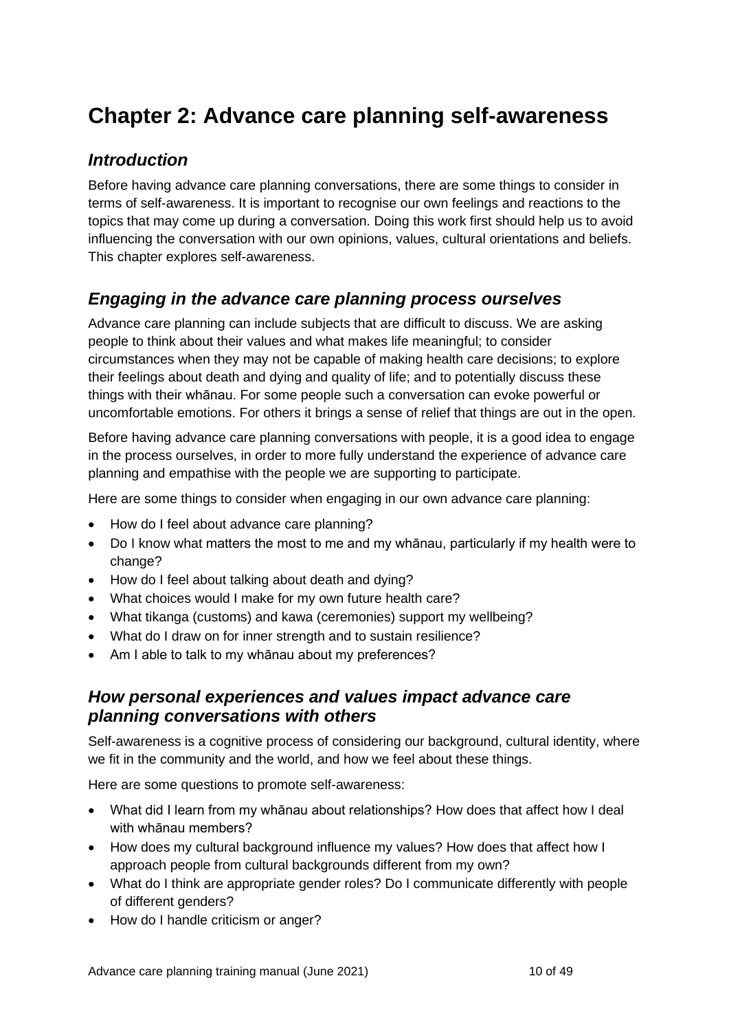# Chapter 2: Advance care planning self-awareness

## *Introduction*

Before having advance care planning conversations, there are some things to consider in terms of self-awareness. It is important to recognise our own feelings and reactions to the topics that may come up during a conversation. Doing this work first should help us to avoid influencing the conversation with our own opinions, values, cultural orientations and beliefs. This chapter explores self-awareness.

## *Engaging in the advance care planning process ourselves*

Advance care planning can include subjects that are difficult to discuss. We are asking people to think about their values and what makes life meaningful; to consider circumstances when they may not be capable of making health care decisions; to explore their feelings about death and dying and quality of life; and to potentially discuss these things with their whānau. For some people such a conversation can evoke powerful or uncomfortable emotions. For others it brings a sense of relief that things are out in the open.

Before having advance care planning conversations with people, it is a good idea to engage in the process ourselves, in order to more fully understand the experience of advance care planning and empathise with the people we are supporting to participate.

Here are some things to consider when engaging in our own advance care planning:

- How do I feel about advance care planning?
- Do I know what matters the most to me and my whānau, particularly if my health were to change?
- How do I feel about talking about death and dying?
- What choices would I make for my own future health care?
- What tikanga (customs) and kawa (ceremonies) support my wellbeing?
- What do I draw on for inner strength and to sustain resilience?
- Am I able to talk to my whānau about my preferences?

## *How personal experiences and values impact advance care planning conversations with others*

Self-awareness is a cognitive process of considering our background, cultural identity, where we fit in the community and the world, and how we feel about these things.

Here are some questions to promote self-awareness:

- What did I learn from my whānau about relationships? How does that affect how I deal with whānau members?
- How does my cultural background influence my values? How does that affect how I approach people from cultural backgrounds different from my own?
- What do I think are appropriate gender roles? Do I communicate differently with people of different genders?
- How do I handle criticism or anger?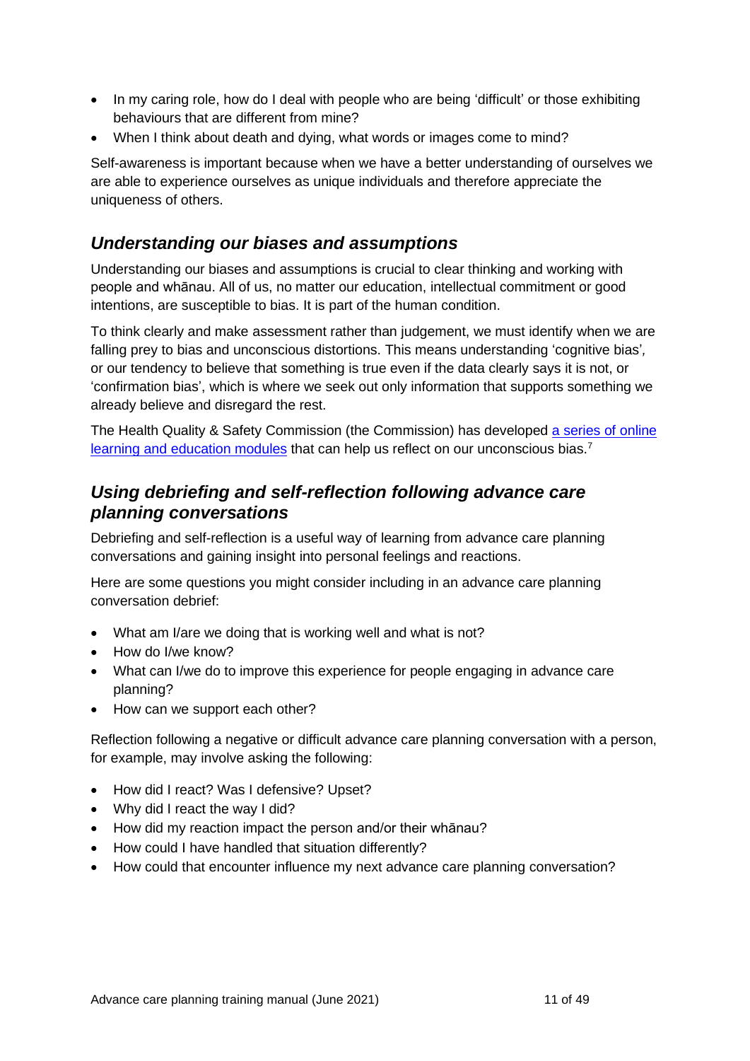- In my caring role, how do I deal with people who are being 'difficult' or those exhibiting behaviours that are different from mine?
- When I think about death and dying, what words or images come to mind?

Self-awareness is important because when we have a better understanding of ourselves we are able to experience ourselves as unique individuals and therefore appreciate the uniqueness of others.

## *Understanding our biases and assumptions*

Understanding our biases and assumptions is crucial to clear thinking and working with people and whānau. All of us, no matter our education, intellectual commitment or good intentions, are susceptible to bias. It is part of the human condition.

To think clearly and make assessment rather than judgement, we must identify when we are falling prey to bias and unconscious distortions. This means understanding 'cognitive bias', or our tendency to believe that something is true even if the data clearly says it is not, or 'confirmation bias', which is where we seek out only information that supports something we already believe and disregard the rest.

The Health Quality & Safety Commission (the Commission) has developed a series of online learning and education modules that can help us reflect on our unconscious bias.[7]

## *Using debriefing and self-reflection following advance care planning conversations*

Debriefing and self-reflection is a useful way of learning from advance care planning conversations and gaining insight into personal feelings and reactions.

Here are some questions you might consider including in an advance care planning conversation debrief:

- What am I/are we doing that is working well and what is not?
- How do I/we know?
- What can I/we do to improve this experience for people engaging in advance care planning?
- How can we support each other?

Reflection following a negative or difficult advance care planning conversation with a person, for example, may involve asking the following:

- How did I react? Was I defensive? Upset?
- Why did I react the way I did?
- How did my reaction impact the person and/or their whānau?
- How could I have handled that situation differently?
- How could that encounter influence my next advance care planning conversation?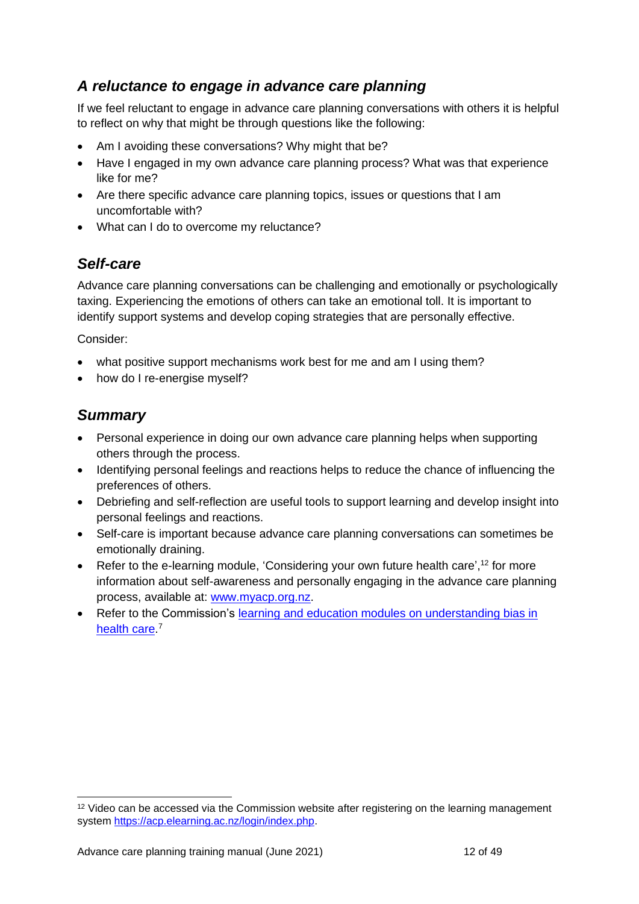## *A reluctance to engage in advance care planning*

If we feel reluctant to engage in advance care planning conversations with others it is helpful to reflect on why that might be through questions like the following:

- Am I avoiding these conversations? Why might that be?
- Have I engaged in my own advance care planning process? What was that experience like for me?
- Are there specific advance care planning topics, issues or questions that I am uncomfortable with?
- What can I do to overcome my reluctance?

## *Self-care*

Advance care planning conversations can be challenging and emotionally or psychologically taxing. Experiencing the emotions of others can take an emotional toll. It is important to identify support systems and develop coping strategies that are personally effective.

Consider:

- what positive support mechanisms work best for me and am I using them?
- how do I re-energise myself?

## *Summary*

- Personal experience in doing our own advance care planning helps when supporting others through the process.
- Identifying personal feelings and reactions helps to reduce the chance of influencing the preferences of others.
- Debriefing and self-reflection are useful tools to support learning and develop insight into personal feelings and reactions.
- Self-care is important because advance care planning conversations can sometimes be emotionally draining.
- Refer to the e-learning module, 'Considering your own future health care',[12] for more information about self-awareness and personally engaging in the advance care planning process, available at: [www.myacp.org.nz](http://www.myacp.org.nz).
- Refer to the Commission's [learning and education modules on understanding bias in health care](#).[7]

---

[12] Video can be accessed via the Commission website after registering on the learning management system [https://acp.elearning.ac.nz/login/index.php](https://acp.elearning.ac.nz/login/index.php).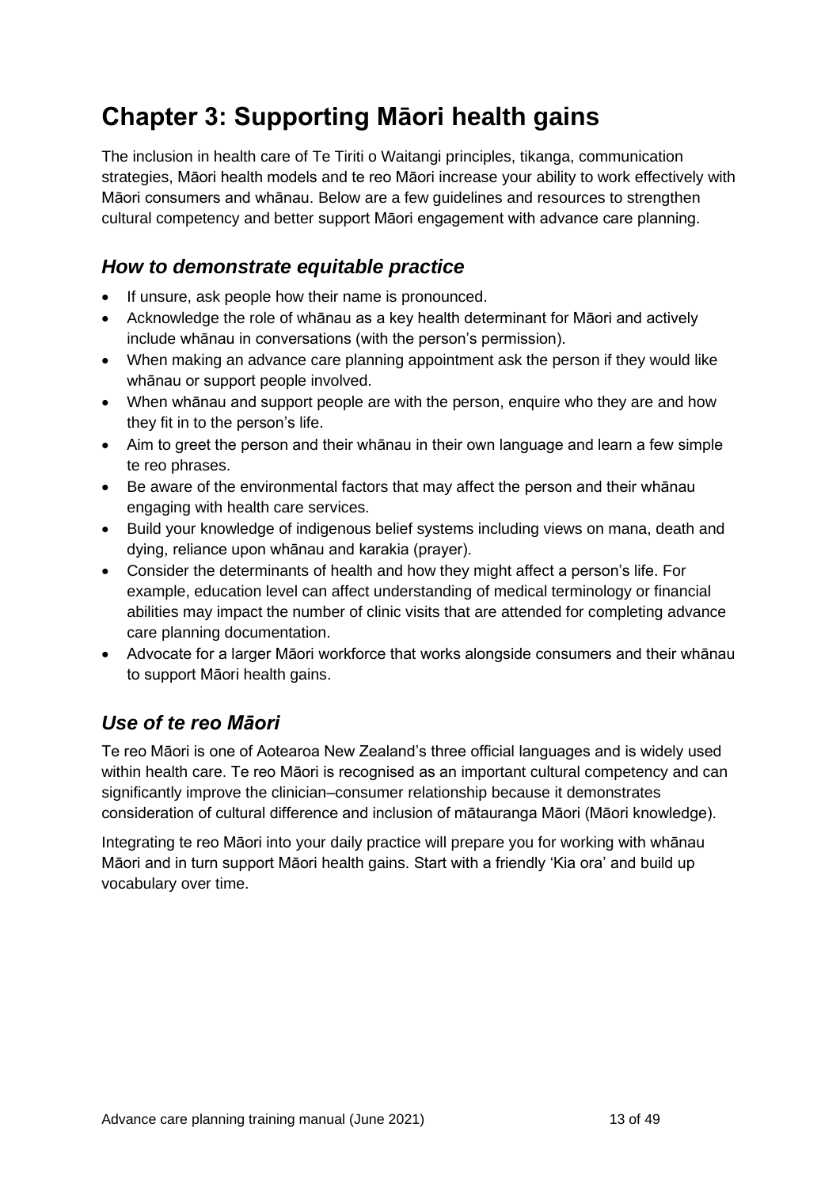# Chapter 3: Supporting Māori health gains

The inclusion in health care of Te Tiriti o Waitangi principles, tikanga, communication strategies, Māori health models and te reo Māori increase your ability to work effectively with Māori consumers and whānau. Below are a few guidelines and resources to strengthen cultural competency and better support Māori engagement with advance care planning.

## *How to demonstrate equitable practice*

- If unsure, ask people how their name is pronounced.
- Acknowledge the role of whānau as a key health determinant for Māori and actively include whānau in conversations (with the person's permission).
- When making an advance care planning appointment ask the person if they would like whānau or support people involved.
- When whānau and support people are with the person, enquire who they are and how they fit in to the person's life.
- Aim to greet the person and their whānau in their own language and learn a few simple te reo phrases.
- Be aware of the environmental factors that may affect the person and their whānau engaging with health care services.
- Build your knowledge of indigenous belief systems including views on mana, death and dying, reliance upon whānau and karakia (prayer).
- Consider the determinants of health and how they might affect a person's life. For example, education level can affect understanding of medical terminology or financial abilities may impact the number of clinic visits that are attended for completing advance care planning documentation.
- Advocate for a larger Māori workforce that works alongside consumers and their whānau to support Māori health gains.

## *Use of te reo Māori*

Te reo Māori is one of Aotearoa New Zealand's three official languages and is widely used within health care. Te reo Māori is recognised as an important cultural competency and can significantly improve the clinician–consumer relationship because it demonstrates consideration of cultural difference and inclusion of mātauranga Māori (Māori knowledge).

Integrating te reo Māori into your daily practice will prepare you for working with whānau Māori and in turn support Māori health gains. Start with a friendly 'Kia ora' and build up vocabulary over time.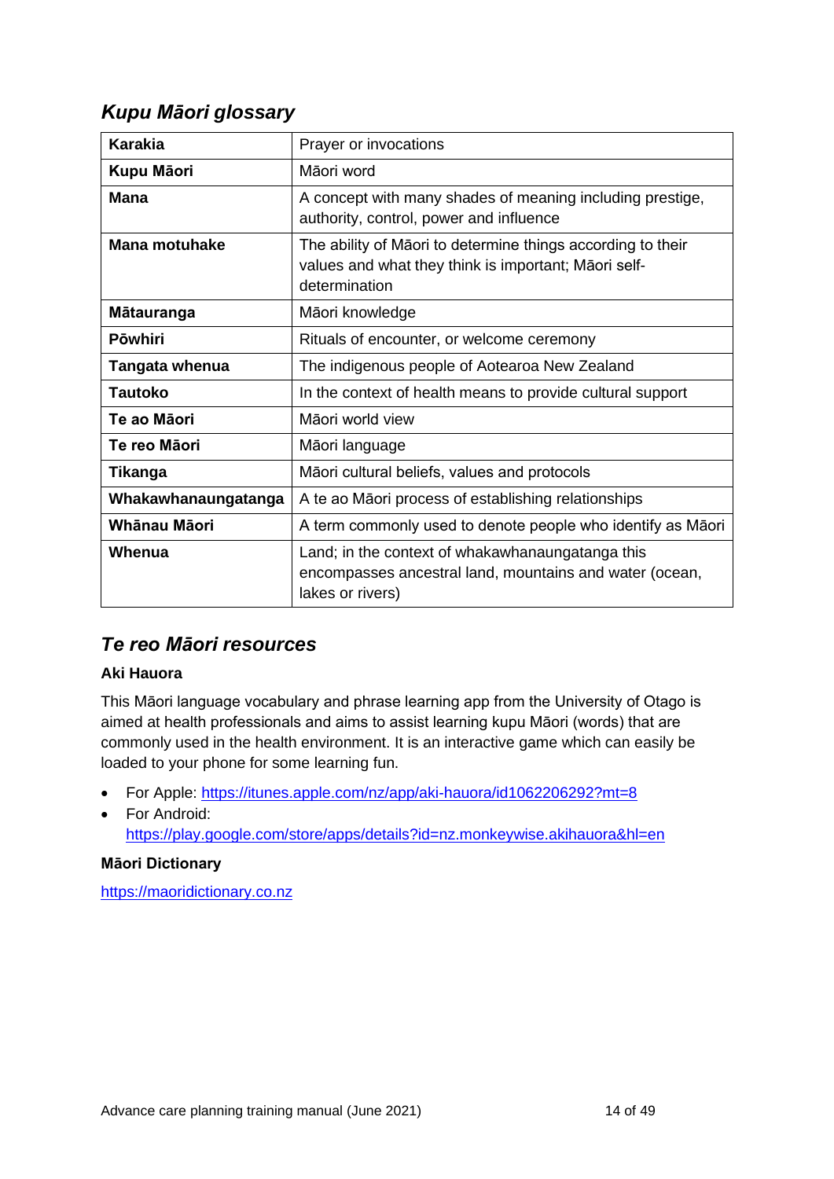## *Kupu Māori glossary*

| | |
|---|---|
| **Karakia** | Prayer or invocations |
| **Kupu Māori** | Māori word |
| **Mana** | A concept with many shades of meaning including prestige, authority, control, power and influence |
| **Mana motuhake** | The ability of Māori to determine things according to their values and what they think is important; Māori self-determination |
| **Mātauranga** | Māori knowledge |
| **Pōwhiri** | Rituals of encounter, or welcome ceremony |
| **Tangata whenua** | The indigenous people of Aotearoa New Zealand |
| **Tautoko** | In the context of health means to provide cultural support |
| **Te ao Māori** | Māori world view |
| **Te reo Māori** | Māori language |
| **Tikanga** | Māori cultural beliefs, values and protocols |
| **Whakawhanaungatanga** | A te ao Māori process of establishing relationships |
| **Whānau Māori** | A term commonly used to denote people who identify as Māori |
| **Whenua** | Land; in the context of whakawhanaungatanga this encompasses ancestral land, mountains and water (ocean, lakes or rivers) |

## *Te reo Māori resources*

**Aki Hauora**

This Māori language vocabulary and phrase learning app from the University of Otago is aimed at health professionals and aims to assist learning kupu Māori (words) that are commonly used in the health environment. It is an interactive game which can easily be loaded to your phone for some learning fun.

- For Apple: https://itunes.apple.com/nz/app/aki-hauora/id1062206292?mt=8
- For Android: https://play.google.com/store/apps/details?id=nz.monkeywise.akihauora&hl=en

**Māori Dictionary**

https://maoridictionary.co.nz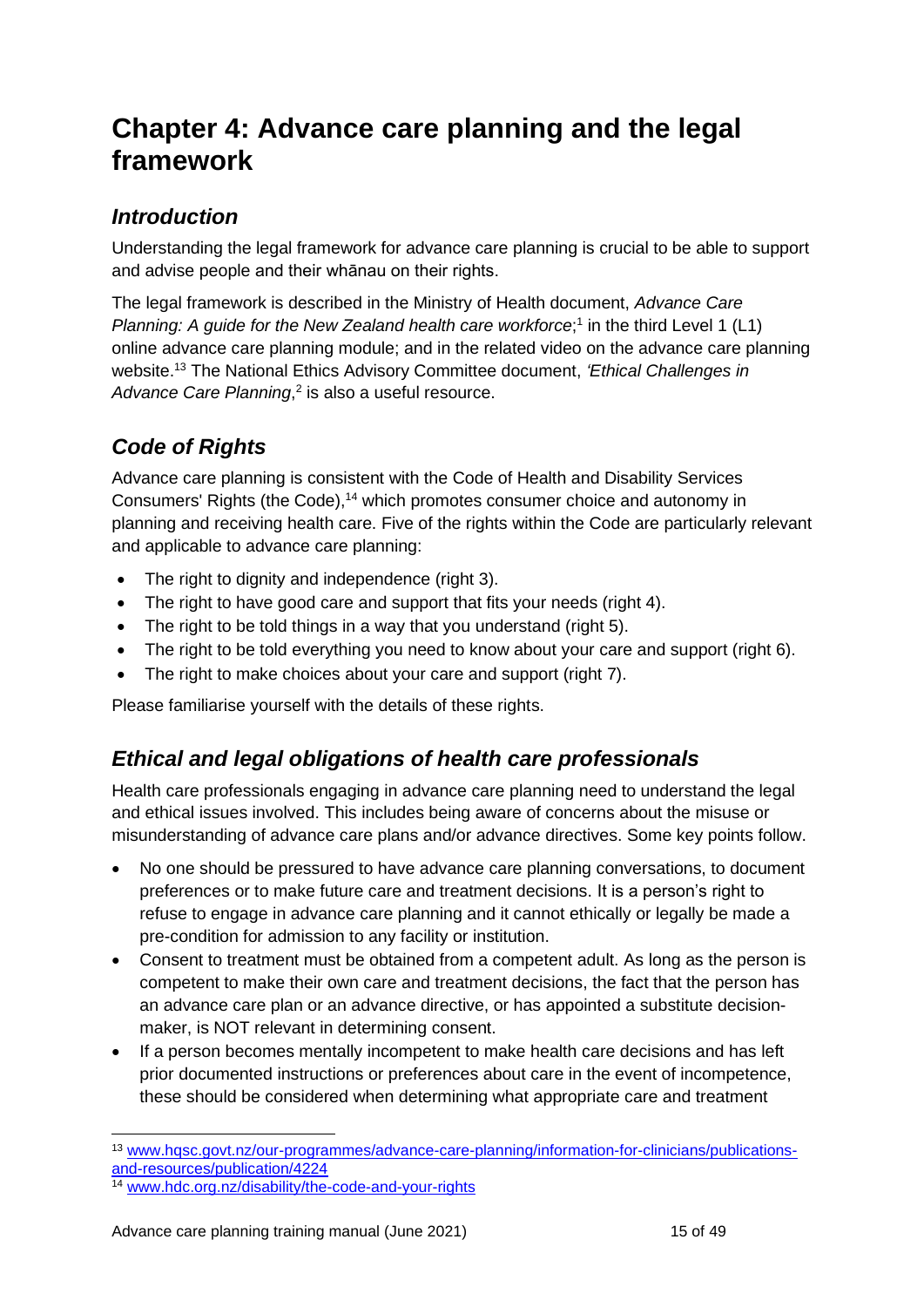# Chapter 4: Advance care planning and the legal framework

## *Introduction*

Understanding the legal framework for advance care planning is crucial to be able to support and advise people and their whānau on their rights.

The legal framework is described in the Ministry of Health document, *Advance Care Planning: A guide for the New Zealand health care workforce*;[1] in the third Level 1 (L1) online advance care planning module; and in the related video on the advance care planning website.[13] The National Ethics Advisory Committee document, *'Ethical Challenges in Advance Care Planning*,[2] is also a useful resource.

## *Code of Rights*

Advance care planning is consistent with the Code of Health and Disability Services Consumers' Rights (the Code),[14] which promotes consumer choice and autonomy in planning and receiving health care. Five of the rights within the Code are particularly relevant and applicable to advance care planning:

- The right to dignity and independence (right 3).
- The right to have good care and support that fits your needs (right 4).
- The right to be told things in a way that you understand (right 5).
- The right to be told everything you need to know about your care and support (right 6).
- The right to make choices about your care and support (right 7).

Please familiarise yourself with the details of these rights.

## *Ethical and legal obligations of health care professionals*

Health care professionals engaging in advance care planning need to understand the legal and ethical issues involved. This includes being aware of concerns about the misuse or misunderstanding of advance care plans and/or advance directives. Some key points follow.

- No one should be pressured to have advance care planning conversations, to document preferences or to make future care and treatment decisions. It is a person's right to refuse to engage in advance care planning and it cannot ethically or legally be made a pre-condition for admission to any facility or institution.
- Consent to treatment must be obtained from a competent adult. As long as the person is competent to make their own care and treatment decisions, the fact that the person has an advance care plan or an advance directive, or has appointed a substitute decision-maker, is NOT relevant in determining consent.
- If a person becomes mentally incompetent to make health care decisions and has left prior documented instructions or preferences about care in the event of incompetence, these should be considered when determining what appropriate care and treatment

[13] www.hqsc.govt.nz/our-programmes/advance-care-planning/information-for-clinicians/publications-and-resources/publication/4224

[14] www.hdc.org.nz/disability/the-code-and-your-rights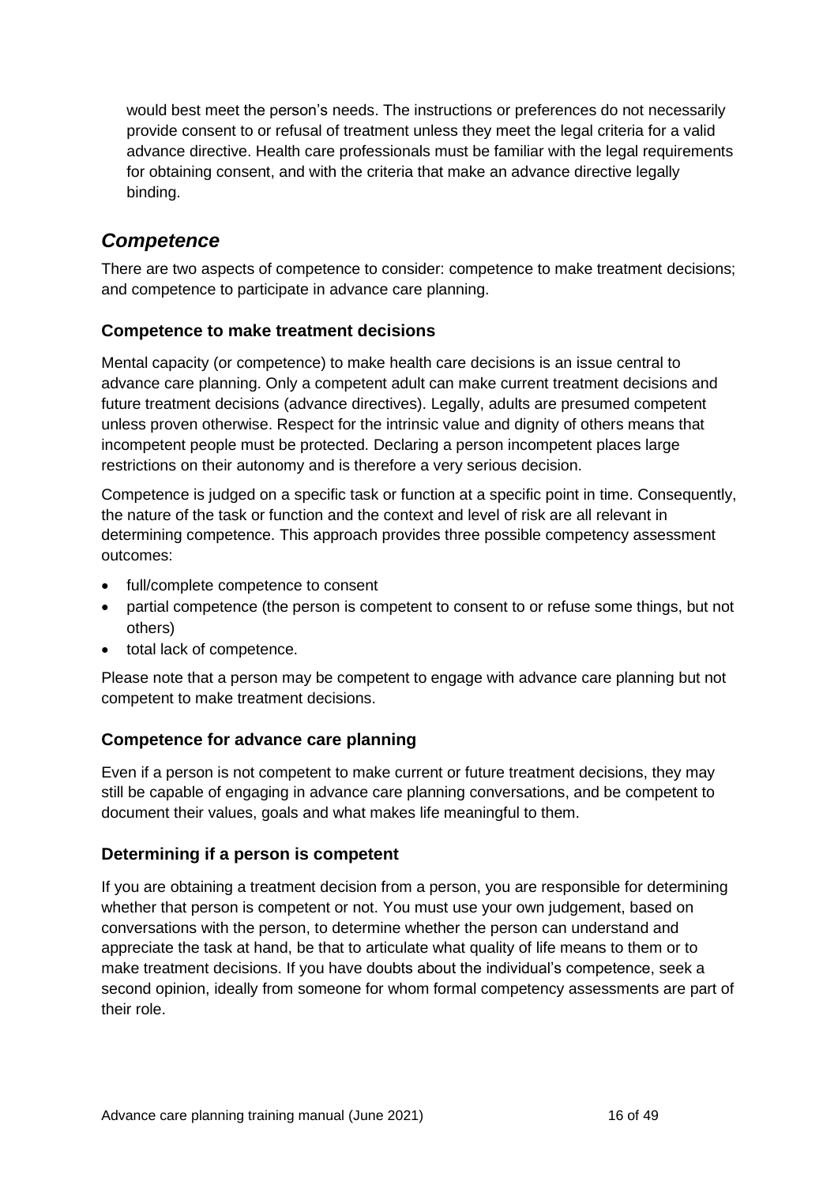would best meet the person's needs. The instructions or preferences do not necessarily provide consent to or refusal of treatment unless they meet the legal criteria for a valid advance directive. Health care professionals must be familiar with the legal requirements for obtaining consent, and with the criteria that make an advance directive legally binding.

## *Competence*

There are two aspects of competence to consider: competence to make treatment decisions; and competence to participate in advance care planning.

### Competence to make treatment decisions

Mental capacity (or competence) to make health care decisions is an issue central to advance care planning. Only a competent adult can make current treatment decisions and future treatment decisions (advance directives). Legally, adults are presumed competent unless proven otherwise. Respect for the intrinsic value and dignity of others means that incompetent people must be protected. Declaring a person incompetent places large restrictions on their autonomy and is therefore a very serious decision.

Competence is judged on a specific task or function at a specific point in time. Consequently, the nature of the task or function and the context and level of risk are all relevant in determining competence. This approach provides three possible competency assessment outcomes:

- full/complete competence to consent
- partial competence (the person is competent to consent to or refuse some things, but not others)
- total lack of competence.

Please note that a person may be competent to engage with advance care planning but not competent to make treatment decisions.

### Competence for advance care planning

Even if a person is not competent to make current or future treatment decisions, they may still be capable of engaging in advance care planning conversations, and be competent to document their values, goals and what makes life meaningful to them.

### Determining if a person is competent

If you are obtaining a treatment decision from a person, you are responsible for determining whether that person is competent or not. You must use your own judgement, based on conversations with the person, to determine whether the person can understand and appreciate the task at hand, be that to articulate what quality of life means to them or to make treatment decisions. If you have doubts about the individual's competence, seek a second opinion, ideally from someone for whom formal competency assessments are part of their role.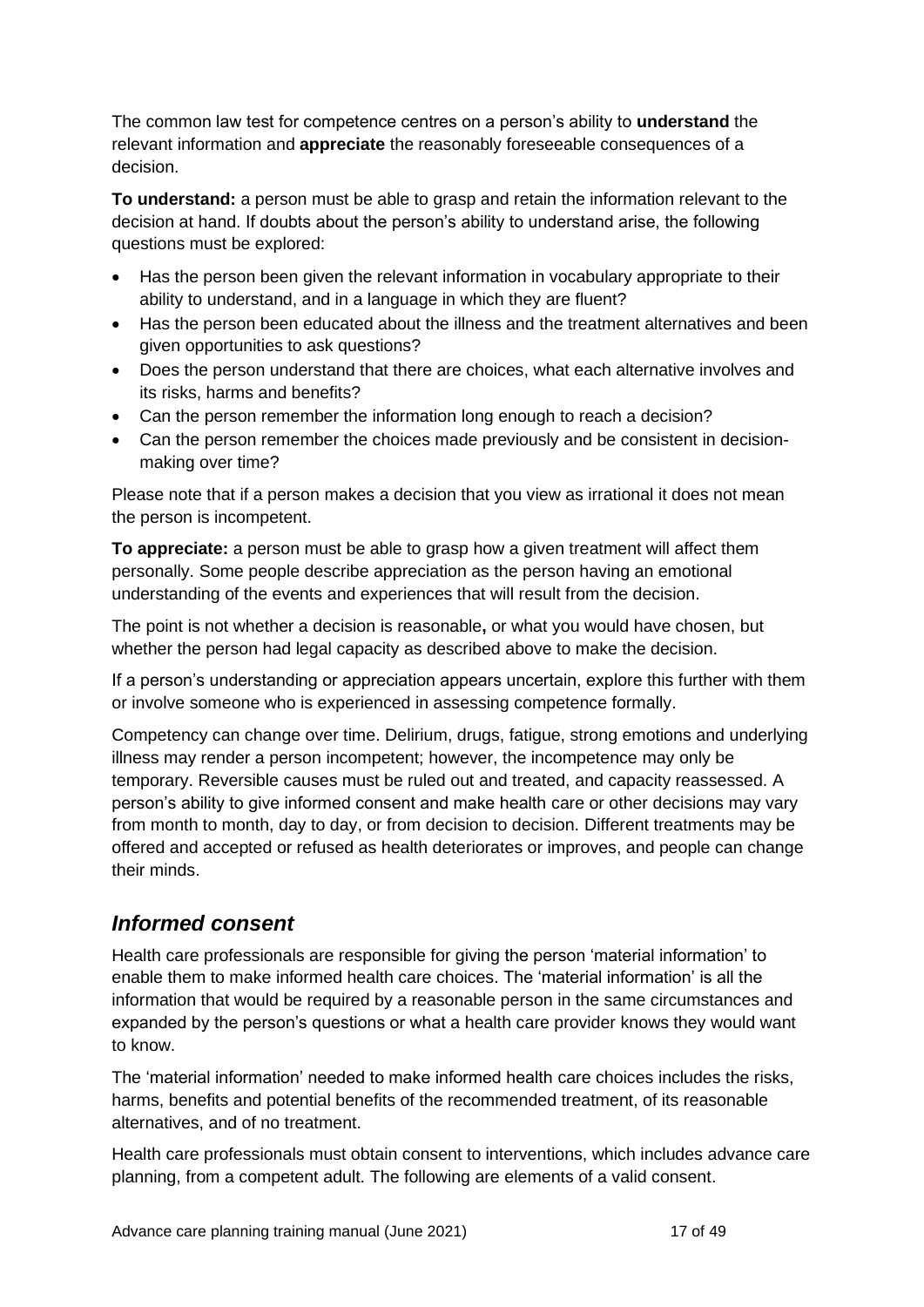The common law test for competence centres on a person's ability to **understand** the relevant information and **appreciate** the reasonably foreseeable consequences of a decision.

**To understand:** a person must be able to grasp and retain the information relevant to the decision at hand. If doubts about the person's ability to understand arise, the following questions must be explored:

- Has the person been given the relevant information in vocabulary appropriate to their ability to understand, and in a language in which they are fluent?
- Has the person been educated about the illness and the treatment alternatives and been given opportunities to ask questions?
- Does the person understand that there are choices, what each alternative involves and its risks, harms and benefits?
- Can the person remember the information long enough to reach a decision?
- Can the person remember the choices made previously and be consistent in decision-making over time?

Please note that if a person makes a decision that you view as irrational it does not mean the person is incompetent.

**To appreciate:** a person must be able to grasp how a given treatment will affect them personally. Some people describe appreciation as the person having an emotional understanding of the events and experiences that will result from the decision.

The point is not whether a decision is reasonable**,** or what you would have chosen, but whether the person had legal capacity as described above to make the decision.

If a person's understanding or appreciation appears uncertain, explore this further with them or involve someone who is experienced in assessing competence formally.

Competency can change over time. Delirium, drugs, fatigue, strong emotions and underlying illness may render a person incompetent; however, the incompetence may only be temporary. Reversible causes must be ruled out and treated, and capacity reassessed. A person's ability to give informed consent and make health care or other decisions may vary from month to month, day to day, or from decision to decision. Different treatments may be offered and accepted or refused as health deteriorates or improves, and people can change their minds.

## *Informed consent*

Health care professionals are responsible for giving the person 'material information' to enable them to make informed health care choices. The 'material information' is all the information that would be required by a reasonable person in the same circumstances and expanded by the person's questions or what a health care provider knows they would want to know.

The 'material information' needed to make informed health care choices includes the risks, harms, benefits and potential benefits of the recommended treatment, of its reasonable alternatives, and of no treatment.

Health care professionals must obtain consent to interventions, which includes advance care planning, from a competent adult. The following are elements of a valid consent.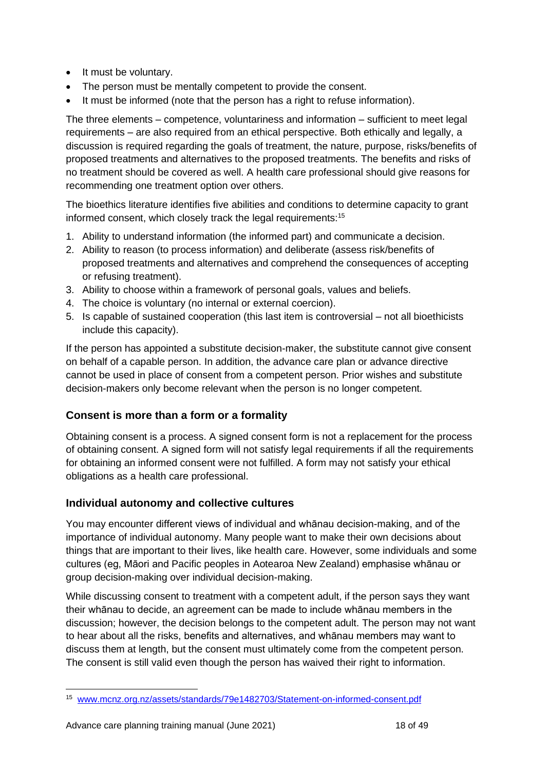- It must be voluntary.
- The person must be mentally competent to provide the consent.
- It must be informed (note that the person has a right to refuse information).

The three elements – competence, voluntariness and information – sufficient to meet legal requirements – are also required from an ethical perspective. Both ethically and legally, a discussion is required regarding the goals of treatment, the nature, purpose, risks/benefits of proposed treatments and alternatives to the proposed treatments. The benefits and risks of no treatment should be covered as well. A health care professional should give reasons for recommending one treatment option over others.

The bioethics literature identifies five abilities and conditions to determine capacity to grant informed consent, which closely track the legal requirements:[15]

1. Ability to understand information (the informed part) and communicate a decision.
2. Ability to reason (to process information) and deliberate (assess risk/benefits of proposed treatments and alternatives and comprehend the consequences of accepting or refusing treatment).
3. Ability to choose within a framework of personal goals, values and beliefs.
4. The choice is voluntary (no internal or external coercion).
5. Is capable of sustained cooperation (this last item is controversial – not all bioethicists include this capacity).

If the person has appointed a substitute decision-maker, the substitute cannot give consent on behalf of a capable person. In addition, the advance care plan or advance directive cannot be used in place of consent from a competent person. Prior wishes and substitute decision-makers only become relevant when the person is no longer competent.

### Consent is more than a form or a formality

Obtaining consent is a process. A signed consent form is not a replacement for the process of obtaining consent. A signed form will not satisfy legal requirements if all the requirements for obtaining an informed consent were not fulfilled. A form may not satisfy your ethical obligations as a health care professional.

### Individual autonomy and collective cultures

You may encounter different views of individual and whānau decision-making, and of the importance of individual autonomy. Many people want to make their own decisions about things that are important to their lives, like health care. However, some individuals and some cultures (eg, Māori and Pacific peoples in Aotearoa New Zealand) emphasise whānau or group decision-making over individual decision-making.

While discussing consent to treatment with a competent adult, if the person says they want their whānau to decide, an agreement can be made to include whānau members in the discussion; however, the decision belongs to the competent adult. The person may not want to hear about all the risks, benefits and alternatives, and whānau members may want to discuss them at length, but the consent must ultimately come from the competent person. The consent is still valid even though the person has waived their right to information.

---

[15] www.mcnz.org.nz/assets/standards/79e1482703/Statement-on-informed-consent.pdf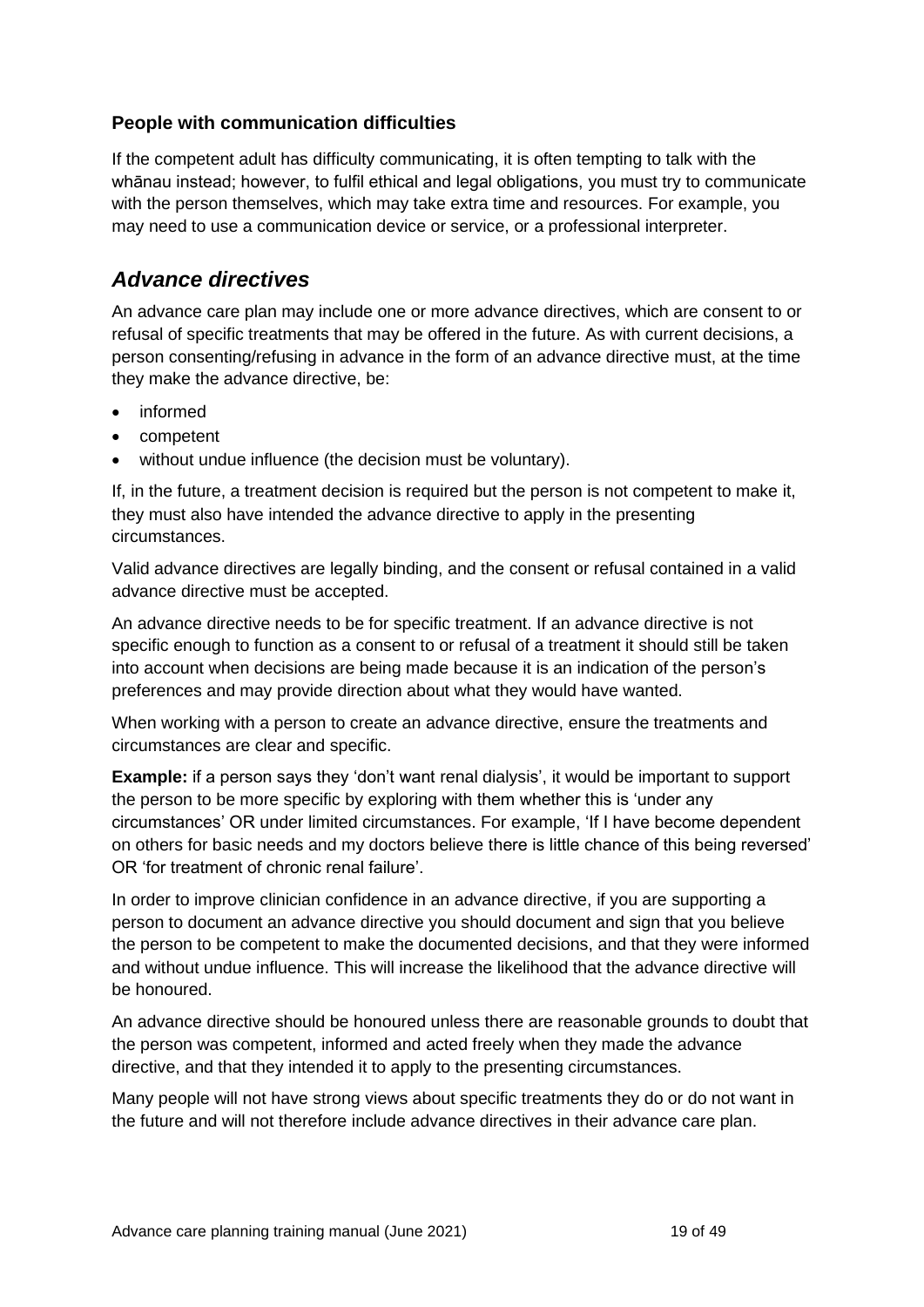### People with communication difficulties

If the competent adult has difficulty communicating, it is often tempting to talk with the whānau instead; however, to fulfil ethical and legal obligations, you must try to communicate with the person themselves, which may take extra time and resources. For example, you may need to use a communication device or service, or a professional interpreter.

## *Advance directives*

An advance care plan may include one or more advance directives, which are consent to or refusal of specific treatments that may be offered in the future. As with current decisions, a person consenting/refusing in advance in the form of an advance directive must, at the time they make the advance directive, be:

- informed
- competent
- without undue influence (the decision must be voluntary).

If, in the future, a treatment decision is required but the person is not competent to make it, they must also have intended the advance directive to apply in the presenting circumstances.

Valid advance directives are legally binding, and the consent or refusal contained in a valid advance directive must be accepted.

An advance directive needs to be for specific treatment. If an advance directive is not specific enough to function as a consent to or refusal of a treatment it should still be taken into account when decisions are being made because it is an indication of the person's preferences and may provide direction about what they would have wanted.

When working with a person to create an advance directive, ensure the treatments and circumstances are clear and specific.

**Example:** if a person says they 'don't want renal dialysis', it would be important to support the person to be more specific by exploring with them whether this is 'under any circumstances' OR under limited circumstances. For example, 'If I have become dependent on others for basic needs and my doctors believe there is little chance of this being reversed' OR 'for treatment of chronic renal failure'.

In order to improve clinician confidence in an advance directive, if you are supporting a person to document an advance directive you should document and sign that you believe the person to be competent to make the documented decisions, and that they were informed and without undue influence. This will increase the likelihood that the advance directive will be honoured.

An advance directive should be honoured unless there are reasonable grounds to doubt that the person was competent, informed and acted freely when they made the advance directive, and that they intended it to apply to the presenting circumstances.

Many people will not have strong views about specific treatments they do or do not want in the future and will not therefore include advance directives in their advance care plan.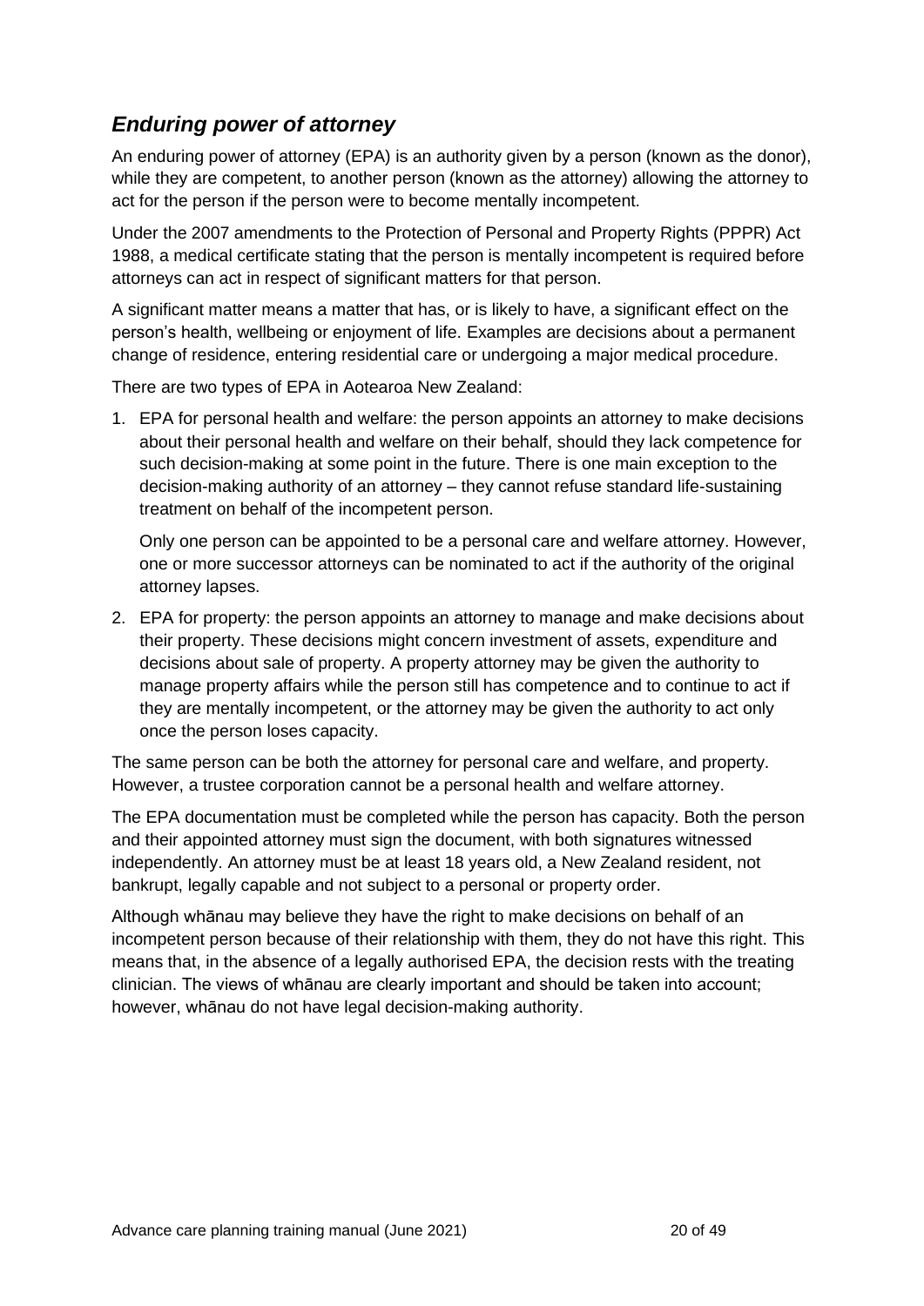## *Enduring power of attorney*

An enduring power of attorney (EPA) is an authority given by a person (known as the donor), while they are competent, to another person (known as the attorney) allowing the attorney to act for the person if the person were to become mentally incompetent.

Under the 2007 amendments to the Protection of Personal and Property Rights (PPPR) Act 1988, a medical certificate stating that the person is mentally incompetent is required before attorneys can act in respect of significant matters for that person.

A significant matter means a matter that has, or is likely to have, a significant effect on the person's health, wellbeing or enjoyment of life. Examples are decisions about a permanent change of residence, entering residential care or undergoing a major medical procedure.

There are two types of EPA in Aotearoa New Zealand:

1. EPA for personal health and welfare: the person appoints an attorney to make decisions about their personal health and welfare on their behalf, should they lack competence for such decision-making at some point in the future. There is one main exception to the decision-making authority of an attorney – they cannot refuse standard life-sustaining treatment on behalf of the incompetent person.

   Only one person can be appointed to be a personal care and welfare attorney. However, one or more successor attorneys can be nominated to act if the authority of the original attorney lapses.

2. EPA for property: the person appoints an attorney to manage and make decisions about their property. These decisions might concern investment of assets, expenditure and decisions about sale of property. A property attorney may be given the authority to manage property affairs while the person still has competence and to continue to act if they are mentally incompetent, or the attorney may be given the authority to act only once the person loses capacity.

The same person can be both the attorney for personal care and welfare, and property. However, a trustee corporation cannot be a personal health and welfare attorney.

The EPA documentation must be completed while the person has capacity. Both the person and their appointed attorney must sign the document, with both signatures witnessed independently. An attorney must be at least 18 years old, a New Zealand resident, not bankrupt, legally capable and not subject to a personal or property order.

Although whānau may believe they have the right to make decisions on behalf of an incompetent person because of their relationship with them, they do not have this right. This means that, in the absence of a legally authorised EPA, the decision rests with the treating clinician. The views of whānau are clearly important and should be taken into account; however, whānau do not have legal decision-making authority.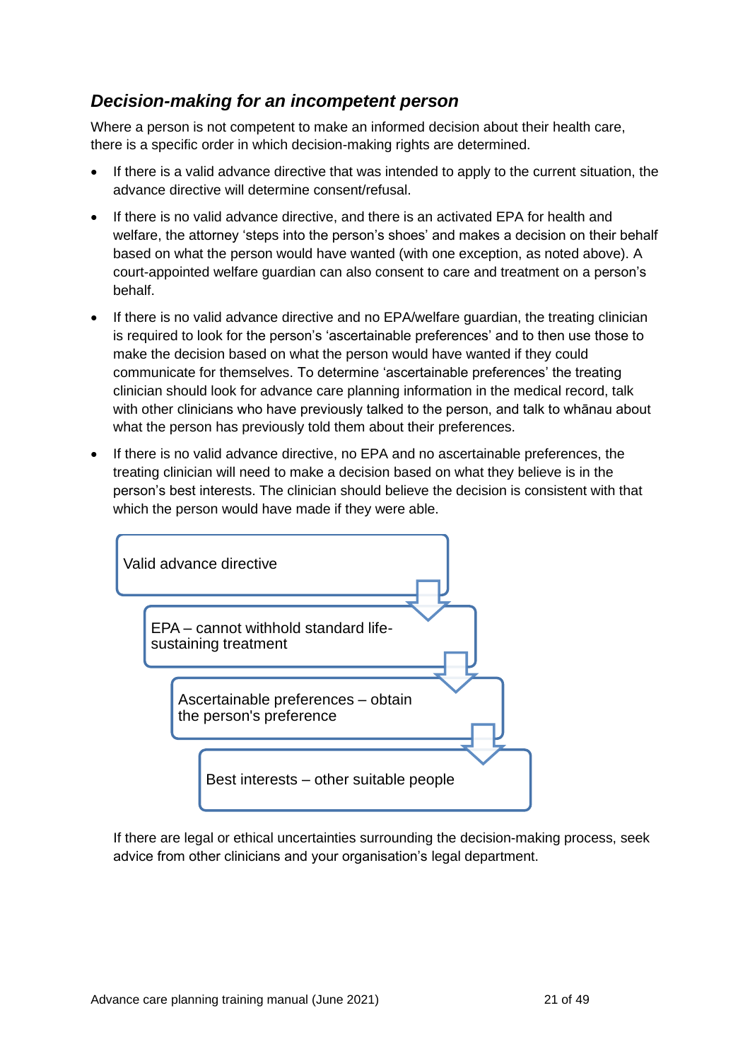### *Decision-making for an incompetent person*

Where a person is not competent to make an informed decision about their health care, there is a specific order in which decision-making rights are determined.

- If there is a valid advance directive that was intended to apply to the current situation, the advance directive will determine consent/refusal.
- If there is no valid advance directive, and there is an activated EPA for health and welfare, the attorney 'steps into the person's shoes' and makes a decision on their behalf based on what the person would have wanted (with one exception, as noted above). A court-appointed welfare guardian can also consent to care and treatment on a person's behalf.
- If there is no valid advance directive and no EPA/welfare guardian, the treating clinician is required to look for the person's 'ascertainable preferences' and to then use those to make the decision based on what the person would have wanted if they could communicate for themselves. To determine 'ascertainable preferences' the treating clinician should look for advance care planning information in the medical record, talk with other clinicians who have previously talked to the person, and talk to whānau about what the person has previously told them about their preferences.
- If there is no valid advance directive, no EPA and no ascertainable preferences, the treating clinician will need to make a decision based on what they believe is in the person's best interests. The clinician should believe the decision is consistent with that which the person would have made if they were able.

Valid advance directive

↓

EPA – cannot withhold standard life-sustaining treatment

↓

Ascertainable preferences – obtain the person's preference

↓

Best interests – other suitable people

If there are legal or ethical uncertainties surrounding the decision-making process, seek advice from other clinicians and your organisation's legal department.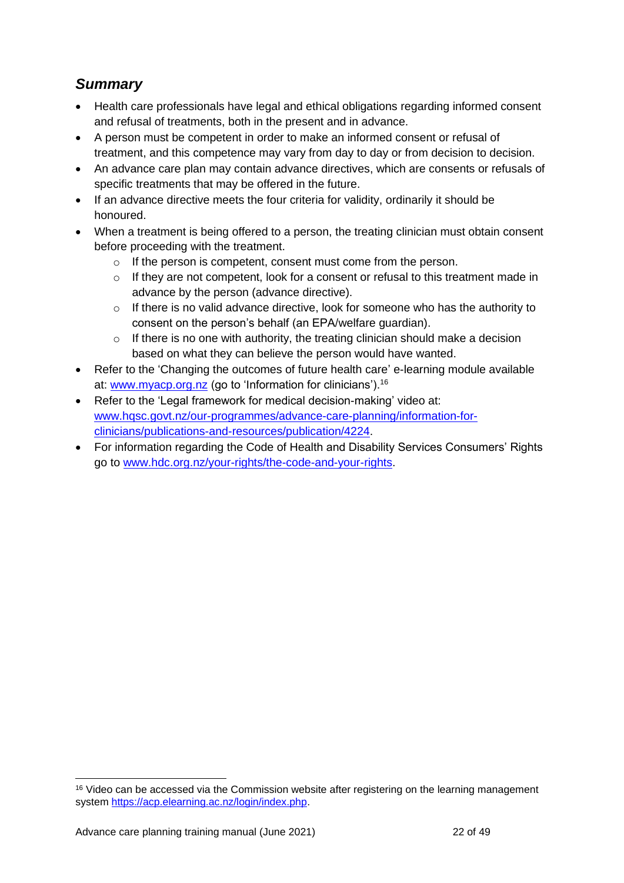## *Summary*

- Health care professionals have legal and ethical obligations regarding informed consent and refusal of treatments, both in the present and in advance.
- A person must be competent in order to make an informed consent or refusal of treatment, and this competence may vary from day to day or from decision to decision.
- An advance care plan may contain advance directives, which are consents or refusals of specific treatments that may be offered in the future.
- If an advance directive meets the four criteria for validity, ordinarily it should be honoured.
- When a treatment is being offered to a person, the treating clinician must obtain consent before proceeding with the treatment.
    - If the person is competent, consent must come from the person.
    - If they are not competent, look for a consent or refusal to this treatment made in advance by the person (advance directive).
    - If there is no valid advance directive, look for someone who has the authority to consent on the person's behalf (an EPA/welfare guardian).
    - If there is no one with authority, the treating clinician should make a decision based on what they can believe the person would have wanted.
- Refer to the 'Changing the outcomes of future health care' e-learning module available at: www.myacp.org.nz (go to 'Information for clinicians').[16]
- Refer to the 'Legal framework for medical decision-making' video at: www.hqsc.govt.nz/our-programmes/advance-care-planning/information-for-clinicians/publications-and-resources/publication/4224.
- For information regarding the Code of Health and Disability Services Consumers' Rights go to www.hdc.org.nz/your-rights/the-code-and-your-rights.

---

[16] Video can be accessed via the Commission website after registering on the learning management system https://acp.elearning.ac.nz/login/index.php.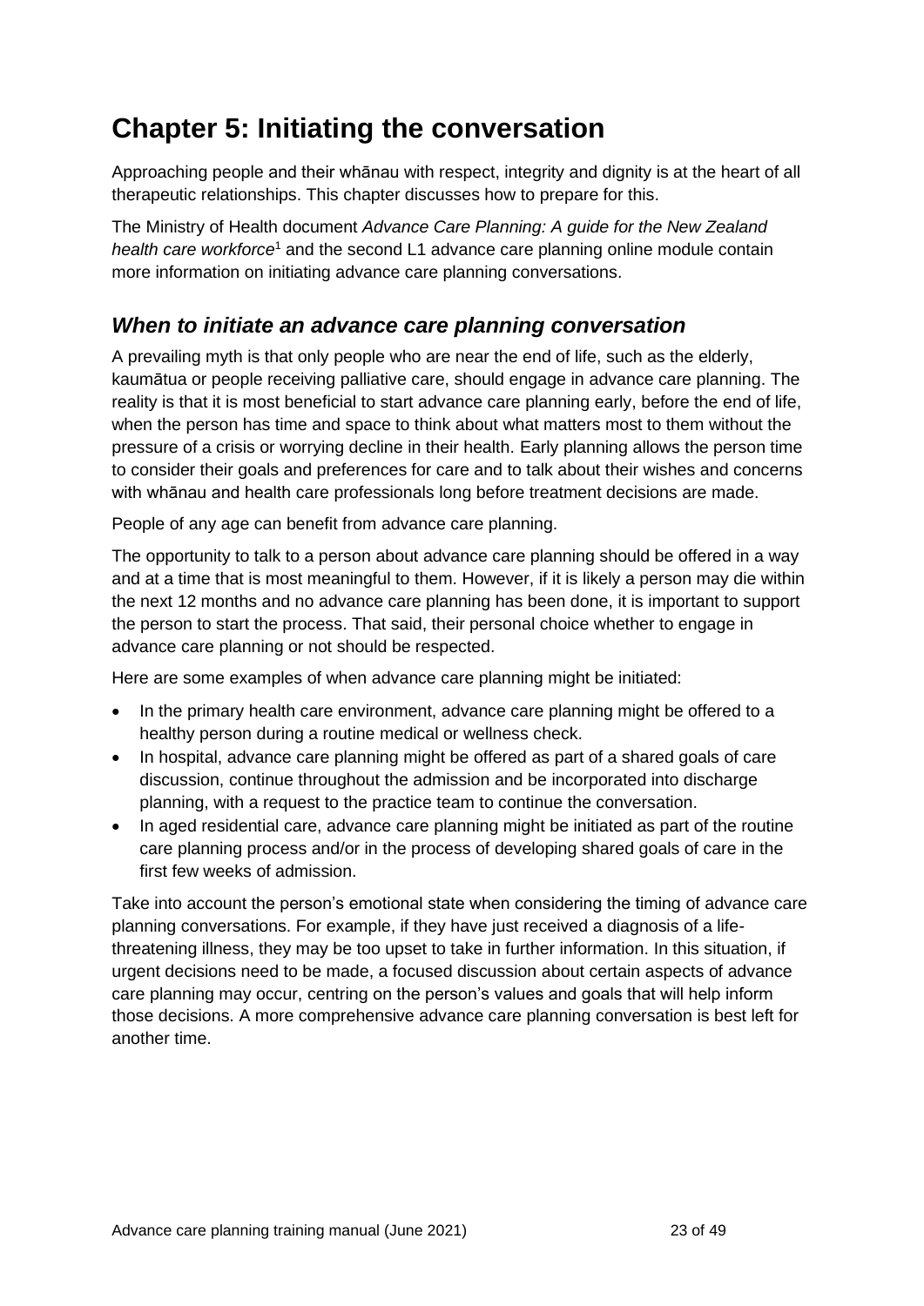# Chapter 5: Initiating the conversation

Approaching people and their whānau with respect, integrity and dignity is at the heart of all therapeutic relationships. This chapter discusses how to prepare for this.

The Ministry of Health document *Advance Care Planning: A guide for the New Zealand health care workforce*[1] and the second L1 advance care planning online module contain more information on initiating advance care planning conversations.

## *When to initiate an advance care planning conversation*

A prevailing myth is that only people who are near the end of life, such as the elderly, kaumātua or people receiving palliative care, should engage in advance care planning. The reality is that it is most beneficial to start advance care planning early, before the end of life, when the person has time and space to think about what matters most to them without the pressure of a crisis or worrying decline in their health. Early planning allows the person time to consider their goals and preferences for care and to talk about their wishes and concerns with whānau and health care professionals long before treatment decisions are made.

People of any age can benefit from advance care planning.

The opportunity to talk to a person about advance care planning should be offered in a way and at a time that is most meaningful to them. However, if it is likely a person may die within the next 12 months and no advance care planning has been done, it is important to support the person to start the process. That said, their personal choice whether to engage in advance care planning or not should be respected.

Here are some examples of when advance care planning might be initiated:

- In the primary health care environment, advance care planning might be offered to a healthy person during a routine medical or wellness check.
- In hospital, advance care planning might be offered as part of a shared goals of care discussion, continue throughout the admission and be incorporated into discharge planning, with a request to the practice team to continue the conversation.
- In aged residential care, advance care planning might be initiated as part of the routine care planning process and/or in the process of developing shared goals of care in the first few weeks of admission.

Take into account the person's emotional state when considering the timing of advance care planning conversations. For example, if they have just received a diagnosis of a life-threatening illness, they may be too upset to take in further information. In this situation, if urgent decisions need to be made, a focused discussion about certain aspects of advance care planning may occur, centring on the person's values and goals that will help inform those decisions. A more comprehensive advance care planning conversation is best left for another time.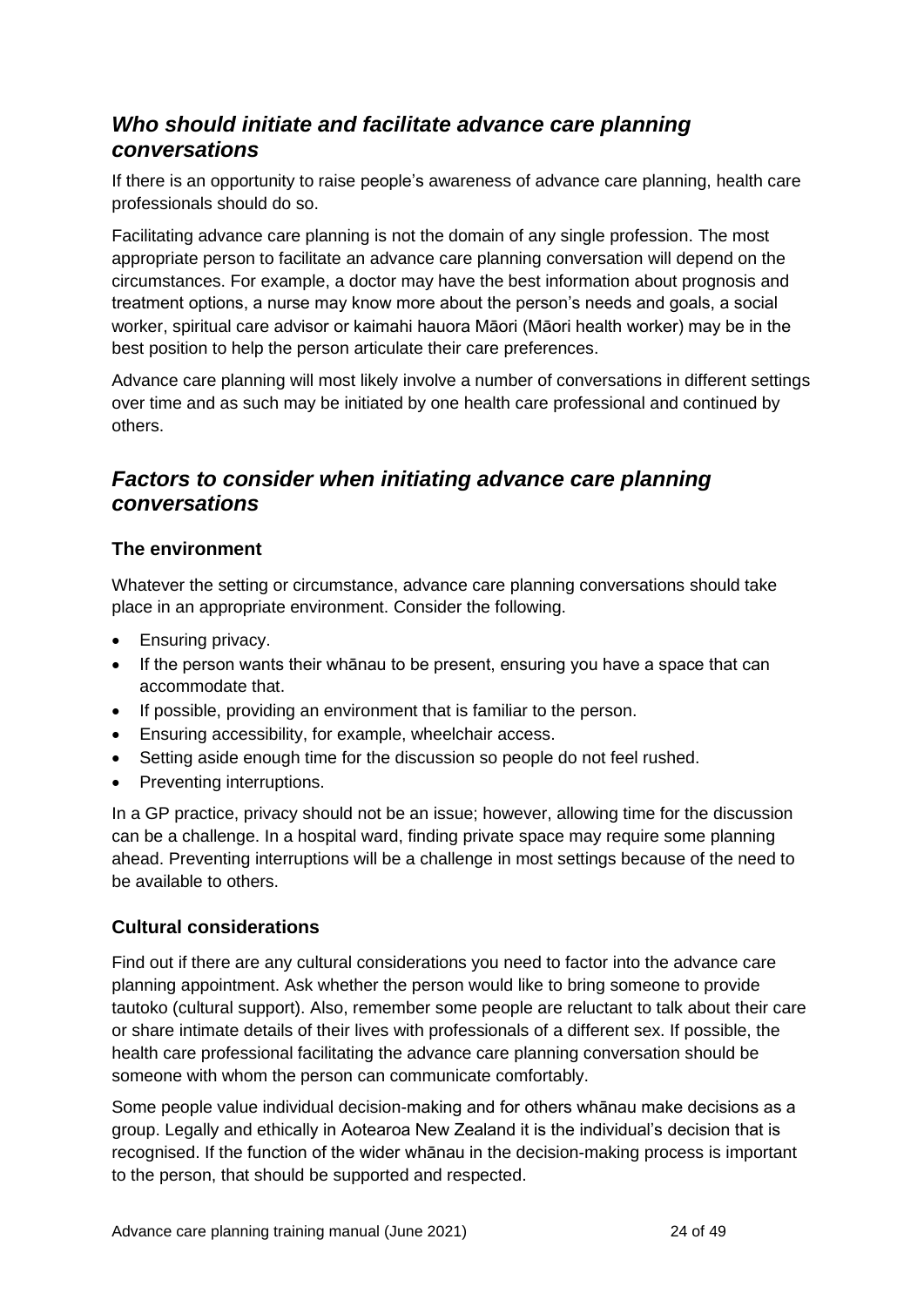## *Who should initiate and facilitate advance care planning conversations*

If there is an opportunity to raise people's awareness of advance care planning, health care professionals should do so.

Facilitating advance care planning is not the domain of any single profession. The most appropriate person to facilitate an advance care planning conversation will depend on the circumstances. For example, a doctor may have the best information about prognosis and treatment options, a nurse may know more about the person's needs and goals, a social worker, spiritual care advisor or kaimahi hauora Māori (Māori health worker) may be in the best position to help the person articulate their care preferences.

Advance care planning will most likely involve a number of conversations in different settings over time and as such may be initiated by one health care professional and continued by others.

## *Factors to consider when initiating advance care planning conversations*

### The environment

Whatever the setting or circumstance, advance care planning conversations should take place in an appropriate environment. Consider the following.

- Ensuring privacy.
- If the person wants their whānau to be present, ensuring you have a space that can accommodate that.
- If possible, providing an environment that is familiar to the person.
- Ensuring accessibility, for example, wheelchair access.
- Setting aside enough time for the discussion so people do not feel rushed.
- Preventing interruptions.

In a GP practice, privacy should not be an issue; however, allowing time for the discussion can be a challenge. In a hospital ward, finding private space may require some planning ahead. Preventing interruptions will be a challenge in most settings because of the need to be available to others.

### Cultural considerations

Find out if there are any cultural considerations you need to factor into the advance care planning appointment. Ask whether the person would like to bring someone to provide tautoko (cultural support). Also, remember some people are reluctant to talk about their care or share intimate details of their lives with professionals of a different sex. If possible, the health care professional facilitating the advance care planning conversation should be someone with whom the person can communicate comfortably.

Some people value individual decision-making and for others whānau make decisions as a group. Legally and ethically in Aotearoa New Zealand it is the individual's decision that is recognised. If the function of the wider whānau in the decision-making process is important to the person, that should be supported and respected.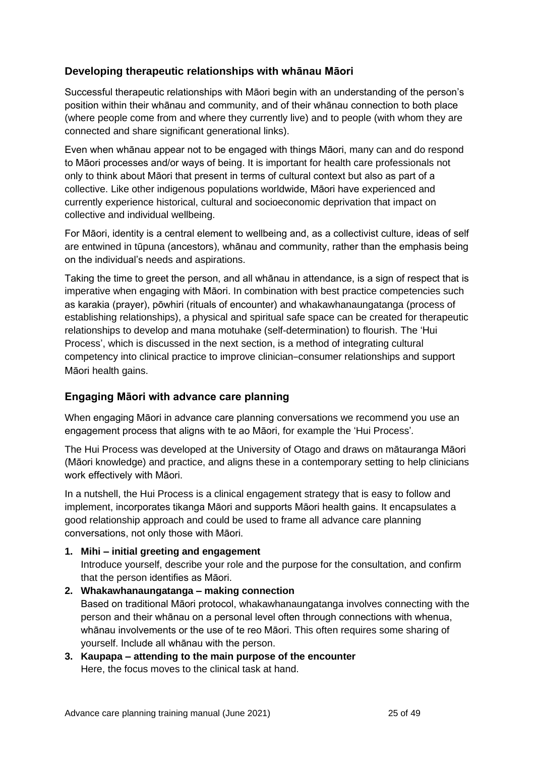## Developing therapeutic relationships with whānau Māori

Successful therapeutic relationships with Māori begin with an understanding of the person's position within their whānau and community, and of their whānau connection to both place (where people come from and where they currently live) and to people (with whom they are connected and share significant generational links).

Even when whānau appear not to be engaged with things Māori, many can and do respond to Māori processes and/or ways of being. It is important for health care professionals not only to think about Māori that present in terms of cultural context but also as part of a collective. Like other indigenous populations worldwide, Māori have experienced and currently experience historical, cultural and socioeconomic deprivation that impact on collective and individual wellbeing.

For Māori, identity is a central element to wellbeing and, as a collectivist culture, ideas of self are entwined in tūpuna (ancestors), whānau and community, rather than the emphasis being on the individual's needs and aspirations.

Taking the time to greet the person, and all whānau in attendance, is a sign of respect that is imperative when engaging with Māori. In combination with best practice competencies such as karakia (prayer), pōwhiri (rituals of encounter) and whakawhanaungatanga (process of establishing relationships), a physical and spiritual safe space can be created for therapeutic relationships to develop and mana motuhake (self-determination) to flourish. The 'Hui Process', which is discussed in the next section, is a method of integrating cultural competency into clinical practice to improve clinician–consumer relationships and support Māori health gains.

## Engaging Māori with advance care planning

When engaging Māori in advance care planning conversations we recommend you use an engagement process that aligns with te ao Māori, for example the 'Hui Process'.

The Hui Process was developed at the University of Otago and draws on mātauranga Māori (Māori knowledge) and practice, and aligns these in a contemporary setting to help clinicians work effectively with Māori.

In a nutshell, the Hui Process is a clinical engagement strategy that is easy to follow and implement, incorporates tikanga Māori and supports Māori health gains. It encapsulates a good relationship approach and could be used to frame all advance care planning conversations, not only those with Māori.

1. **Mihi – initial greeting and engagement**
   Introduce yourself, describe your role and the purpose for the consultation, and confirm that the person identifies as Māori.
2. **Whakawhanaungatanga – making connection**
   Based on traditional Māori protocol, whakawhanaungatanga involves connecting with the person and their whānau on a personal level often through connections with whenua, whānau involvements or the use of te reo Māori. This often requires some sharing of yourself. Include all whānau with the person.
3. **Kaupapa – attending to the main purpose of the encounter**
   Here, the focus moves to the clinical task at hand.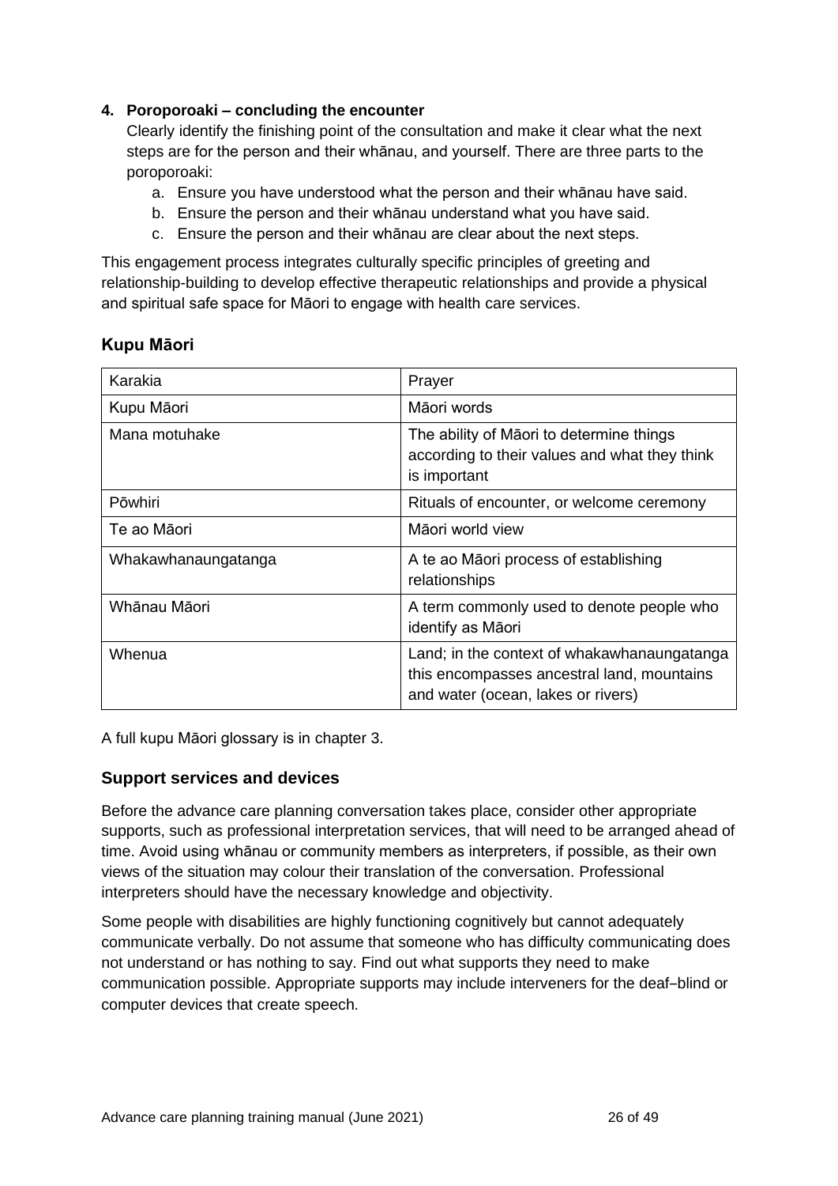4. **Poroporoaki – concluding the encounter**

   Clearly identify the finishing point of the consultation and make it clear what the next steps are for the person and their whānau, and yourself. There are three parts to the poroporoaki:

   a. Ensure you have understood what the person and their whānau have said.
   b. Ensure the person and their whānau understand what you have said.
   c. Ensure the person and their whānau are clear about the next steps.

This engagement process integrates culturally specific principles of greeting and relationship-building to develop effective therapeutic relationships and provide a physical and spiritual safe space for Māori to engage with health care services.

### Kupu Māori

| Karakia | Prayer |
|---|---|
| Kupu Māori | Māori words |
| Mana motuhake | The ability of Māori to determine things according to their values and what they think is important |
| Pōwhiri | Rituals of encounter, or welcome ceremony |
| Te ao Māori | Māori world view |
| Whakawhanaungatanga | A te ao Māori process of establishing relationships |
| Whānau Māori | A term commonly used to denote people who identify as Māori |
| Whenua | Land; in the context of whakawhanaungatanga this encompasses ancestral land, mountains and water (ocean, lakes or rivers) |

A full kupu Māori glossary is in chapter 3.

### Support services and devices

Before the advance care planning conversation takes place, consider other appropriate supports, such as professional interpretation services, that will need to be arranged ahead of time. Avoid using whānau or community members as interpreters, if possible, as their own views of the situation may colour their translation of the conversation. Professional interpreters should have the necessary knowledge and objectivity.

Some people with disabilities are highly functioning cognitively but cannot adequately communicate verbally. Do not assume that someone who has difficulty communicating does not understand or has nothing to say. Find out what supports they need to make communication possible. Appropriate supports may include interveners for the deaf–blind or computer devices that create speech.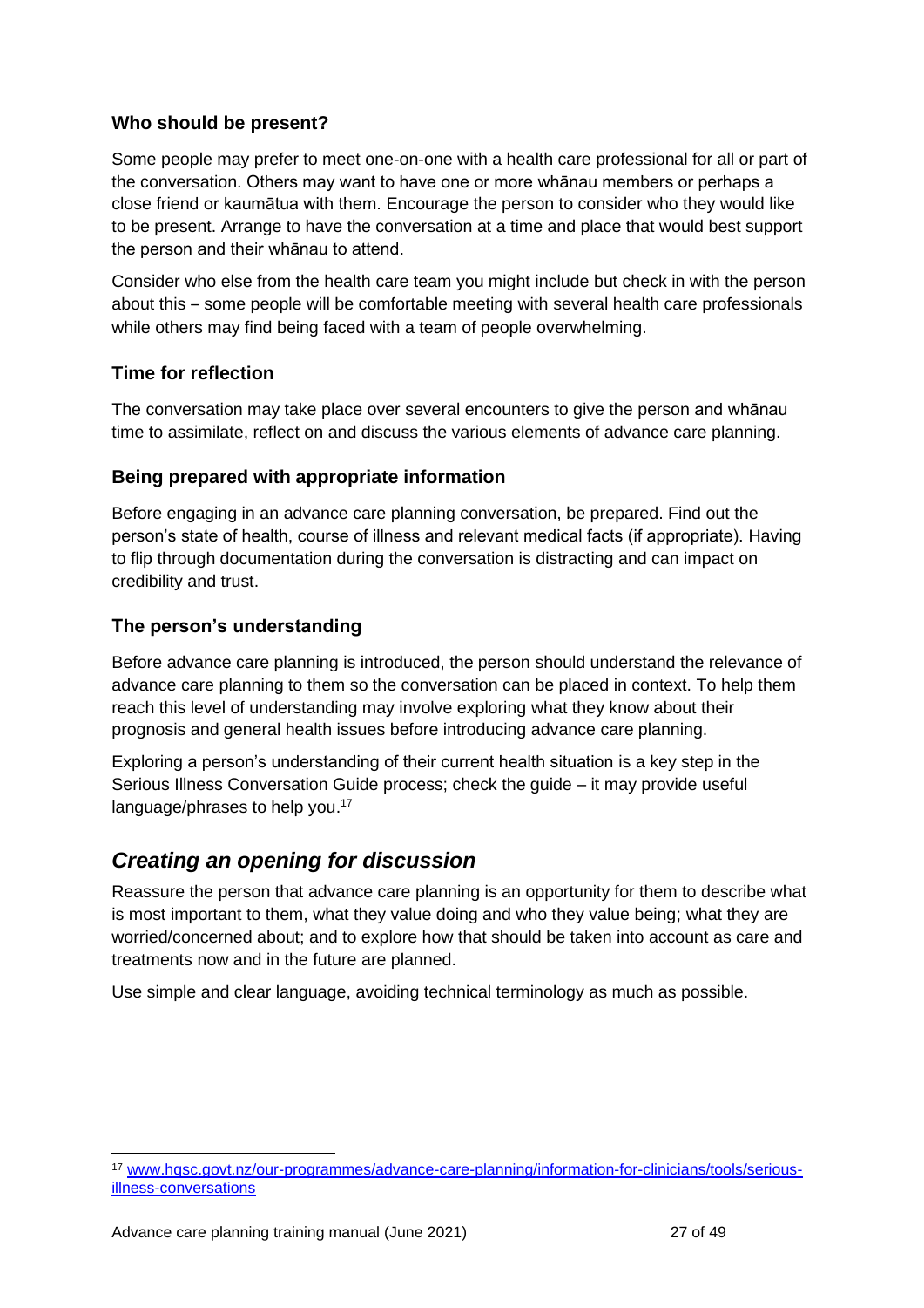### Who should be present?

Some people may prefer to meet one-on-one with a health care professional for all or part of the conversation. Others may want to have one or more whānau members or perhaps a close friend or kaumātua with them. Encourage the person to consider who they would like to be present. Arrange to have the conversation at a time and place that would best support the person and their whānau to attend.

Consider who else from the health care team you might include but check in with the person about this – some people will be comfortable meeting with several health care professionals while others may find being faced with a team of people overwhelming.

### Time for reflection

The conversation may take place over several encounters to give the person and whānau time to assimilate, reflect on and discuss the various elements of advance care planning.

### Being prepared with appropriate information

Before engaging in an advance care planning conversation, be prepared. Find out the person's state of health, course of illness and relevant medical facts (if appropriate). Having to flip through documentation during the conversation is distracting and can impact on credibility and trust.

### The person's understanding

Before advance care planning is introduced, the person should understand the relevance of advance care planning to them so the conversation can be placed in context. To help them reach this level of understanding may involve exploring what they know about their prognosis and general health issues before introducing advance care planning.

Exploring a person's understanding of their current health situation is a key step in the Serious Illness Conversation Guide process; check the guide – it may provide useful language/phrases to help you.[17]

## *Creating an opening for discussion*

Reassure the person that advance care planning is an opportunity for them to describe what is most important to them, what they value doing and who they value being; what they are worried/concerned about; and to explore how that should be taken into account as care and treatments now and in the future are planned.

Use simple and clear language, avoiding technical terminology as much as possible.

---

[17] www.hqsc.govt.nz/our-programmes/advance-care-planning/information-for-clinicians/tools/serious-illness-conversations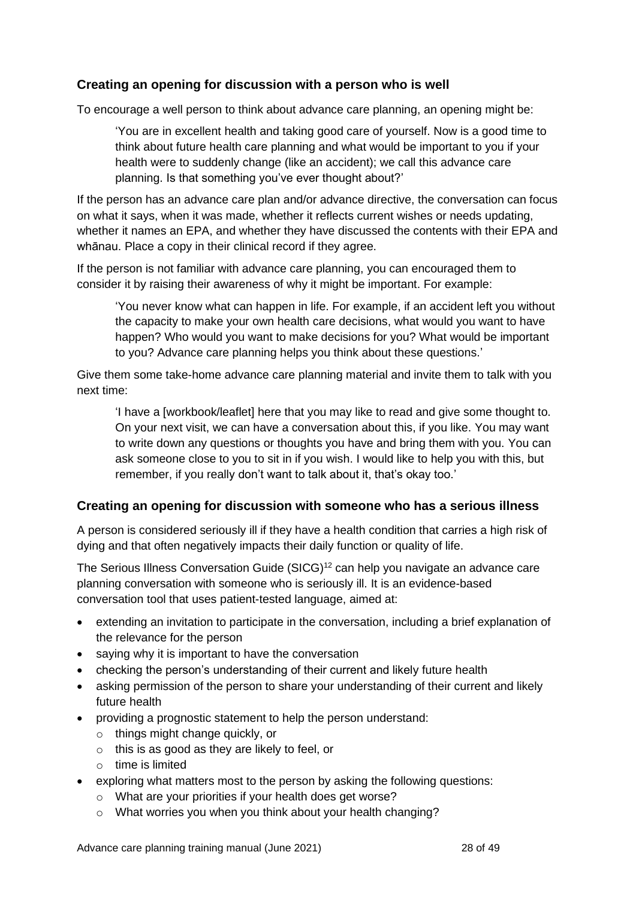### Creating an opening for discussion with a person who is well

To encourage a well person to think about advance care planning, an opening might be:

> 'You are in excellent health and taking good care of yourself. Now is a good time to think about future health care planning and what would be important to you if your health were to suddenly change (like an accident); we call this advance care planning. Is that something you've ever thought about?'

If the person has an advance care plan and/or advance directive, the conversation can focus on what it says, when it was made, whether it reflects current wishes or needs updating, whether it names an EPA, and whether they have discussed the contents with their EPA and whānau. Place a copy in their clinical record if they agree.

If the person is not familiar with advance care planning, you can encouraged them to consider it by raising their awareness of why it might be important. For example:

> 'You never know what can happen in life. For example, if an accident left you without the capacity to make your own health care decisions, what would you want to have happen? Who would you want to make decisions for you? What would be important to you? Advance care planning helps you think about these questions.'

Give them some take-home advance care planning material and invite them to talk with you next time:

> 'I have a [workbook/leaflet] here that you may like to read and give some thought to. On your next visit, we can have a conversation about this, if you like. You may want to write down any questions or thoughts you have and bring them with you. You can ask someone close to you to sit in if you wish. I would like to help you with this, but remember, if you really don't want to talk about it, that's okay too.'

### Creating an opening for discussion with someone who has a serious illness

A person is considered seriously ill if they have a health condition that carries a high risk of dying and that often negatively impacts their daily function or quality of life.

The Serious Illness Conversation Guide (SICG)[12] can help you navigate an advance care planning conversation with someone who is seriously ill. It is an evidence-based conversation tool that uses patient-tested language, aimed at:

- extending an invitation to participate in the conversation, including a brief explanation of the relevance for the person
- saying why it is important to have the conversation
- checking the person's understanding of their current and likely future health
- asking permission of the person to share your understanding of their current and likely future health
- providing a prognostic statement to help the person understand:
  - things might change quickly, or
  - this is as good as they are likely to feel, or
  - time is limited
- exploring what matters most to the person by asking the following questions:
  - What are your priorities if your health does get worse?
  - What worries you when you think about your health changing?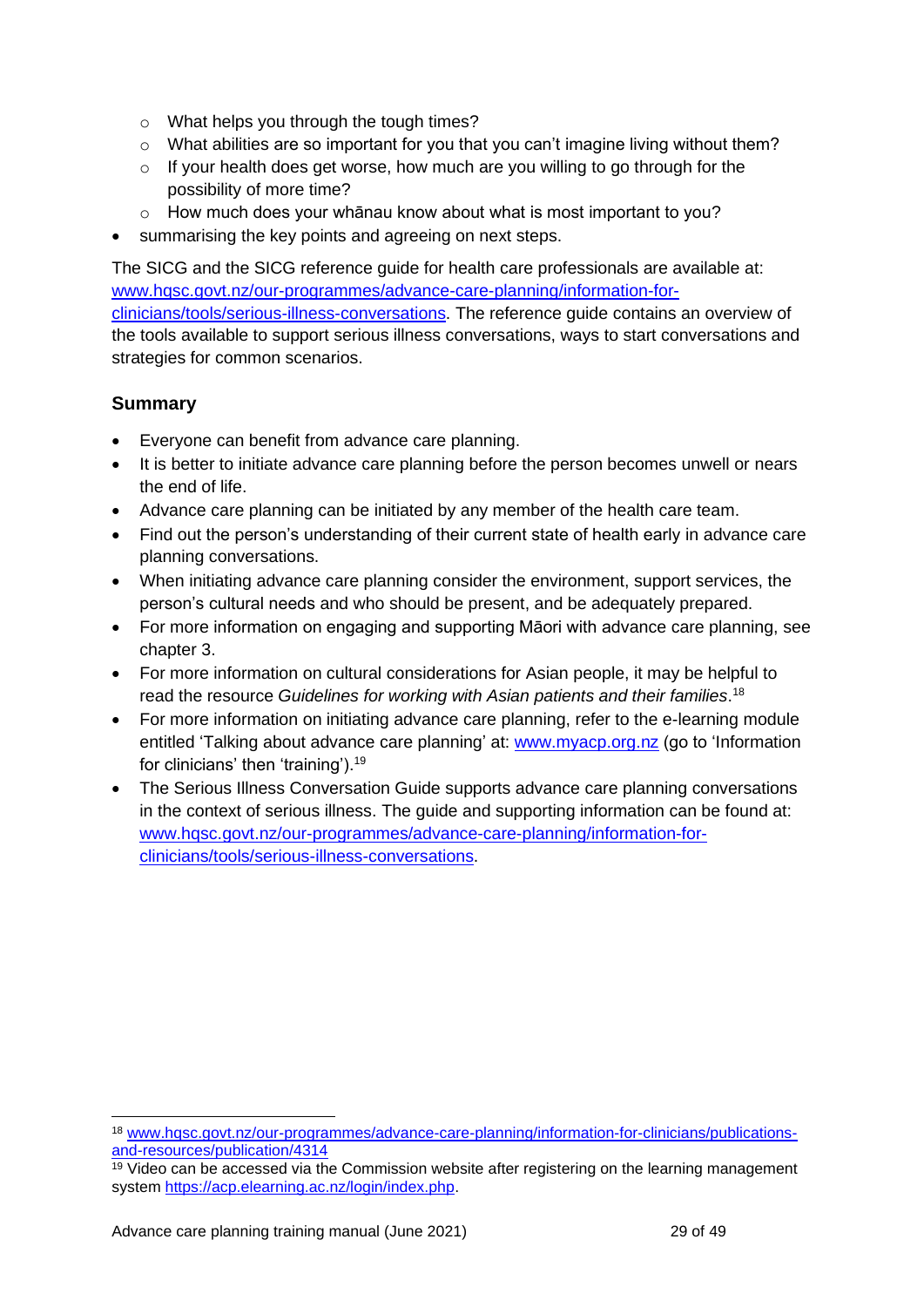- What helps you through the tough times?
  - What abilities are so important for you that you can't imagine living without them?
  - If your health does get worse, how much are you willing to go through for the possibility of more time?
  - How much does your whānau know about what is most important to you?
- summarising the key points and agreeing on next steps.

The SICG and the SICG reference guide for health care professionals are available at: www.hqsc.govt.nz/our-programmes/advance-care-planning/information-for-clinicians/tools/serious-illness-conversations. The reference guide contains an overview of the tools available to support serious illness conversations, ways to start conversations and strategies for common scenarios.

### Summary

- Everyone can benefit from advance care planning.
- It is better to initiate advance care planning before the person becomes unwell or nears the end of life.
- Advance care planning can be initiated by any member of the health care team.
- Find out the person's understanding of their current state of health early in advance care planning conversations.
- When initiating advance care planning consider the environment, support services, the person's cultural needs and who should be present, and be adequately prepared.
- For more information on engaging and supporting Māori with advance care planning, see chapter 3.
- For more information on cultural considerations for Asian people, it may be helpful to read the resource *Guidelines for working with Asian patients and their families*.[18]
- For more information on initiating advance care planning, refer to the e-learning module entitled 'Talking about advance care planning' at: www.myacp.org.nz (go to 'Information for clinicians' then 'training').[19]
- The Serious Illness Conversation Guide supports advance care planning conversations in the context of serious illness. The guide and supporting information can be found at: www.hqsc.govt.nz/our-programmes/advance-care-planning/information-for-clinicians/tools/serious-illness-conversations.

---

[18] www.hqsc.govt.nz/our-programmes/advance-care-planning/information-for-clinicians/publications-and-resources/publication/4314

[19] Video can be accessed via the Commission website after registering on the learning management system https://acp.elearning.ac.nz/login/index.php.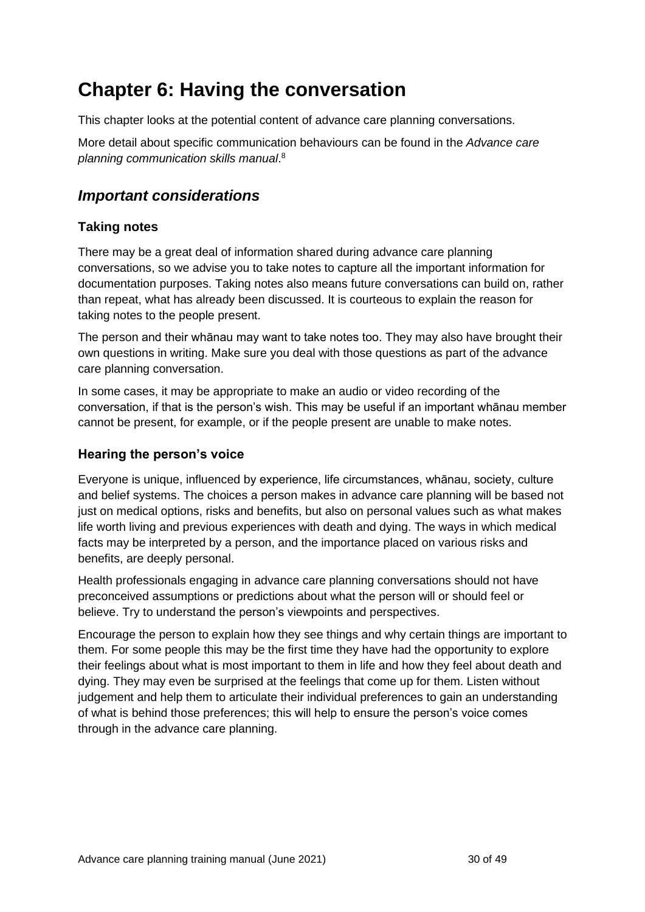# Chapter 6: Having the conversation

This chapter looks at the potential content of advance care planning conversations.

More detail about specific communication behaviours can be found in the *Advance care planning communication skills manual*.[8]

## *Important considerations*

### Taking notes

There may be a great deal of information shared during advance care planning conversations, so we advise you to take notes to capture all the important information for documentation purposes. Taking notes also means future conversations can build on, rather than repeat, what has already been discussed. It is courteous to explain the reason for taking notes to the people present.

The person and their whānau may want to take notes too. They may also have brought their own questions in writing. Make sure you deal with those questions as part of the advance care planning conversation.

In some cases, it may be appropriate to make an audio or video recording of the conversation, if that is the person's wish. This may be useful if an important whānau member cannot be present, for example, or if the people present are unable to make notes.

### Hearing the person's voice

Everyone is unique, influenced by experience, life circumstances, whānau, society, culture and belief systems. The choices a person makes in advance care planning will be based not just on medical options, risks and benefits, but also on personal values such as what makes life worth living and previous experiences with death and dying. The ways in which medical facts may be interpreted by a person, and the importance placed on various risks and benefits, are deeply personal.

Health professionals engaging in advance care planning conversations should not have preconceived assumptions or predictions about what the person will or should feel or believe. Try to understand the person's viewpoints and perspectives.

Encourage the person to explain how they see things and why certain things are important to them. For some people this may be the first time they have had the opportunity to explore their feelings about what is most important to them in life and how they feel about death and dying. They may even be surprised at the feelings that come up for them. Listen without judgement and help them to articulate their individual preferences to gain an understanding of what is behind those preferences; this will help to ensure the person's voice comes through in the advance care planning.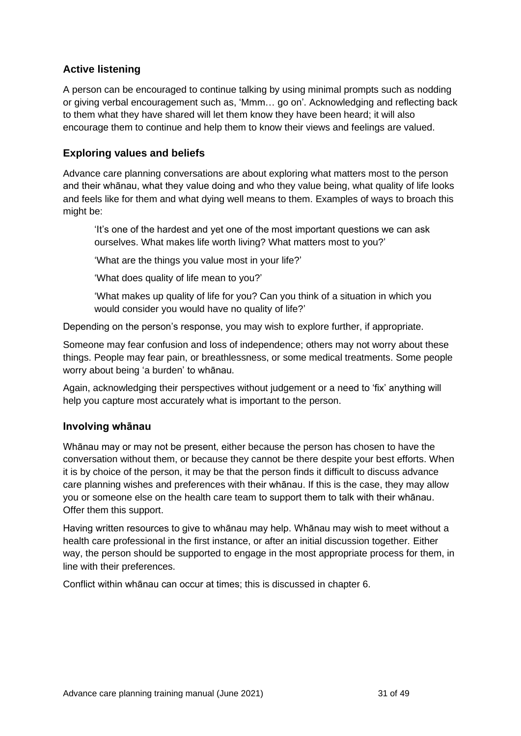### Active listening

A person can be encouraged to continue talking by using minimal prompts such as nodding or giving verbal encouragement such as, 'Mmm… go on'. Acknowledging and reflecting back to them what they have shared will let them know they have been heard; it will also encourage them to continue and help them to know their views and feelings are valued.

### Exploring values and beliefs

Advance care planning conversations are about exploring what matters most to the person and their whānau, what they value doing and who they value being, what quality of life looks and feels like for them and what dying well means to them. Examples of ways to broach this might be:

> 'It's one of the hardest and yet one of the most important questions we can ask ourselves. What makes life worth living? What matters most to you?'
>
> 'What are the things you value most in your life?'
>
> 'What does quality of life mean to you?'
>
> 'What makes up quality of life for you? Can you think of a situation in which you would consider you would have no quality of life?'

Depending on the person's response, you may wish to explore further, if appropriate.

Someone may fear confusion and loss of independence; others may not worry about these things. People may fear pain, or breathlessness, or some medical treatments. Some people worry about being 'a burden' to whānau.

Again, acknowledging their perspectives without judgement or a need to 'fix' anything will help you capture most accurately what is important to the person.

### Involving whānau

Whānau may or may not be present, either because the person has chosen to have the conversation without them, or because they cannot be there despite your best efforts. When it is by choice of the person, it may be that the person finds it difficult to discuss advance care planning wishes and preferences with their whānau. If this is the case, they may allow you or someone else on the health care team to support them to talk with their whānau. Offer them this support.

Having written resources to give to whānau may help. Whānau may wish to meet without a health care professional in the first instance, or after an initial discussion together. Either way, the person should be supported to engage in the most appropriate process for them, in line with their preferences.

Conflict within whānau can occur at times; this is discussed in chapter 6.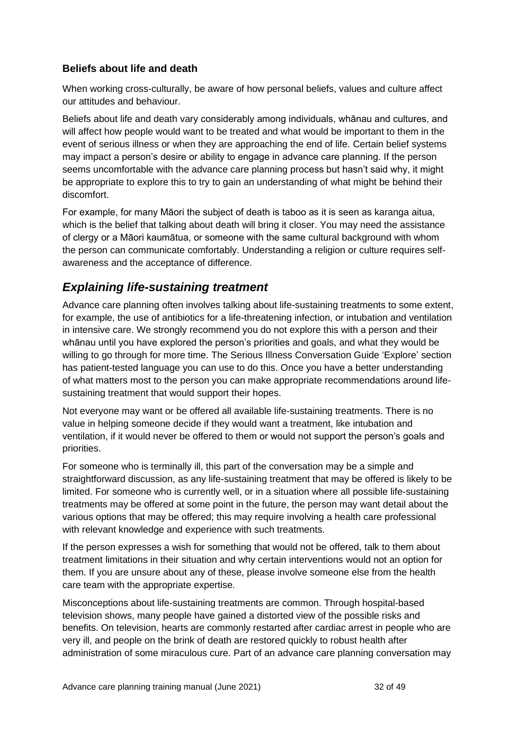### Beliefs about life and death

When working cross-culturally, be aware of how personal beliefs, values and culture affect our attitudes and behaviour.

Beliefs about life and death vary considerably among individuals, whānau and cultures, and will affect how people would want to be treated and what would be important to them in the event of serious illness or when they are approaching the end of life. Certain belief systems may impact a person's desire or ability to engage in advance care planning. If the person seems uncomfortable with the advance care planning process but hasn't said why, it might be appropriate to explore this to try to gain an understanding of what might be behind their discomfort.

For example, for many Māori the subject of death is taboo as it is seen as karanga aitua, which is the belief that talking about death will bring it closer. You may need the assistance of clergy or a Māori kaumātua, or someone with the same cultural background with whom the person can communicate comfortably. Understanding a religion or culture requires self-awareness and the acceptance of difference.

## *Explaining life-sustaining treatment*

Advance care planning often involves talking about life-sustaining treatments to some extent, for example, the use of antibiotics for a life-threatening infection, or intubation and ventilation in intensive care. We strongly recommend you do not explore this with a person and their whānau until you have explored the person's priorities and goals, and what they would be willing to go through for more time. The Serious Illness Conversation Guide 'Explore' section has patient-tested language you can use to do this. Once you have a better understanding of what matters most to the person you can make appropriate recommendations around life-sustaining treatment that would support their hopes.

Not everyone may want or be offered all available life-sustaining treatments. There is no value in helping someone decide if they would want a treatment, like intubation and ventilation, if it would never be offered to them or would not support the person's goals and priorities.

For someone who is terminally ill, this part of the conversation may be a simple and straightforward discussion, as any life-sustaining treatment that may be offered is likely to be limited. For someone who is currently well, or in a situation where all possible life-sustaining treatments may be offered at some point in the future, the person may want detail about the various options that may be offered; this may require involving a health care professional with relevant knowledge and experience with such treatments.

If the person expresses a wish for something that would not be offered, talk to them about treatment limitations in their situation and why certain interventions would not an option for them. If you are unsure about any of these, please involve someone else from the health care team with the appropriate expertise.

Misconceptions about life-sustaining treatments are common. Through hospital-based television shows, many people have gained a distorted view of the possible risks and benefits. On television, hearts are commonly restarted after cardiac arrest in people who are very ill, and people on the brink of death are restored quickly to robust health after administration of some miraculous cure. Part of an advance care planning conversation may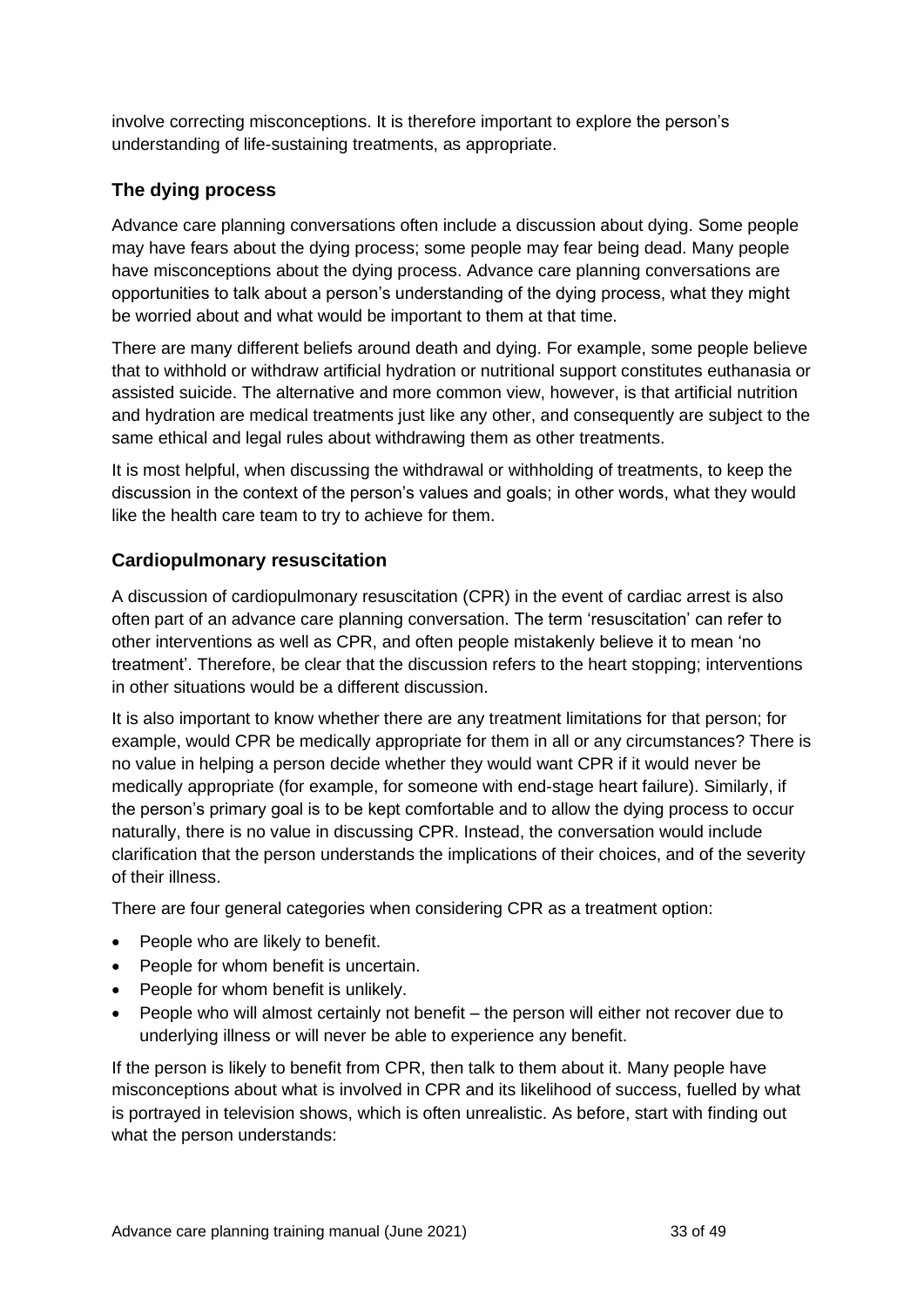involve correcting misconceptions. It is therefore important to explore the person's understanding of life-sustaining treatments, as appropriate.

### The dying process

Advance care planning conversations often include a discussion about dying. Some people may have fears about the dying process; some people may fear being dead. Many people have misconceptions about the dying process. Advance care planning conversations are opportunities to talk about a person's understanding of the dying process, what they might be worried about and what would be important to them at that time.

There are many different beliefs around death and dying. For example, some people believe that to withhold or withdraw artificial hydration or nutritional support constitutes euthanasia or assisted suicide. The alternative and more common view, however, is that artificial nutrition and hydration are medical treatments just like any other, and consequently are subject to the same ethical and legal rules about withdrawing them as other treatments.

It is most helpful, when discussing the withdrawal or withholding of treatments, to keep the discussion in the context of the person's values and goals; in other words, what they would like the health care team to try to achieve for them.

### Cardiopulmonary resuscitation

A discussion of cardiopulmonary resuscitation (CPR) in the event of cardiac arrest is also often part of an advance care planning conversation. The term 'resuscitation' can refer to other interventions as well as CPR, and often people mistakenly believe it to mean 'no treatment'. Therefore, be clear that the discussion refers to the heart stopping; interventions in other situations would be a different discussion.

It is also important to know whether there are any treatment limitations for that person; for example, would CPR be medically appropriate for them in all or any circumstances? There is no value in helping a person decide whether they would want CPR if it would never be medically appropriate (for example, for someone with end-stage heart failure). Similarly, if the person's primary goal is to be kept comfortable and to allow the dying process to occur naturally, there is no value in discussing CPR. Instead, the conversation would include clarification that the person understands the implications of their choices, and of the severity of their illness.

There are four general categories when considering CPR as a treatment option:

- People who are likely to benefit.
- People for whom benefit is uncertain.
- People for whom benefit is unlikely.
- People who will almost certainly not benefit – the person will either not recover due to underlying illness or will never be able to experience any benefit.

If the person is likely to benefit from CPR, then talk to them about it. Many people have misconceptions about what is involved in CPR and its likelihood of success, fuelled by what is portrayed in television shows, which is often unrealistic. As before, start with finding out what the person understands: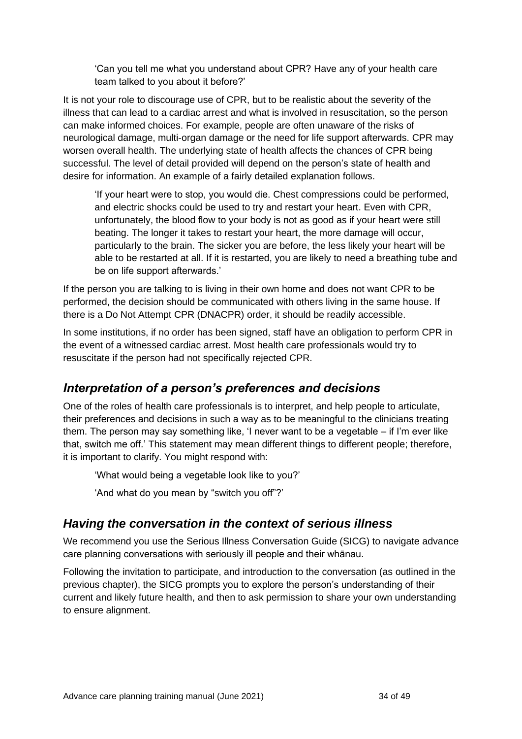> 'Can you tell me what you understand about CPR? Have any of your health care team talked to you about it before?'

It is not your role to discourage use of CPR, but to be realistic about the severity of the illness that can lead to a cardiac arrest and what is involved in resuscitation, so the person can make informed choices. For example, people are often unaware of the risks of neurological damage, multi-organ damage or the need for life support afterwards. CPR may worsen overall health. The underlying state of health affects the chances of CPR being successful. The level of detail provided will depend on the person's state of health and desire for information. An example of a fairly detailed explanation follows.

> 'If your heart were to stop, you would die. Chest compressions could be performed, and electric shocks could be used to try and restart your heart. Even with CPR, unfortunately, the blood flow to your body is not as good as if your heart were still beating. The longer it takes to restart your heart, the more damage will occur, particularly to the brain. The sicker you are before, the less likely your heart will be able to be restarted at all. If it is restarted, you are likely to need a breathing tube and be on life support afterwards.'

If the person you are talking to is living in their own home and does not want CPR to be performed, the decision should be communicated with others living in the same house. If there is a Do Not Attempt CPR (DNACPR) order, it should be readily accessible.

In some institutions, if no order has been signed, staff have an obligation to perform CPR in the event of a witnessed cardiac arrest. Most health care professionals would try to resuscitate if the person had not specifically rejected CPR.

## *Interpretation of a person's preferences and decisions*

One of the roles of health care professionals is to interpret, and help people to articulate, their preferences and decisions in such a way as to be meaningful to the clinicians treating them. The person may say something like, 'I never want to be a vegetable – if I'm ever like that, switch me off.' This statement may mean different things to different people; therefore, it is important to clarify. You might respond with:

> 'What would being a vegetable look like to you?'
>
> 'And what do you mean by "switch you off"?'

## *Having the conversation in the context of serious illness*

We recommend you use the Serious Illness Conversation Guide (SICG) to navigate advance care planning conversations with seriously ill people and their whānau.

Following the invitation to participate, and introduction to the conversation (as outlined in the previous chapter), the SICG prompts you to explore the person's understanding of their current and likely future health, and then to ask permission to share your own understanding to ensure alignment.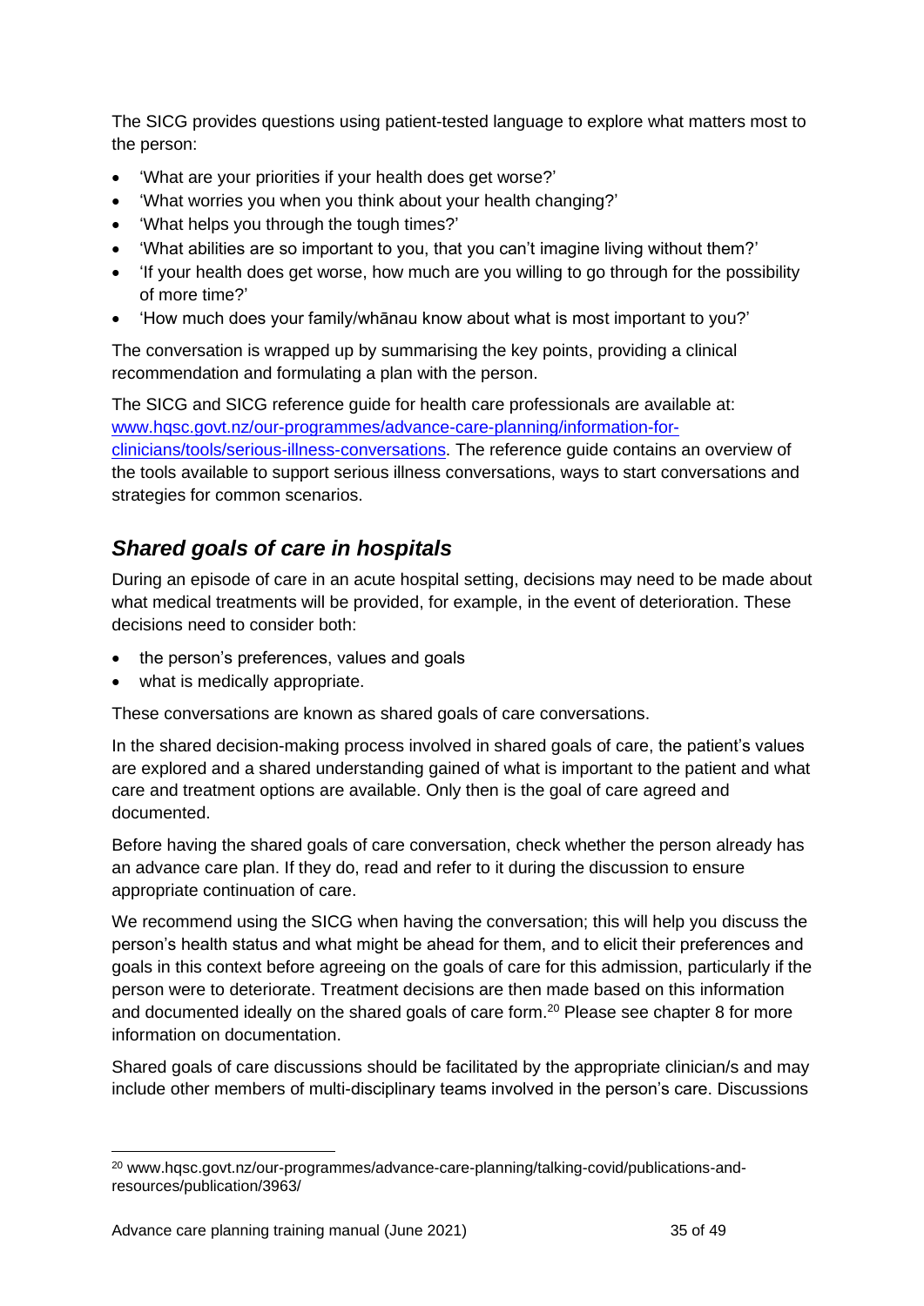The SICG provides questions using patient-tested language to explore what matters most to the person:

- 'What are your priorities if your health does get worse?'
- 'What worries you when you think about your health changing?'
- 'What helps you through the tough times?'
- 'What abilities are so important to you, that you can't imagine living without them?'
- 'If your health does get worse, how much are you willing to go through for the possibility of more time?'
- 'How much does your family/whānau know about what is most important to you?'

The conversation is wrapped up by summarising the key points, providing a clinical recommendation and formulating a plan with the person.

The SICG and SICG reference guide for health care professionals are available at: [www.hqsc.govt.nz/our-programmes/advance-care-planning/information-for-clinicians/tools/serious-illness-conversations](www.hqsc.govt.nz/our-programmes/advance-care-planning/information-for-clinicians/tools/serious-illness-conversations). The reference guide contains an overview of the tools available to support serious illness conversations, ways to start conversations and strategies for common scenarios.

## *Shared goals of care in hospitals*

During an episode of care in an acute hospital setting, decisions may need to be made about what medical treatments will be provided, for example, in the event of deterioration. These decisions need to consider both:

- the person's preferences, values and goals
- what is medically appropriate.

These conversations are known as shared goals of care conversations.

In the shared decision-making process involved in shared goals of care, the patient's values are explored and a shared understanding gained of what is important to the patient and what care and treatment options are available. Only then is the goal of care agreed and documented.

Before having the shared goals of care conversation, check whether the person already has an advance care plan. If they do, read and refer to it during the discussion to ensure appropriate continuation of care.

We recommend using the SICG when having the conversation; this will help you discuss the person's health status and what might be ahead for them, and to elicit their preferences and goals in this context before agreeing on the goals of care for this admission, particularly if the person were to deteriorate. Treatment decisions are then made based on this information and documented ideally on the shared goals of care form.[20] Please see chapter 8 for more information on documentation.

Shared goals of care discussions should be facilitated by the appropriate clinician/s and may include other members of multi-disciplinary teams involved in the person's care. Discussions

[20] www.hqsc.govt.nz/our-programmes/advance-care-planning/talking-covid/publications-and-resources/publication/3963/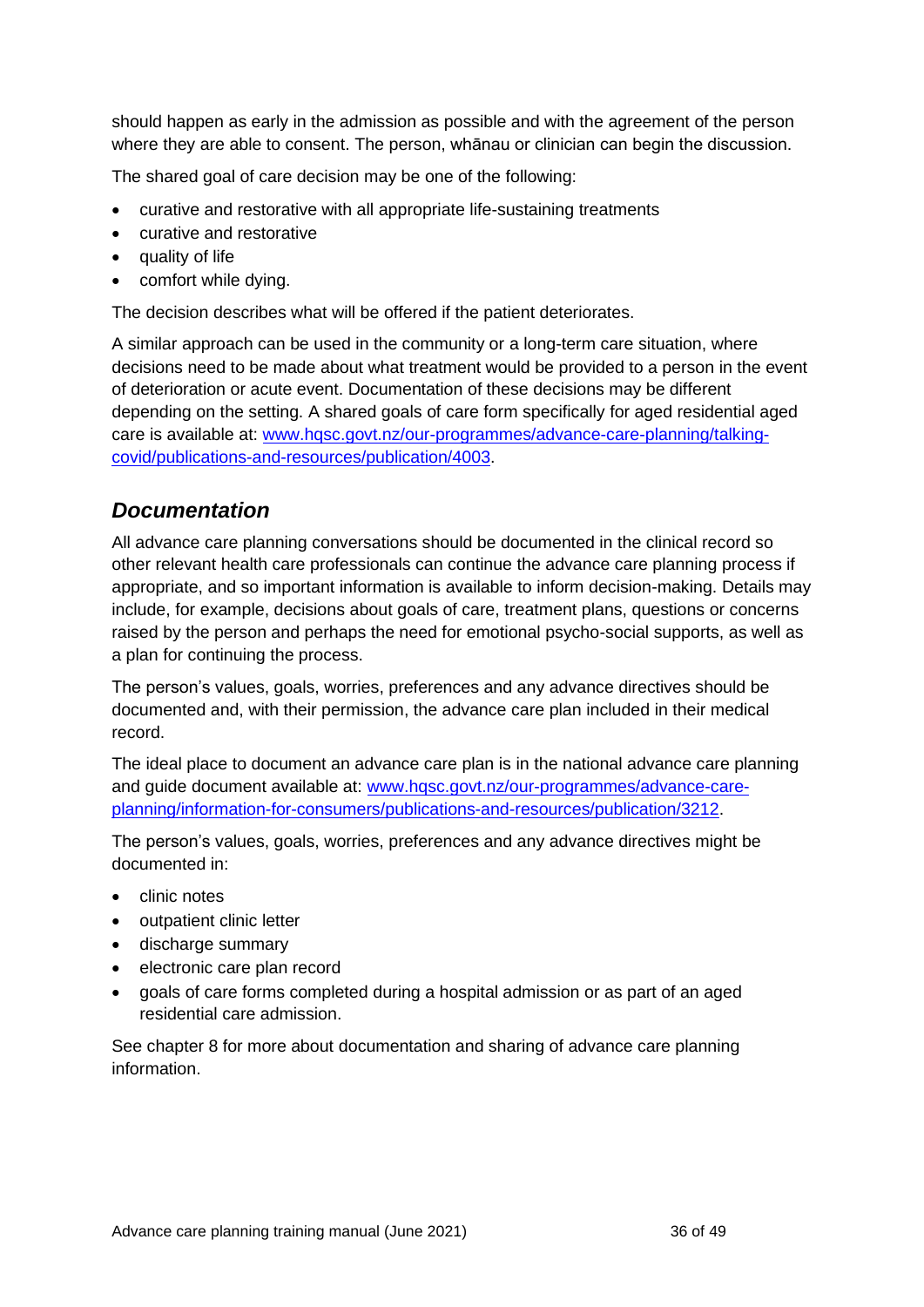should happen as early in the admission as possible and with the agreement of the person where they are able to consent. The person, whānau or clinician can begin the discussion.

The shared goal of care decision may be one of the following:

- curative and restorative with all appropriate life-sustaining treatments
- curative and restorative
- quality of life
- comfort while dying.

The decision describes what will be offered if the patient deteriorates.

A similar approach can be used in the community or a long-term care situation, where decisions need to be made about what treatment would be provided to a person in the event of deterioration or acute event. Documentation of these decisions may be different depending on the setting. A shared goals of care form specifically for aged residential aged care is available at: [www.hqsc.govt.nz/our-programmes/advance-care-planning/talking-covid/publications-and-resources/publication/4003](www.hqsc.govt.nz/our-programmes/advance-care-planning/talking-covid/publications-and-resources/publication/4003).

## *Documentation*

All advance care planning conversations should be documented in the clinical record so other relevant health care professionals can continue the advance care planning process if appropriate, and so important information is available to inform decision-making. Details may include, for example, decisions about goals of care, treatment plans, questions or concerns raised by the person and perhaps the need for emotional psycho-social supports, as well as a plan for continuing the process.

The person's values, goals, worries, preferences and any advance directives should be documented and, with their permission, the advance care plan included in their medical record.

The ideal place to document an advance care plan is in the national advance care planning and guide document available at: [www.hqsc.govt.nz/our-programmes/advance-care-planning/information-for-consumers/publications-and-resources/publication/3212](www.hqsc.govt.nz/our-programmes/advance-care-planning/information-for-consumers/publications-and-resources/publication/3212).

The person's values, goals, worries, preferences and any advance directives might be documented in:

- clinic notes
- outpatient clinic letter
- discharge summary
- electronic care plan record
- goals of care forms completed during a hospital admission or as part of an aged residential care admission.

See chapter 8 for more about documentation and sharing of advance care planning information.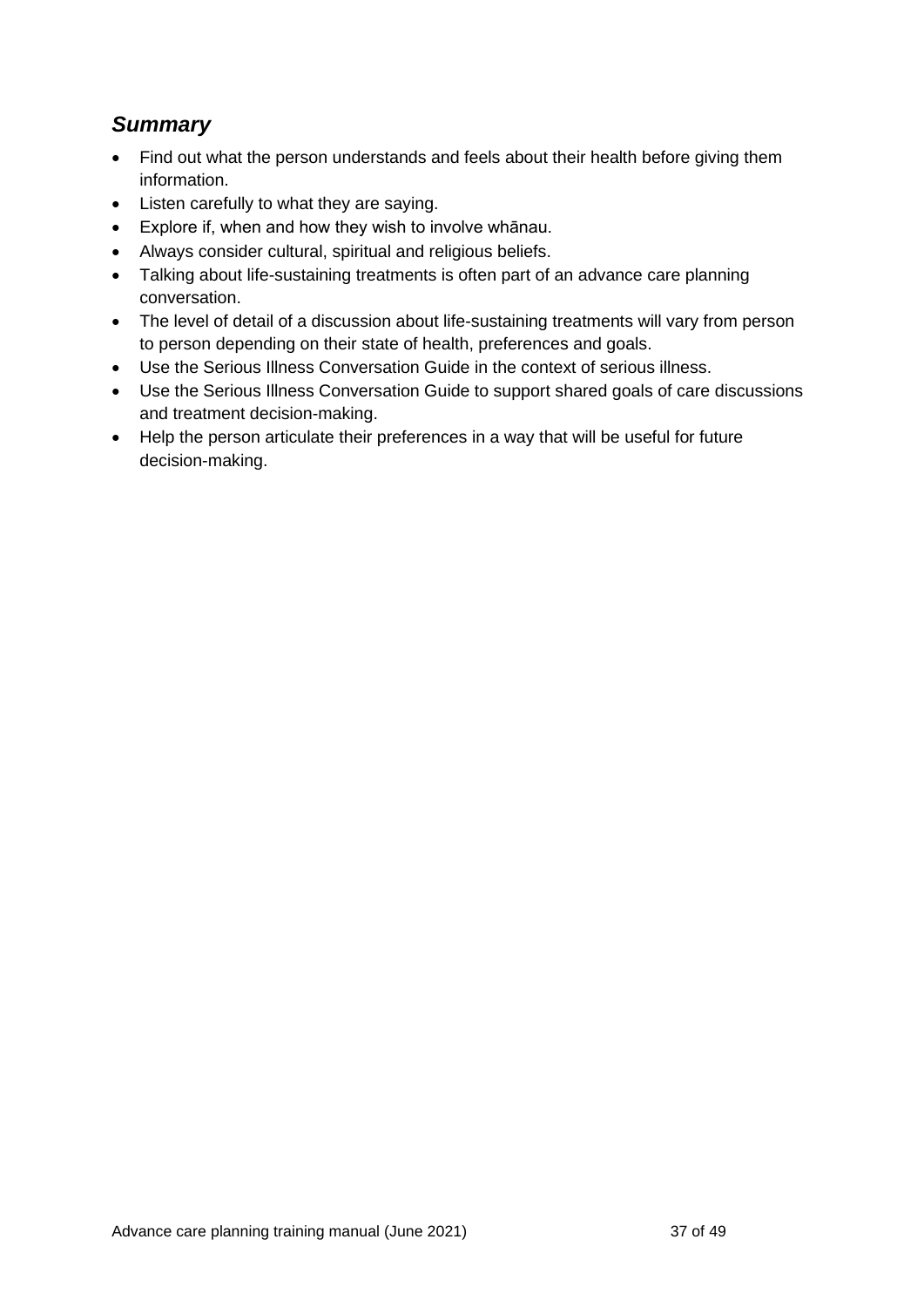## *Summary*

- Find out what the person understands and feels about their health before giving them information.
- Listen carefully to what they are saying.
- Explore if, when and how they wish to involve whānau.
- Always consider cultural, spiritual and religious beliefs.
- Talking about life-sustaining treatments is often part of an advance care planning conversation.
- The level of detail of a discussion about life-sustaining treatments will vary from person to person depending on their state of health, preferences and goals.
- Use the Serious Illness Conversation Guide in the context of serious illness.
- Use the Serious Illness Conversation Guide to support shared goals of care discussions and treatment decision-making.
- Help the person articulate their preferences in a way that will be useful for future decision-making.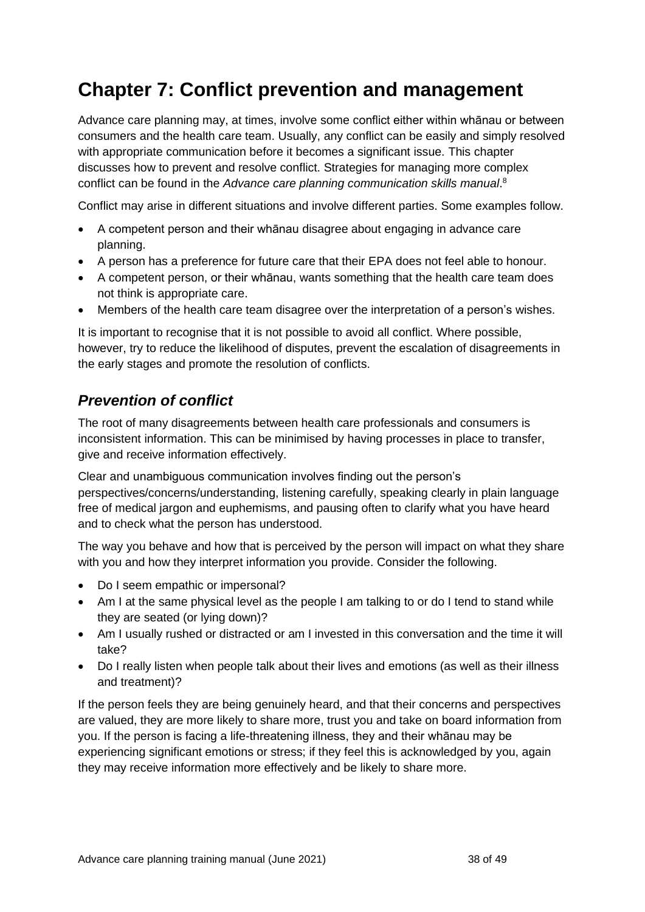# Chapter 7: Conflict prevention and management

Advance care planning may, at times, involve some conflict either within whānau or between consumers and the health care team. Usually, any conflict can be easily and simply resolved with appropriate communication before it becomes a significant issue. This chapter discusses how to prevent and resolve conflict. Strategies for managing more complex conflict can be found in the *Advance care planning communication skills manual*.[8]

Conflict may arise in different situations and involve different parties. Some examples follow.

- A competent person and their whānau disagree about engaging in advance care planning.
- A person has a preference for future care that their EPA does not feel able to honour.
- A competent person, or their whānau, wants something that the health care team does not think is appropriate care.
- Members of the health care team disagree over the interpretation of a person's wishes.

It is important to recognise that it is not possible to avoid all conflict. Where possible, however, try to reduce the likelihood of disputes, prevent the escalation of disagreements in the early stages and promote the resolution of conflicts.

## *Prevention of conflict*

The root of many disagreements between health care professionals and consumers is inconsistent information. This can be minimised by having processes in place to transfer, give and receive information effectively.

Clear and unambiguous communication involves finding out the person's perspectives/concerns/understanding, listening carefully, speaking clearly in plain language free of medical jargon and euphemisms, and pausing often to clarify what you have heard and to check what the person has understood.

The way you behave and how that is perceived by the person will impact on what they share with you and how they interpret information you provide. Consider the following.

- Do I seem empathic or impersonal?
- Am I at the same physical level as the people I am talking to or do I tend to stand while they are seated (or lying down)?
- Am I usually rushed or distracted or am I invested in this conversation and the time it will take?
- Do I really listen when people talk about their lives and emotions (as well as their illness and treatment)?

If the person feels they are being genuinely heard, and that their concerns and perspectives are valued, they are more likely to share more, trust you and take on board information from you. If the person is facing a life-threatening illness, they and their whānau may be experiencing significant emotions or stress; if they feel this is acknowledged by you, again they may receive information more effectively and be likely to share more.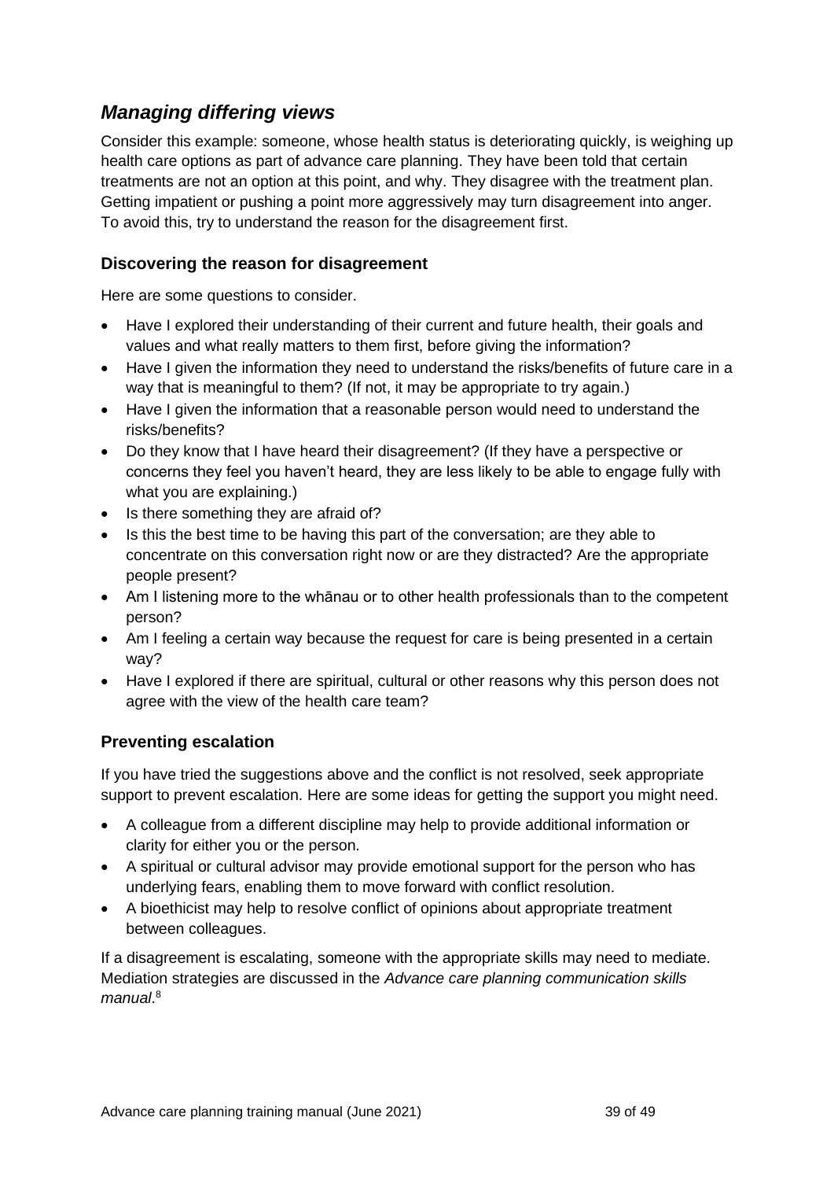## *Managing differing views*

Consider this example: someone, whose health status is deteriorating quickly, is weighing up health care options as part of advance care planning. They have been told that certain treatments are not an option at this point, and why. They disagree with the treatment plan. Getting impatient or pushing a point more aggressively may turn disagreement into anger. To avoid this, try to understand the reason for the disagreement first.

### Discovering the reason for disagreement

Here are some questions to consider.

- Have I explored their understanding of their current and future health, their goals and values and what really matters to them first, before giving the information?
- Have I given the information they need to understand the risks/benefits of future care in a way that is meaningful to them? (If not, it may be appropriate to try again.)
- Have I given the information that a reasonable person would need to understand the risks/benefits?
- Do they know that I have heard their disagreement? (If they have a perspective or concerns they feel you haven't heard, they are less likely to be able to engage fully with what you are explaining.)
- Is there something they are afraid of?
- Is this the best time to be having this part of the conversation; are they able to concentrate on this conversation right now or are they distracted? Are the appropriate people present?
- Am I listening more to the whānau or to other health professionals than to the competent person?
- Am I feeling a certain way because the request for care is being presented in a certain way?
- Have I explored if there are spiritual, cultural or other reasons why this person does not agree with the view of the health care team?

### Preventing escalation

If you have tried the suggestions above and the conflict is not resolved, seek appropriate support to prevent escalation. Here are some ideas for getting the support you might need.

- A colleague from a different discipline may help to provide additional information or clarity for either you or the person.
- A spiritual or cultural advisor may provide emotional support for the person who has underlying fears, enabling them to move forward with conflict resolution.
- A bioethicist may help to resolve conflict of opinions about appropriate treatment between colleagues.

If a disagreement is escalating, someone with the appropriate skills may need to mediate. Mediation strategies are discussed in the *Advance care planning communication skills manual*.[8]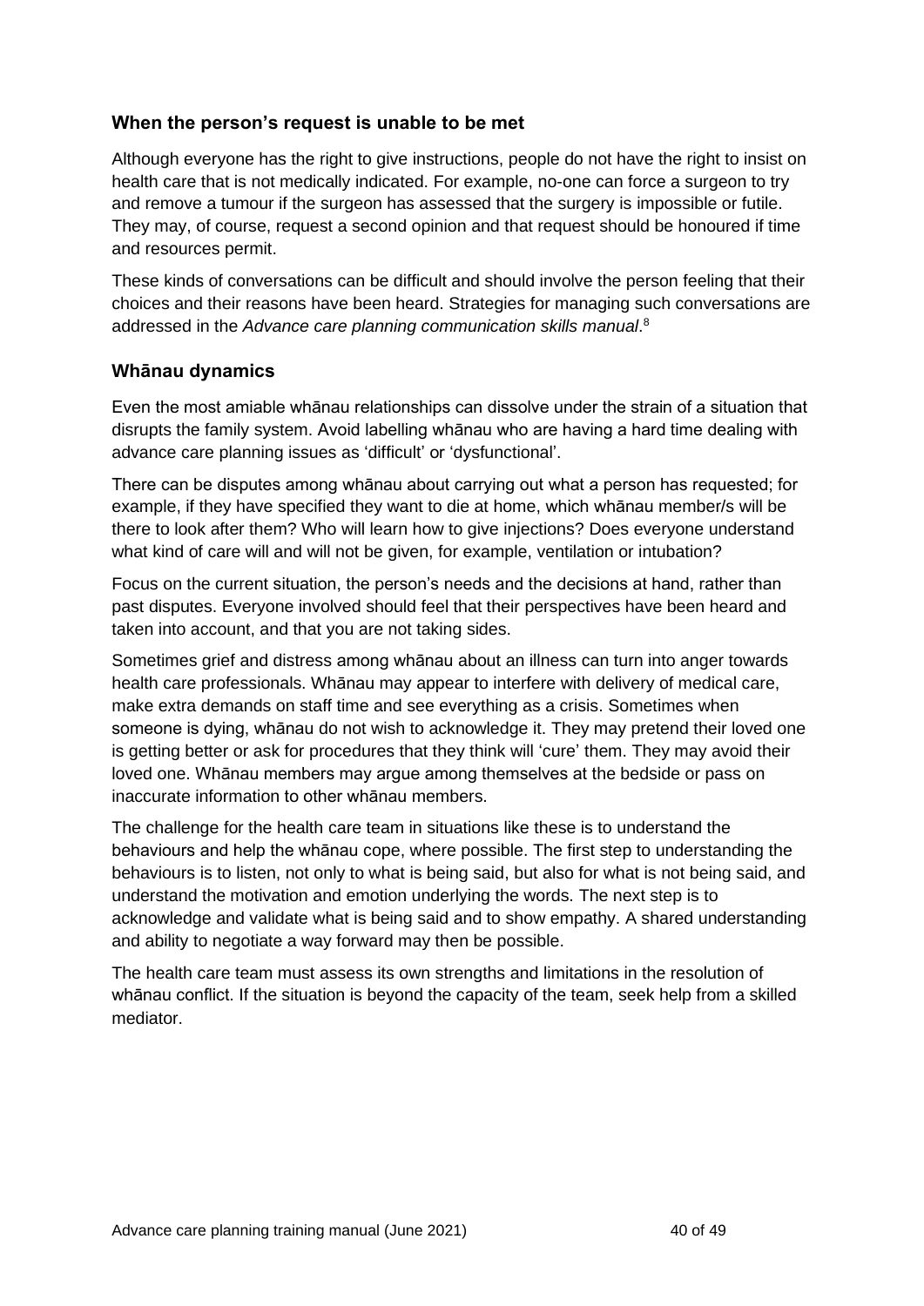### When the person's request is unable to be met

Although everyone has the right to give instructions, people do not have the right to insist on health care that is not medically indicated. For example, no-one can force a surgeon to try and remove a tumour if the surgeon has assessed that the surgery is impossible or futile. They may, of course, request a second opinion and that request should be honoured if time and resources permit.

These kinds of conversations can be difficult and should involve the person feeling that their choices and their reasons have been heard. Strategies for managing such conversations are addressed in the *Advance care planning communication skills manual*.[8]

### Whānau dynamics

Even the most amiable whānau relationships can dissolve under the strain of a situation that disrupts the family system. Avoid labelling whānau who are having a hard time dealing with advance care planning issues as 'difficult' or 'dysfunctional'.

There can be disputes among whānau about carrying out what a person has requested; for example, if they have specified they want to die at home, which whānau member/s will be there to look after them? Who will learn how to give injections? Does everyone understand what kind of care will and will not be given, for example, ventilation or intubation?

Focus on the current situation, the person's needs and the decisions at hand, rather than past disputes. Everyone involved should feel that their perspectives have been heard and taken into account, and that you are not taking sides.

Sometimes grief and distress among whānau about an illness can turn into anger towards health care professionals. Whānau may appear to interfere with delivery of medical care, make extra demands on staff time and see everything as a crisis. Sometimes when someone is dying, whānau do not wish to acknowledge it. They may pretend their loved one is getting better or ask for procedures that they think will 'cure' them. They may avoid their loved one. Whānau members may argue among themselves at the bedside or pass on inaccurate information to other whānau members.

The challenge for the health care team in situations like these is to understand the behaviours and help the whānau cope, where possible. The first step to understanding the behaviours is to listen, not only to what is being said, but also for what is not being said, and understand the motivation and emotion underlying the words. The next step is to acknowledge and validate what is being said and to show empathy. A shared understanding and ability to negotiate a way forward may then be possible.

The health care team must assess its own strengths and limitations in the resolution of whānau conflict. If the situation is beyond the capacity of the team, seek help from a skilled mediator.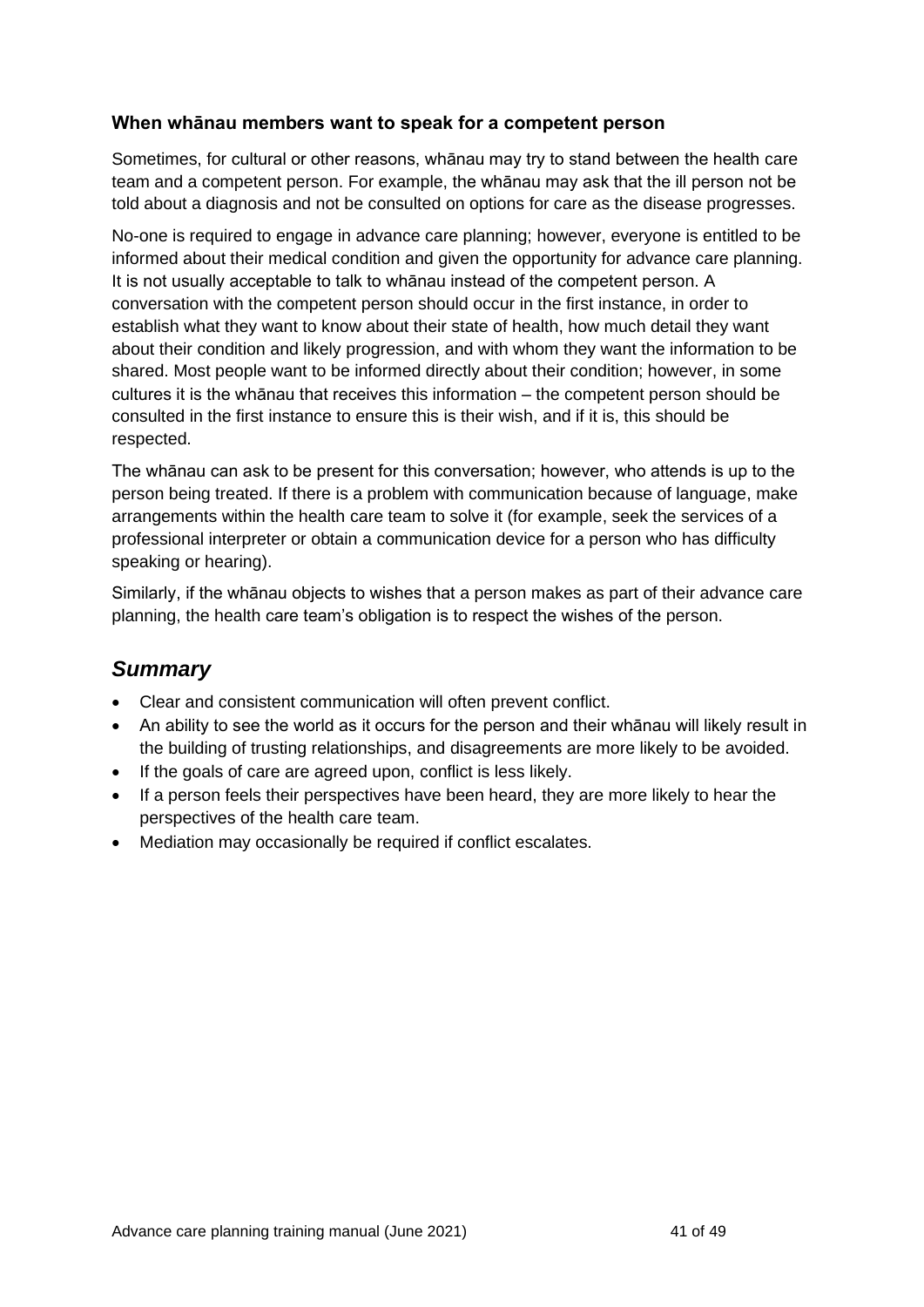### When whānau members want to speak for a competent person

Sometimes, for cultural or other reasons, whānau may try to stand between the health care team and a competent person. For example, the whānau may ask that the ill person not be told about a diagnosis and not be consulted on options for care as the disease progresses.

No-one is required to engage in advance care planning; however, everyone is entitled to be informed about their medical condition and given the opportunity for advance care planning. It is not usually acceptable to talk to whānau instead of the competent person. A conversation with the competent person should occur in the first instance, in order to establish what they want to know about their state of health, how much detail they want about their condition and likely progression, and with whom they want the information to be shared. Most people want to be informed directly about their condition; however, in some cultures it is the whānau that receives this information – the competent person should be consulted in the first instance to ensure this is their wish, and if it is, this should be respected.

The whānau can ask to be present for this conversation; however, who attends is up to the person being treated. If there is a problem with communication because of language, make arrangements within the health care team to solve it (for example, seek the services of a professional interpreter or obtain a communication device for a person who has difficulty speaking or hearing).

Similarly, if the whānau objects to wishes that a person makes as part of their advance care planning, the health care team's obligation is to respect the wishes of the person.

## *Summary*

- Clear and consistent communication will often prevent conflict.
- An ability to see the world as it occurs for the person and their whānau will likely result in the building of trusting relationships, and disagreements are more likely to be avoided.
- If the goals of care are agreed upon, conflict is less likely.
- If a person feels their perspectives have been heard, they are more likely to hear the perspectives of the health care team.
- Mediation may occasionally be required if conflict escalates.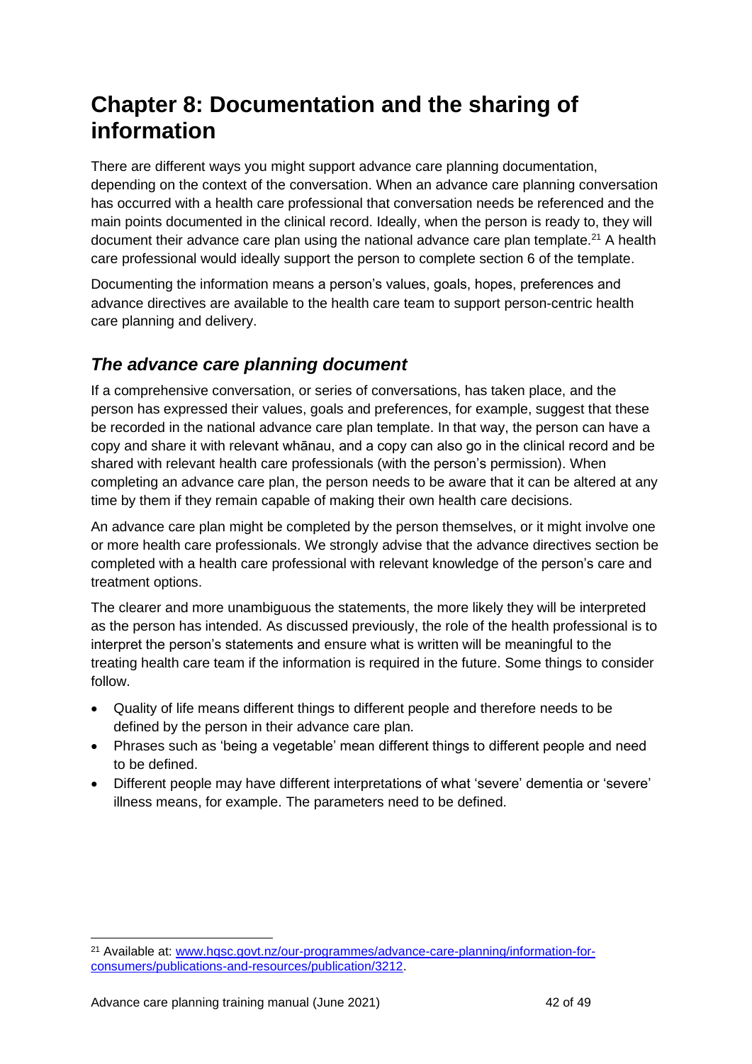# Chapter 8: Documentation and the sharing of information

There are different ways you might support advance care planning documentation, depending on the context of the conversation. When an advance care planning conversation has occurred with a health care professional that conversation needs be referenced and the main points documented in the clinical record. Ideally, when the person is ready to, they will document their advance care plan using the national advance care plan template.[21] A health care professional would ideally support the person to complete section 6 of the template.

Documenting the information means a person's values, goals, hopes, preferences and advance directives are available to the health care team to support person-centric health care planning and delivery.

## *The advance care planning document*

If a comprehensive conversation, or series of conversations, has taken place, and the person has expressed their values, goals and preferences, for example, suggest that these be recorded in the national advance care plan template. In that way, the person can have a copy and share it with relevant whānau, and a copy can also go in the clinical record and be shared with relevant health care professionals (with the person's permission). When completing an advance care plan, the person needs to be aware that it can be altered at any time by them if they remain capable of making their own health care decisions.

An advance care plan might be completed by the person themselves, or it might involve one or more health care professionals. We strongly advise that the advance directives section be completed with a health care professional with relevant knowledge of the person's care and treatment options.

The clearer and more unambiguous the statements, the more likely they will be interpreted as the person has intended. As discussed previously, the role of the health professional is to interpret the person's statements and ensure what is written will be meaningful to the treating health care team if the information is required in the future. Some things to consider follow.

- Quality of life means different things to different people and therefore needs to be defined by the person in their advance care plan.
- Phrases such as 'being a vegetable' mean different things to different people and need to be defined.
- Different people may have different interpretations of what 'severe' dementia or 'severe' illness means, for example. The parameters need to be defined.

---

[21] Available at: www.hqsc.govt.nz/our-programmes/advance-care-planning/information-for-consumers/publications-and-resources/publication/3212.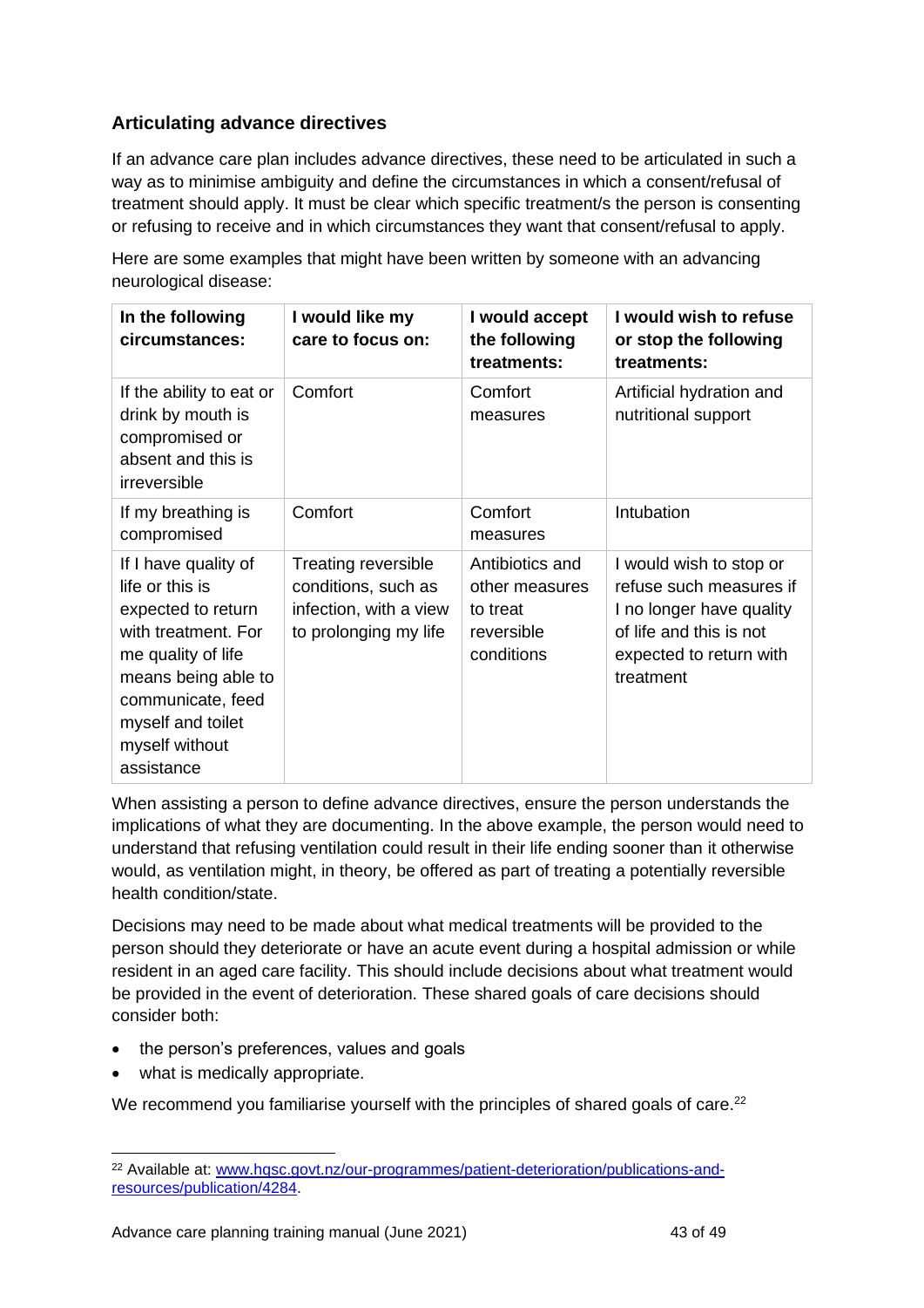### Articulating advance directives

If an advance care plan includes advance directives, these need to be articulated in such a way as to minimise ambiguity and define the circumstances in which a consent/refusal of treatment should apply. It must be clear which specific treatment/s the person is consenting or refusing to receive and in which circumstances they want that consent/refusal to apply.

Here are some examples that might have been written by someone with an advancing neurological disease:

| In the following circumstances: | I would like my care to focus on: | I would accept the following treatments: | I would wish to refuse or stop the following treatments: |
|---|---|---|---|
| If the ability to eat or drink by mouth is compromised or absent and this is irreversible | Comfort | Comfort measures | Artificial hydration and nutritional support |
| If my breathing is compromised | Comfort | Comfort measures | Intubation |
| If I have quality of life or this is expected to return with treatment. For me quality of life means being able to communicate, feed myself and toilet myself without assistance | Treating reversible conditions, such as infection, with a view to prolonging my life | Antibiotics and other measures to treat reversible conditions | I would wish to stop or refuse such measures if I no longer have quality of life and this is not expected to return with treatment |

When assisting a person to define advance directives, ensure the person understands the implications of what they are documenting. In the above example, the person would need to understand that refusing ventilation could result in their life ending sooner than it otherwise would, as ventilation might, in theory, be offered as part of treating a potentially reversible health condition/state.

Decisions may need to be made about what medical treatments will be provided to the person should they deteriorate or have an acute event during a hospital admission or while resident in an aged care facility. This should include decisions about what treatment would be provided in the event of deterioration. These shared goals of care decisions should consider both:

- the person's preferences, values and goals
- what is medically appropriate.

We recommend you familiarise yourself with the principles of shared goals of care.[22]

[22] Available at: www.hqsc.govt.nz/our-programmes/patient-deterioration/publications-and-resources/publication/4284.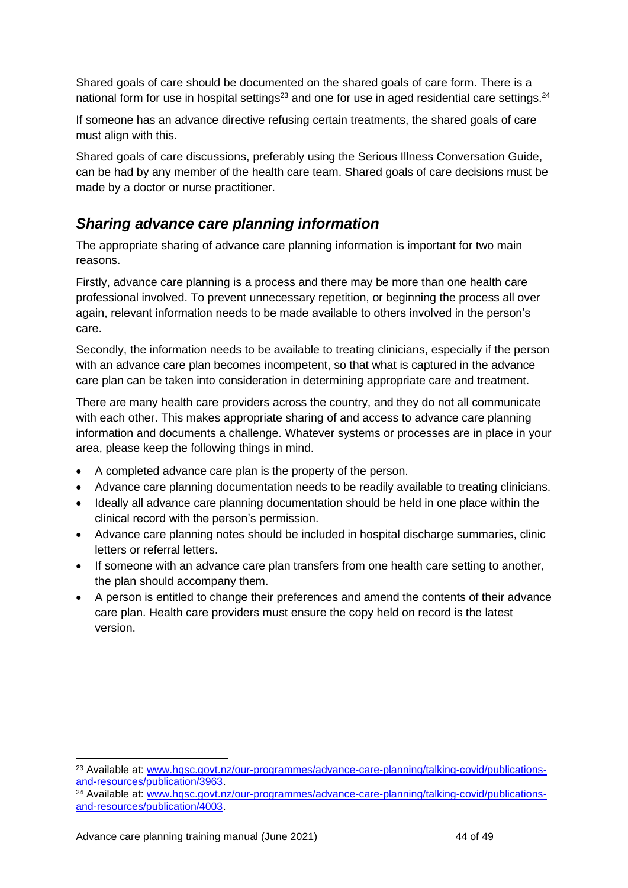Shared goals of care should be documented on the shared goals of care form. There is a national form for use in hospital settings[23] and one for use in aged residential care settings.[24]

If someone has an advance directive refusing certain treatments, the shared goals of care must align with this.

Shared goals of care discussions, preferably using the Serious Illness Conversation Guide, can be had by any member of the health care team. Shared goals of care decisions must be made by a doctor or nurse practitioner.

## *Sharing advance care planning information*

The appropriate sharing of advance care planning information is important for two main reasons.

Firstly, advance care planning is a process and there may be more than one health care professional involved. To prevent unnecessary repetition, or beginning the process all over again, relevant information needs to be made available to others involved in the person's care.

Secondly, the information needs to be available to treating clinicians, especially if the person with an advance care plan becomes incompetent, so that what is captured in the advance care plan can be taken into consideration in determining appropriate care and treatment.

There are many health care providers across the country, and they do not all communicate with each other. This makes appropriate sharing of and access to advance care planning information and documents a challenge. Whatever systems or processes are in place in your area, please keep the following things in mind.

- A completed advance care plan is the property of the person.
- Advance care planning documentation needs to be readily available to treating clinicians.
- Ideally all advance care planning documentation should be held in one place within the clinical record with the person's permission.
- Advance care planning notes should be included in hospital discharge summaries, clinic letters or referral letters.
- If someone with an advance care plan transfers from one health care setting to another, the plan should accompany them.
- A person is entitled to change their preferences and amend the contents of their advance care plan. Health care providers must ensure the copy held on record is the latest version.

---

[23] Available at: www.hqsc.govt.nz/our-programmes/advance-care-planning/talking-covid/publications-and-resources/publication/3963.

[24] Available at: www.hqsc.govt.nz/our-programmes/advance-care-planning/talking-covid/publications-and-resources/publication/4003.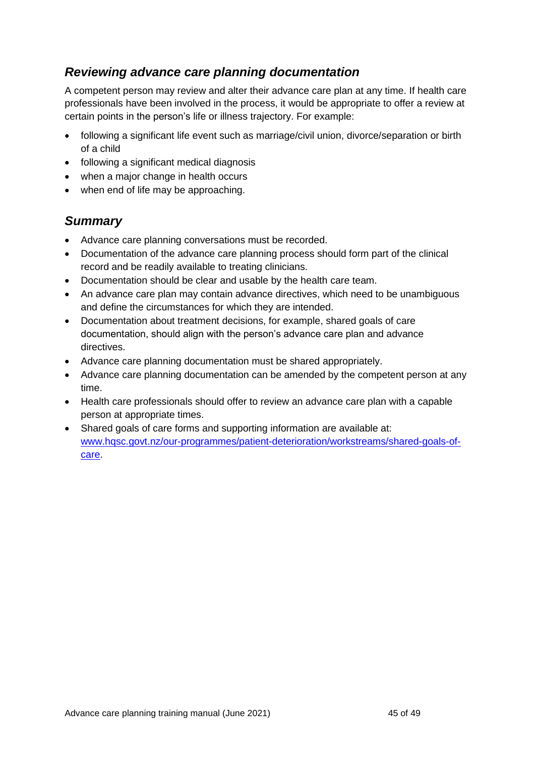## *Reviewing advance care planning documentation*

A competent person may review and alter their advance care plan at any time. If health care professionals have been involved in the process, it would be appropriate to offer a review at certain points in the person's life or illness trajectory. For example:

- following a significant life event such as marriage/civil union, divorce/separation or birth of a child
- following a significant medical diagnosis
- when a major change in health occurs
- when end of life may be approaching.

## *Summary*

- Advance care planning conversations must be recorded.
- Documentation of the advance care planning process should form part of the clinical record and be readily available to treating clinicians.
- Documentation should be clear and usable by the health care team.
- An advance care plan may contain advance directives, which need to be unambiguous and define the circumstances for which they are intended.
- Documentation about treatment decisions, for example, shared goals of care documentation, should align with the person's advance care plan and advance directives.
- Advance care planning documentation must be shared appropriately.
- Advance care planning documentation can be amended by the competent person at any time.
- Health care professionals should offer to review an advance care plan with a capable person at appropriate times.
- Shared goals of care forms and supporting information are available at: [www.hqsc.govt.nz/our-programmes/patient-deterioration/workstreams/shared-goals-of-care](www.hqsc.govt.nz/our-programmes/patient-deterioration/workstreams/shared-goals-of-care).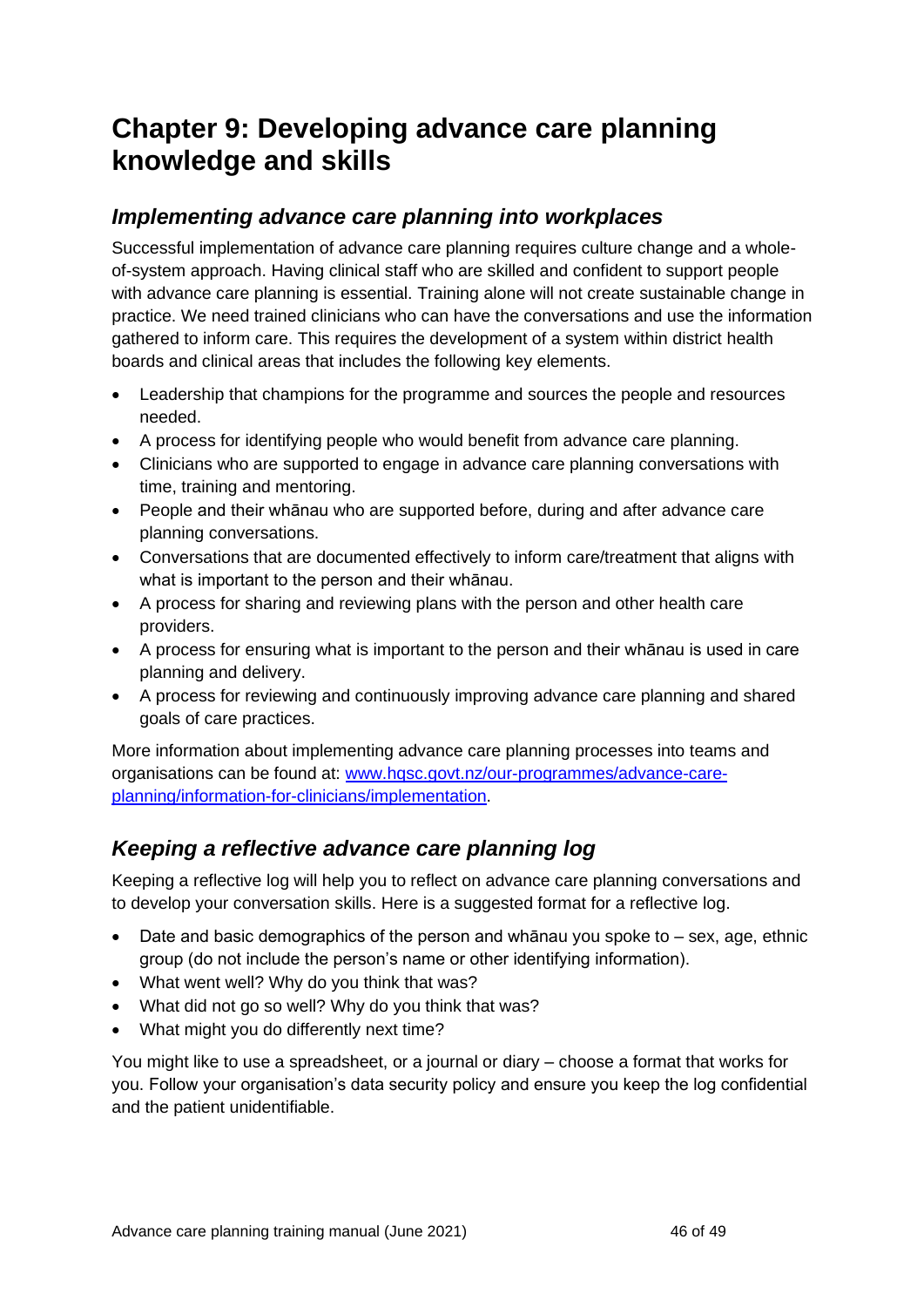# Chapter 9: Developing advance care planning knowledge and skills

## *Implementing advance care planning into workplaces*

Successful implementation of advance care planning requires culture change and a whole-of-system approach. Having clinical staff who are skilled and confident to support people with advance care planning is essential. Training alone will not create sustainable change in practice. We need trained clinicians who can have the conversations and use the information gathered to inform care. This requires the development of a system within district health boards and clinical areas that includes the following key elements.

- Leadership that champions for the programme and sources the people and resources needed.
- A process for identifying people who would benefit from advance care planning.
- Clinicians who are supported to engage in advance care planning conversations with time, training and mentoring.
- People and their whānau who are supported before, during and after advance care planning conversations.
- Conversations that are documented effectively to inform care/treatment that aligns with what is important to the person and their whānau.
- A process for sharing and reviewing plans with the person and other health care providers.
- A process for ensuring what is important to the person and their whānau is used in care planning and delivery.
- A process for reviewing and continuously improving advance care planning and shared goals of care practices.

More information about implementing advance care planning processes into teams and organisations can be found at: [www.hqsc.govt.nz/our-programmes/advance-care-planning/information-for-clinicians/implementation](www.hqsc.govt.nz/our-programmes/advance-care-planning/information-for-clinicians/implementation).

## *Keeping a reflective advance care planning log*

Keeping a reflective log will help you to reflect on advance care planning conversations and to develop your conversation skills. Here is a suggested format for a reflective log.

- Date and basic demographics of the person and whānau you spoke to – sex, age, ethnic group (do not include the person's name or other identifying information).
- What went well? Why do you think that was?
- What did not go so well? Why do you think that was?
- What might you do differently next time?

You might like to use a spreadsheet, or a journal or diary – choose a format that works for you. Follow your organisation's data security policy and ensure you keep the log confidential and the patient unidentifiable.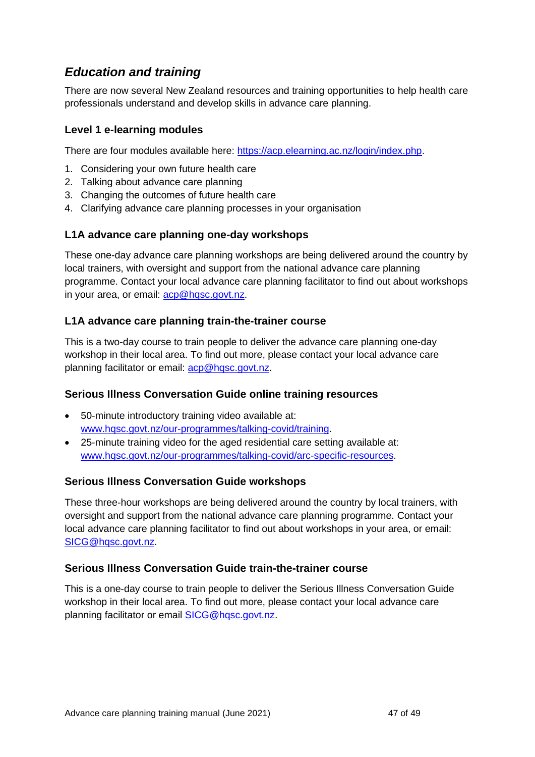## *Education and training*

There are now several New Zealand resources and training opportunities to help health care professionals understand and develop skills in advance care planning.

### Level 1 e-learning modules

There are four modules available here: https://acp.elearning.ac.nz/login/index.php.

1. Considering your own future health care
2. Talking about advance care planning
3. Changing the outcomes of future health care
4. Clarifying advance care planning processes in your organisation

### L1A advance care planning one-day workshops

These one-day advance care planning workshops are being delivered around the country by local trainers, with oversight and support from the national advance care planning programme. Contact your local advance care planning facilitator to find out about workshops in your area, or email: acp@hqsc.govt.nz.

### L1A advance care planning train-the-trainer course

This is a two-day course to train people to deliver the advance care planning one-day workshop in their local area. To find out more, please contact your local advance care planning facilitator or email: acp@hqsc.govt.nz.

### Serious Illness Conversation Guide online training resources

- 50-minute introductory training video available at: www.hqsc.govt.nz/our-programmes/talking-covid/training.
- 25-minute training video for the aged residential care setting available at: www.hqsc.govt.nz/our-programmes/talking-covid/arc-specific-resources.

### Serious Illness Conversation Guide workshops

These three-hour workshops are being delivered around the country by local trainers, with oversight and support from the national advance care planning programme. Contact your local advance care planning facilitator to find out about workshops in your area, or email: SICG@hqsc.govt.nz.

### Serious Illness Conversation Guide train-the-trainer course

This is a one-day course to train people to deliver the Serious Illness Conversation Guide workshop in their local area. To find out more, please contact your local advance care planning facilitator or email SICG@hqsc.govt.nz.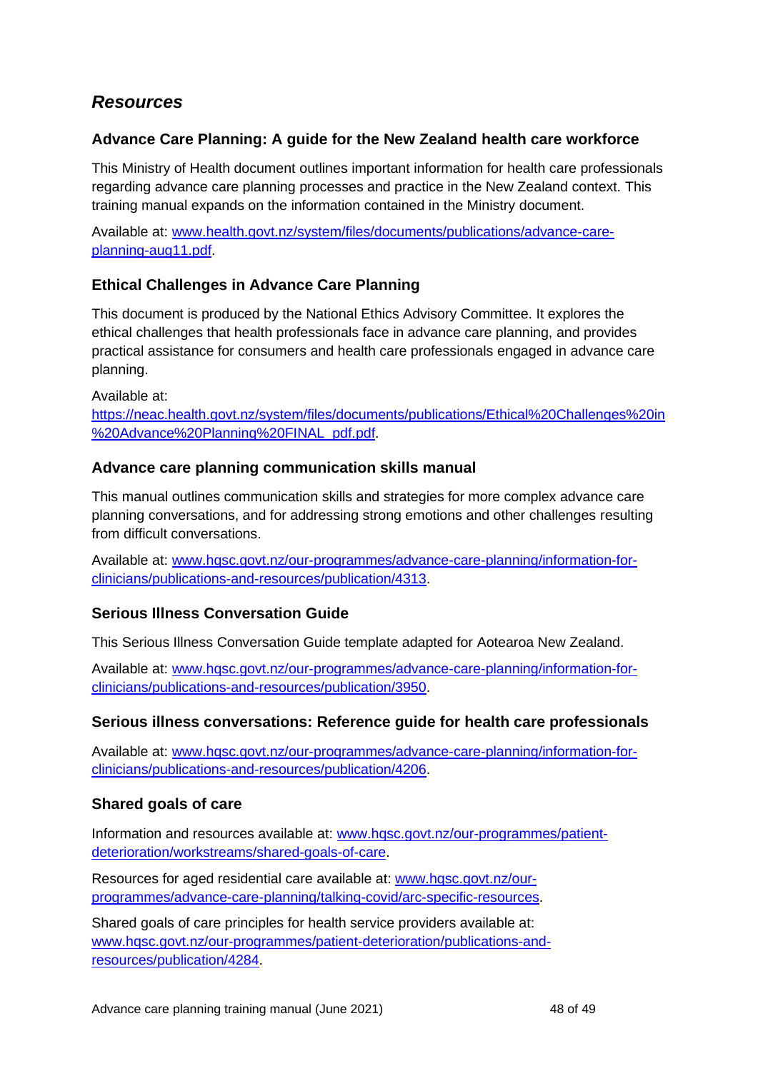## *Resources*

### Advance Care Planning: A guide for the New Zealand health care workforce

This Ministry of Health document outlines important information for health care professionals regarding advance care planning processes and practice in the New Zealand context. This training manual expands on the information contained in the Ministry document.

Available at: [www.health.govt.nz/system/files/documents/publications/advance-care-planning-aug11.pdf](www.health.govt.nz/system/files/documents/publications/advance-care-planning-aug11.pdf).

### Ethical Challenges in Advance Care Planning

This document is produced by the National Ethics Advisory Committee. It explores the ethical challenges that health professionals face in advance care planning, and provides practical assistance for consumers and health care professionals engaged in advance care planning.

Available at:
[https://neac.health.govt.nz/system/files/documents/publications/Ethical%20Challenges%20in%20Advance%20Planning%20FINAL_pdf.pdf](https://neac.health.govt.nz/system/files/documents/publications/Ethical%20Challenges%20in%20Advance%20Planning%20FINAL_pdf.pdf).

### Advance care planning communication skills manual

This manual outlines communication skills and strategies for more complex advance care planning conversations, and for addressing strong emotions and other challenges resulting from difficult conversations.

Available at: [www.hqsc.govt.nz/our-programmes/advance-care-planning/information-for-clinicians/publications-and-resources/publication/4313](www.hqsc.govt.nz/our-programmes/advance-care-planning/information-for-clinicians/publications-and-resources/publication/4313).

### Serious Illness Conversation Guide

This Serious Illness Conversation Guide template adapted for Aotearoa New Zealand.

Available at: [www.hqsc.govt.nz/our-programmes/advance-care-planning/information-for-clinicians/publications-and-resources/publication/3950](www.hqsc.govt.nz/our-programmes/advance-care-planning/information-for-clinicians/publications-and-resources/publication/3950).

### Serious illness conversations: Reference guide for health care professionals

Available at: [www.hqsc.govt.nz/our-programmes/advance-care-planning/information-for-clinicians/publications-and-resources/publication/4206](www.hqsc.govt.nz/our-programmes/advance-care-planning/information-for-clinicians/publications-and-resources/publication/4206).

### Shared goals of care

Information and resources available at: [www.hqsc.govt.nz/our-programmes/patient-deterioration/workstreams/shared-goals-of-care](www.hqsc.govt.nz/our-programmes/patient-deterioration/workstreams/shared-goals-of-care).

Resources for aged residential care available at: [www.hqsc.govt.nz/our-programmes/advance-care-planning/talking-covid/arc-specific-resources](www.hqsc.govt.nz/our-programmes/advance-care-planning/talking-covid/arc-specific-resources).

Shared goals of care principles for health service providers available at: [www.hqsc.govt.nz/our-programmes/patient-deterioration/publications-and-resources/publication/4284](www.hqsc.govt.nz/our-programmes/patient-deterioration/publications-and-resources/publication/4284).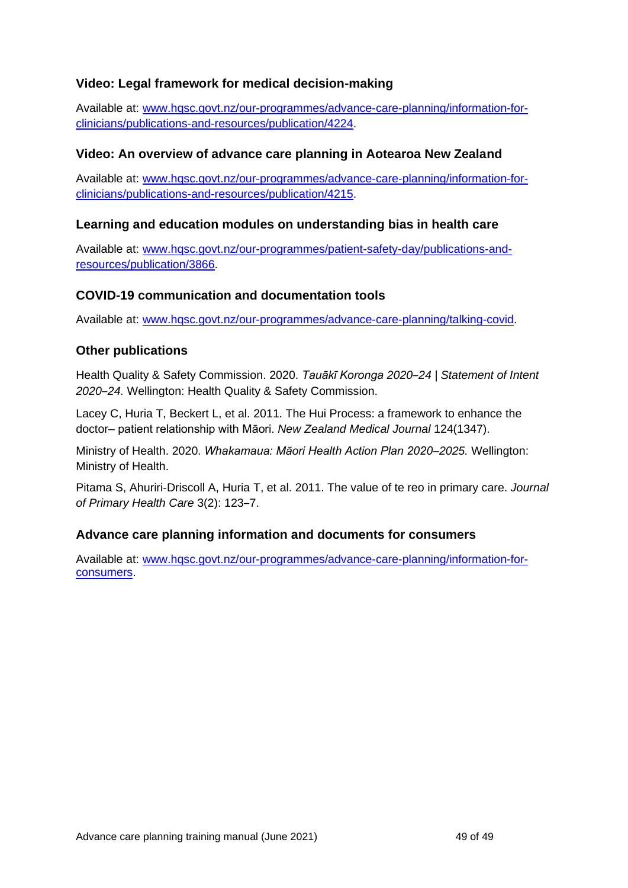### Video: Legal framework for medical decision-making

Available at: [www.hqsc.govt.nz/our-programmes/advance-care-planning/information-for-clinicians/publications-and-resources/publication/4224](http://www.hqsc.govt.nz/our-programmes/advance-care-planning/information-for-clinicians/publications-and-resources/publication/4224).

### Video: An overview of advance care planning in Aotearoa New Zealand

Available at: [www.hqsc.govt.nz/our-programmes/advance-care-planning/information-for-clinicians/publications-and-resources/publication/4215](http://www.hqsc.govt.nz/our-programmes/advance-care-planning/information-for-clinicians/publications-and-resources/publication/4215).

### Learning and education modules on understanding bias in health care

Available at: [www.hqsc.govt.nz/our-programmes/patient-safety-day/publications-and-resources/publication/3866](http://www.hqsc.govt.nz/our-programmes/patient-safety-day/publications-and-resources/publication/3866).

### COVID-19 communication and documentation tools

Available at: [www.hqsc.govt.nz/our-programmes/advance-care-planning/talking-covid](http://www.hqsc.govt.nz/our-programmes/advance-care-planning/talking-covid).

### Other publications

Health Quality & Safety Commission. 2020. *Tauākī Koronga 2020–24 | Statement of Intent 2020–24.* Wellington: Health Quality & Safety Commission.

Lacey C, Huria T, Beckert L, et al. 2011. The Hui Process: a framework to enhance the doctor– patient relationship with Māori. *New Zealand Medical Journal* 124(1347).

Ministry of Health. 2020. *Whakamaua: Māori Health Action Plan 2020–2025.* Wellington: Ministry of Health.

Pitama S, Ahuriri-Driscoll A, Huria T, et al. 2011. The value of te reo in primary care. *Journal of Primary Health Care* 3(2): 123–7.

### Advance care planning information and documents for consumers

Available at: [www.hqsc.govt.nz/our-programmes/advance-care-planning/information-for-consumers](http://www.hqsc.govt.nz/our-programmes/advance-care-planning/information-for-consumers).